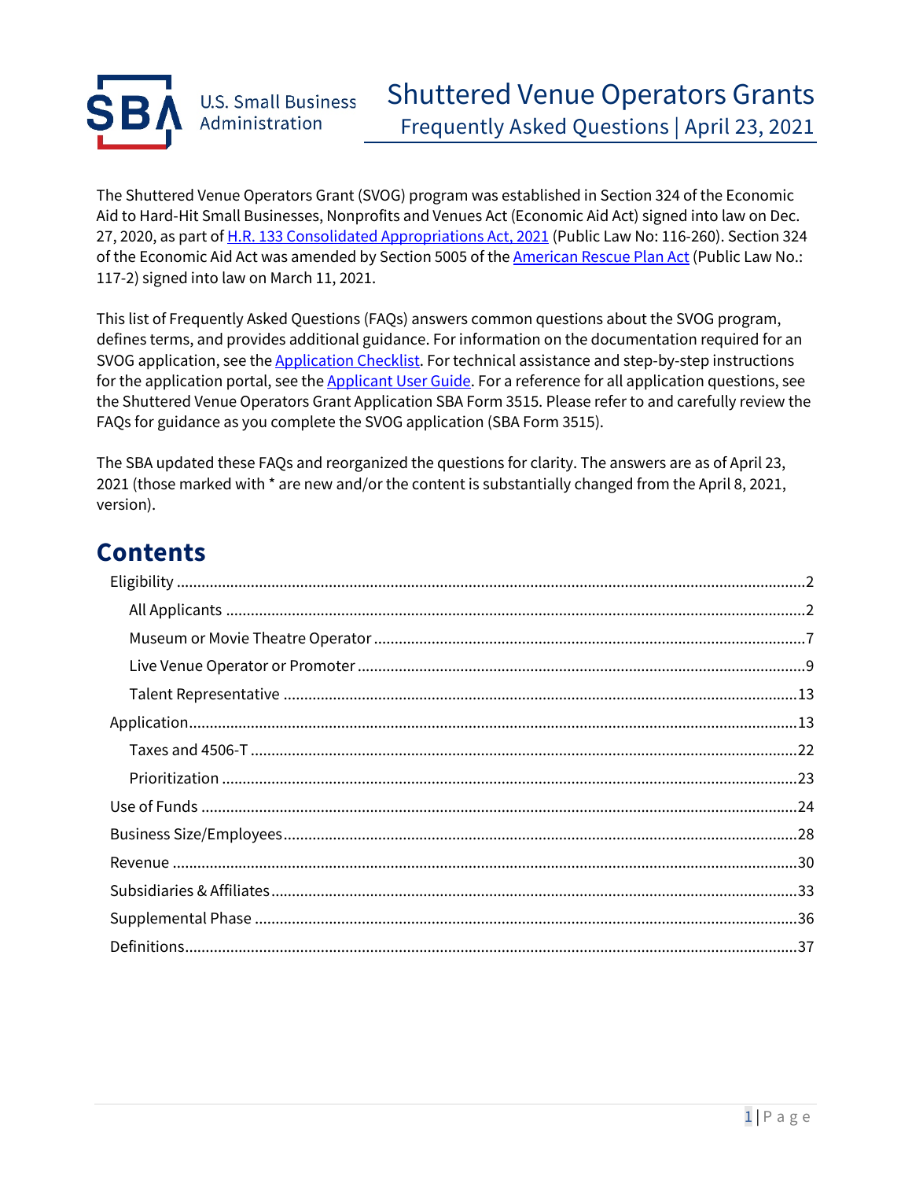U.S. Small Business Administration

# Shuttered Venue Operators Grants

## Frequently Asked Questions | April 23, 2021

The Shuttered Venue Operators Grant (SVOG) program was established in Section 324 of the Economic Aid to Hard-Hit Small Businesses, Nonprofits and Venues Act (Economic Aid Act) signed into law on Dec. 27, 2020, as part of H.R. 133 Consolidated Appropriations Act, 2021 (Public Law No: 116-260). Section 324 of the Economic Aid Act was amended by Section 5005 of the American Rescue Plan Act (Public Law No.: 117-2) signed into law on March 11, 2021.

This list of Frequently Asked Questions (FAQs) answers common questions about the SVOG program, defines terms, and provides additional guidance. For information on the documentation required for an SVOG application, see the Application Checklist. For technical assistance and step-by-step instructions for the application portal, see the Applicant User Guide. For a reference for all application questions, see the Shuttered Venue Operators Grant Application SBA Form 3515. Please refer to and carefully review the FAQs for guidance as you complete the SVOG application (SBA Form 3515).

The SBA updated these FAQs and reorganized the questions for clarity. The answers are as of April 23, 2021 (those marked with * are new and/or the content is substantially changed from the April 8, 2021, version).

## Contents

- Eligibility ....... 2
  - All Applicants ....... 2
  - Museum or Movie Theatre Operator ....... 7
  - Live Venue Operator or Promoter ....... 9
  - Talent Representative ....... 13
- Application ....... 13
  - Taxes and 4506-T ....... 22
  - Prioritization ....... 23
- Use of Funds ....... 24
- Business Size/Employees ....... 28
- Revenue ....... 30
- Subsidiaries & Affiliates ....... 33
- Supplemental Phase ....... 36
- Definitions ....... 37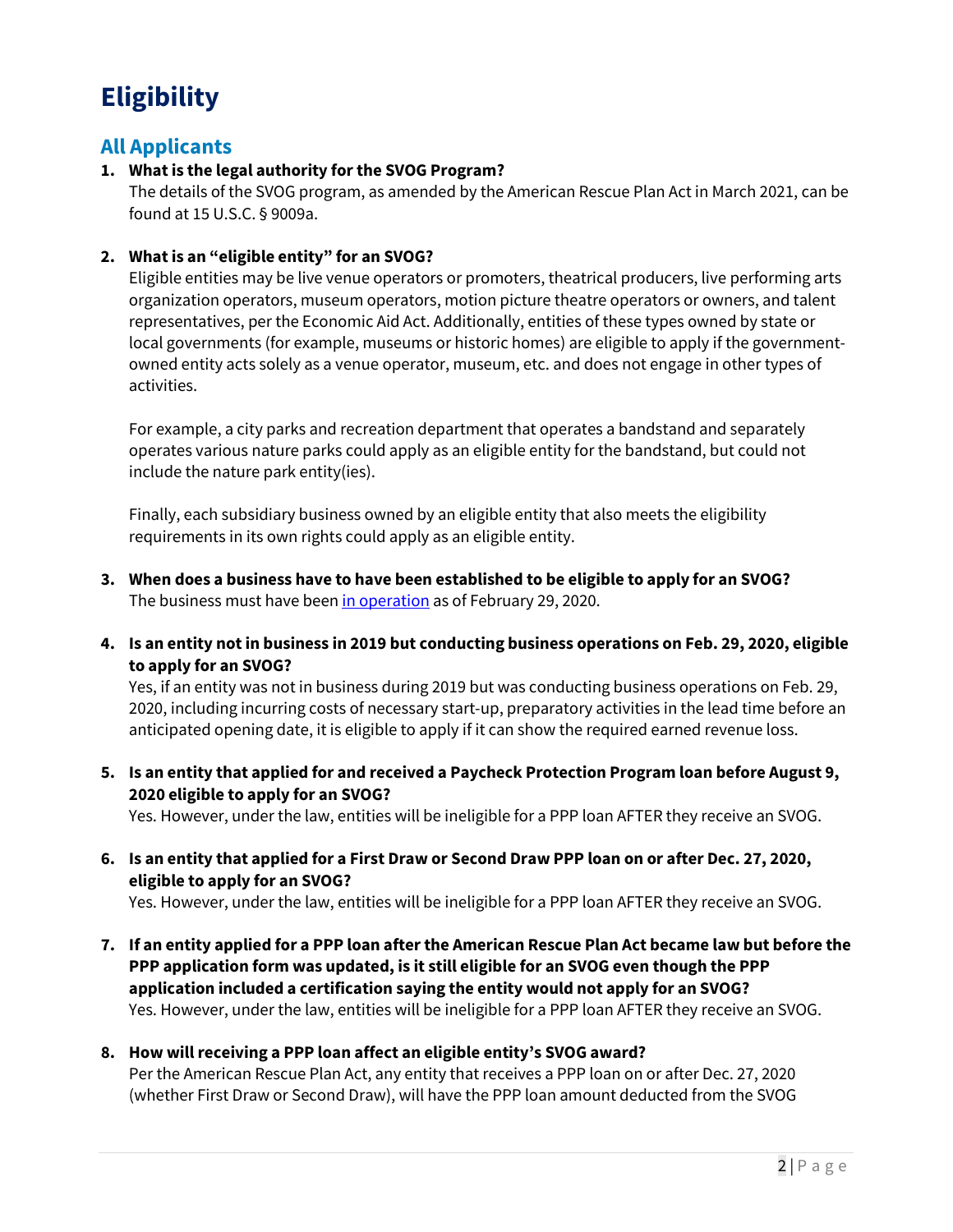# Eligibility

## All Applicants

1. **What is the legal authority for the SVOG Program?**
   The details of the SVOG program, as amended by the American Rescue Plan Act in March 2021, can be found at 15 U.S.C. § 9009a.

2. **What is an "eligible entity" for an SVOG?**
   Eligible entities may be live venue operators or promoters, theatrical producers, live performing arts organization operators, museum operators, motion picture theatre operators or owners, and talent representatives, per the Economic Aid Act. Additionally, entities of these types owned by state or local governments (for example, museums or historic homes) are eligible to apply if the government-owned entity acts solely as a venue operator, museum, etc. and does not engage in other types of activities.

   For example, a city parks and recreation department that operates a bandstand and separately operates various nature parks could apply as an eligible entity for the bandstand, but could not include the nature park entity(ies).

   Finally, each subsidiary business owned by an eligible entity that also meets the eligibility requirements in its own rights could apply as an eligible entity.

3. **When does a business have to have been established to be eligible to apply for an SVOG?**
   The business must have been in operation as of February 29, 2020.

4. **Is an entity not in business in 2019 but conducting business operations on Feb. 29, 2020, eligible to apply for an SVOG?**
   Yes, if an entity was not in business during 2019 but was conducting business operations on Feb. 29, 2020, including incurring costs of necessary start-up, preparatory activities in the lead time before an anticipated opening date, it is eligible to apply if it can show the required earned revenue loss.

5. **Is an entity that applied for and received a Paycheck Protection Program loan before August 9, 2020 eligible to apply for an SVOG?**
   Yes. However, under the law, entities will be ineligible for a PPP loan AFTER they receive an SVOG.

6. **Is an entity that applied for a First Draw or Second Draw PPP loan on or after Dec. 27, 2020, eligible to apply for an SVOG?**
   Yes. However, under the law, entities will be ineligible for a PPP loan AFTER they receive an SVOG.

7. **If an entity applied for a PPP loan after the American Rescue Plan Act became law but before the PPP application form was updated, is it still eligible for an SVOG even though the PPP application included a certification saying the entity would not apply for an SVOG?**
   Yes. However, under the law, entities will be ineligible for a PPP loan AFTER they receive an SVOG.

8. **How will receiving a PPP loan affect an eligible entity's SVOG award?**
   Per the American Rescue Plan Act, any entity that receives a PPP loan on or after Dec. 27, 2020 (whether First Draw or Second Draw), will have the PPP loan amount deducted from the SVOG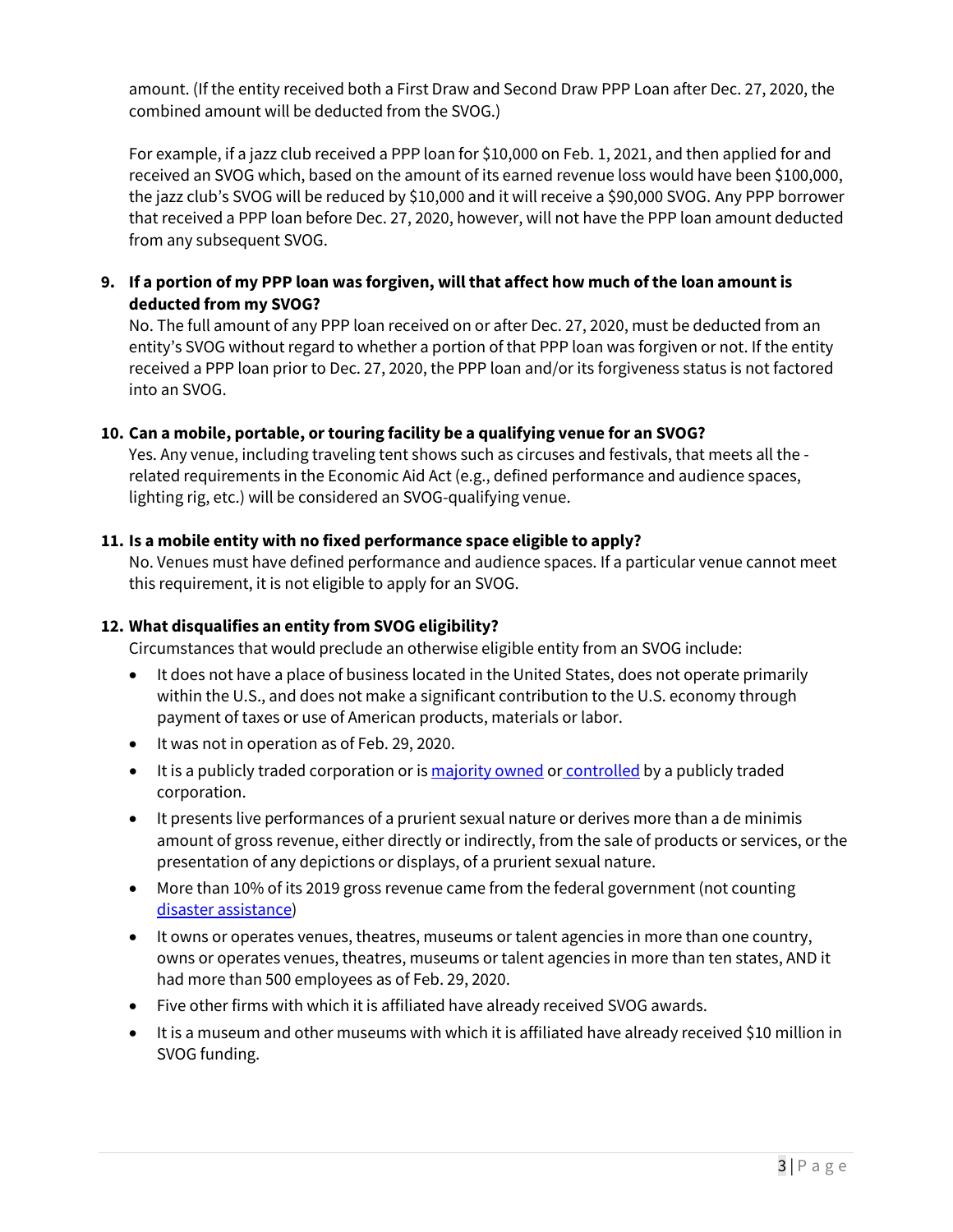amount. (If the entity received both a First Draw and Second Draw PPP Loan after Dec. 27, 2020, the combined amount will be deducted from the SVOG.)

For example, if a jazz club received a PPP loan for $10,000 on Feb. 1, 2021, and then applied for and received an SVOG which, based on the amount of its earned revenue loss would have been $100,000, the jazz club's SVOG will be reduced by $10,000 and it will receive a $90,000 SVOG. Any PPP borrower that received a PPP loan before Dec. 27, 2020, however, will not have the PPP loan amount deducted from any subsequent SVOG.

9. **If a portion of my PPP loan was forgiven, will that affect how much of the loan amount is deducted from my SVOG?**
   No. The full amount of any PPP loan received on or after Dec. 27, 2020, must be deducted from an entity's SVOG without regard to whether a portion of that PPP loan was forgiven or not. If the entity received a PPP loan prior to Dec. 27, 2020, the PPP loan and/or its forgiveness status is not factored into an SVOG.

10. **Can a mobile, portable, or touring facility be a qualifying venue for an SVOG?**
    Yes. Any venue, including traveling tent shows such as circuses and festivals, that meets all the -related requirements in the Economic Aid Act (e.g., defined performance and audience spaces, lighting rig, etc.) will be considered an SVOG-qualifying venue.

11. **Is a mobile entity with no fixed performance space eligible to apply?**
    No. Venues must have defined performance and audience spaces. If a particular venue cannot meet this requirement, it is not eligible to apply for an SVOG.

12. **What disqualifies an entity from SVOG eligibility?**
    Circumstances that would preclude an otherwise eligible entity from an SVOG include:
    - It does not have a place of business located in the United States, does not operate primarily within the U.S., and does not make a significant contribution to the U.S. economy through payment of taxes or use of American products, materials or labor.
    - It was not in operation as of Feb. 29, 2020.
    - It is a publicly traded corporation or is majority owned or controlled by a publicly traded corporation.
    - It presents live performances of a prurient sexual nature or derives more than a de minimis amount of gross revenue, either directly or indirectly, from the sale of products or services, or the presentation of any depictions or displays, of a prurient sexual nature.
    - More than 10% of its 2019 gross revenue came from the federal government (not counting disaster assistance)
    - It owns or operates venues, theatres, museums or talent agencies in more than one country, owns or operates venues, theatres, museums or talent agencies in more than ten states, AND it had more than 500 employees as of Feb. 29, 2020.
    - Five other firms with which it is affiliated have already received SVOG awards.
    - It is a museum and other museums with which it is affiliated have already received $10 million in SVOG funding.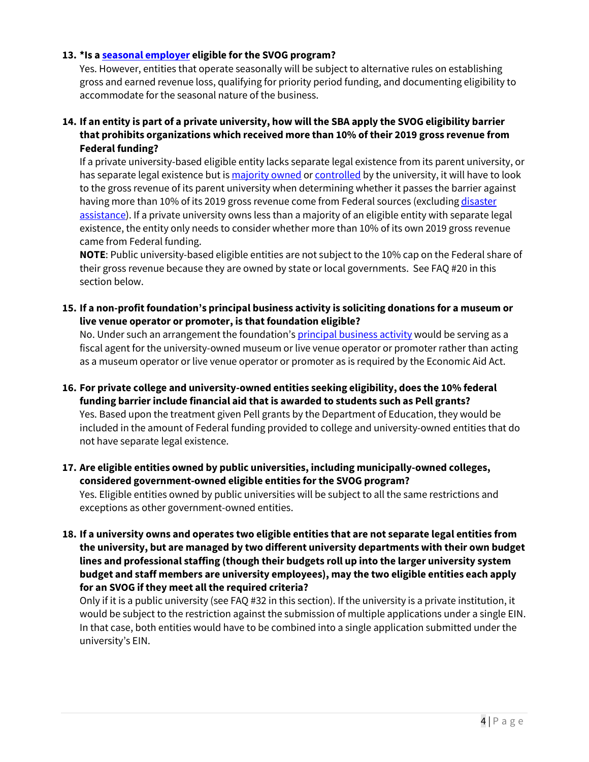13. **\*Is a [seasonal employer](#) eligible for the SVOG program?**
    Yes. However, entities that operate seasonally will be subject to alternative rules on establishing gross and earned revenue loss, qualifying for priority period funding, and documenting eligibility to accommodate for the seasonal nature of the business.

14. **If an entity is part of a private university, how will the SBA apply the SVOG eligibility barrier that prohibits organizations which received more than 10% of their 2019 gross revenue from Federal funding?**
    If a private university-based eligible entity lacks separate legal existence from its parent university, or has separate legal existence but is [majority owned](#) or [controlled](#) by the university, it will have to look to the gross revenue of its parent university when determining whether it passes the barrier against having more than 10% of its 2019 gross revenue come from Federal sources (excluding [disaster assistance](#)). If a private university owns less than a majority of an eligible entity with separate legal existence, the entity only needs to consider whether more than 10% of its own 2019 gross revenue came from Federal funding.
    **NOTE**: Public university-based eligible entities are not subject to the 10% cap on the Federal share of their gross revenue because they are owned by state or local governments. See FAQ #20 in this section below.

15. **If a non-profit foundation's principal business activity is soliciting donations for a museum or live venue operator or promoter, is that foundation eligible?**
    No. Under such an arrangement the foundation's [principal business activity](#) would be serving as a fiscal agent for the university-owned museum or live venue operator or promoter rather than acting as a museum operator or live venue operator or promoter as is required by the Economic Aid Act.

16. **For private college and university-owned entities seeking eligibility, does the 10% federal funding barrier include financial aid that is awarded to students such as Pell grants?**
    Yes. Based upon the treatment given Pell grants by the Department of Education, they would be included in the amount of Federal funding provided to college and university-owned entities that do not have separate legal existence.

17. **Are eligible entities owned by public universities, including municipally-owned colleges, considered government-owned eligible entities for the SVOG program?**
    Yes. Eligible entities owned by public universities will be subject to all the same restrictions and exceptions as other government-owned entities.

18. **If a university owns and operates two eligible entities that are not separate legal entities from the university, but are managed by two different university departments with their own budget lines and professional staffing (though their budgets roll up into the larger university system budget and staff members are university employees), may the two eligible entities each apply for an SVOG if they meet all the required criteria?**
    Only if it is a public university (see FAQ #32 in this section). If the university is a private institution, it would be subject to the restriction against the submission of multiple applications under a single EIN. In that case, both entities would have to be combined into a single application submitted under the university's EIN.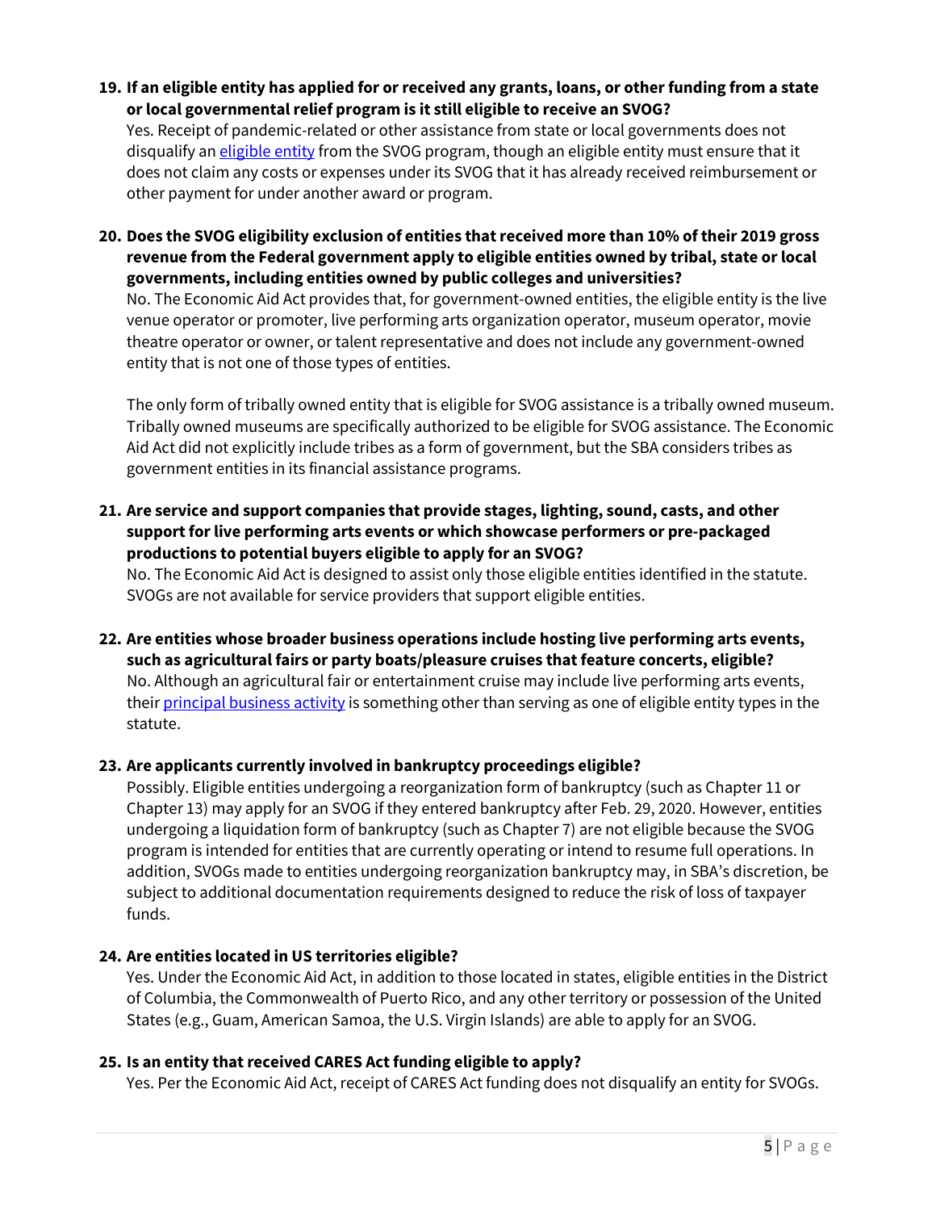19. **If an eligible entity has applied for or received any grants, loans, or other funding from a state or local governmental relief program is it still eligible to receive an SVOG?**
    Yes. Receipt of pandemic-related or other assistance from state or local governments does not disqualify an eligible entity from the SVOG program, though an eligible entity must ensure that it does not claim any costs or expenses under its SVOG that it has already received reimbursement or other payment for under another award or program.

20. **Does the SVOG eligibility exclusion of entities that received more than 10% of their 2019 gross revenue from the Federal government apply to eligible entities owned by tribal, state or local governments, including entities owned by public colleges and universities?**
    No. The Economic Aid Act provides that, for government-owned entities, the eligible entity is the live venue operator or promoter, live performing arts organization operator, museum operator, movie theatre operator or owner, or talent representative and does not include any government-owned entity that is not one of those types of entities.

    The only form of tribally owned entity that is eligible for SVOG assistance is a tribally owned museum. Tribally owned museums are specifically authorized to be eligible for SVOG assistance. The Economic Aid Act did not explicitly include tribes as a form of government, but the SBA considers tribes as government entities in its financial assistance programs.

21. **Are service and support companies that provide stages, lighting, sound, casts, and other support for live performing arts events or which showcase performers or pre-packaged productions to potential buyers eligible to apply for an SVOG?**
    No. The Economic Aid Act is designed to assist only those eligible entities identified in the statute. SVOGs are not available for service providers that support eligible entities.

22. **Are entities whose broader business operations include hosting live performing arts events, such as agricultural fairs or party boats/pleasure cruises that feature concerts, eligible?**
    No. Although an agricultural fair or entertainment cruise may include live performing arts events, their principal business activity is something other than serving as one of eligible entity types in the statute.

23. **Are applicants currently involved in bankruptcy proceedings eligible?**
    Possibly. Eligible entities undergoing a reorganization form of bankruptcy (such as Chapter 11 or Chapter 13) may apply for an SVOG if they entered bankruptcy after Feb. 29, 2020. However, entities undergoing a liquidation form of bankruptcy (such as Chapter 7) are not eligible because the SVOG program is intended for entities that are currently operating or intend to resume full operations. In addition, SVOGs made to entities undergoing reorganization bankruptcy may, in SBA's discretion, be subject to additional documentation requirements designed to reduce the risk of loss of taxpayer funds.

24. **Are entities located in US territories eligible?**
    Yes. Under the Economic Aid Act, in addition to those located in states, eligible entities in the District of Columbia, the Commonwealth of Puerto Rico, and any other territory or possession of the United States (e.g., Guam, American Samoa, the U.S. Virgin Islands) are able to apply for an SVOG.

25. **Is an entity that received CARES Act funding eligible to apply?**
    Yes. Per the Economic Aid Act, receipt of CARES Act funding does not disqualify an entity for SVOGs.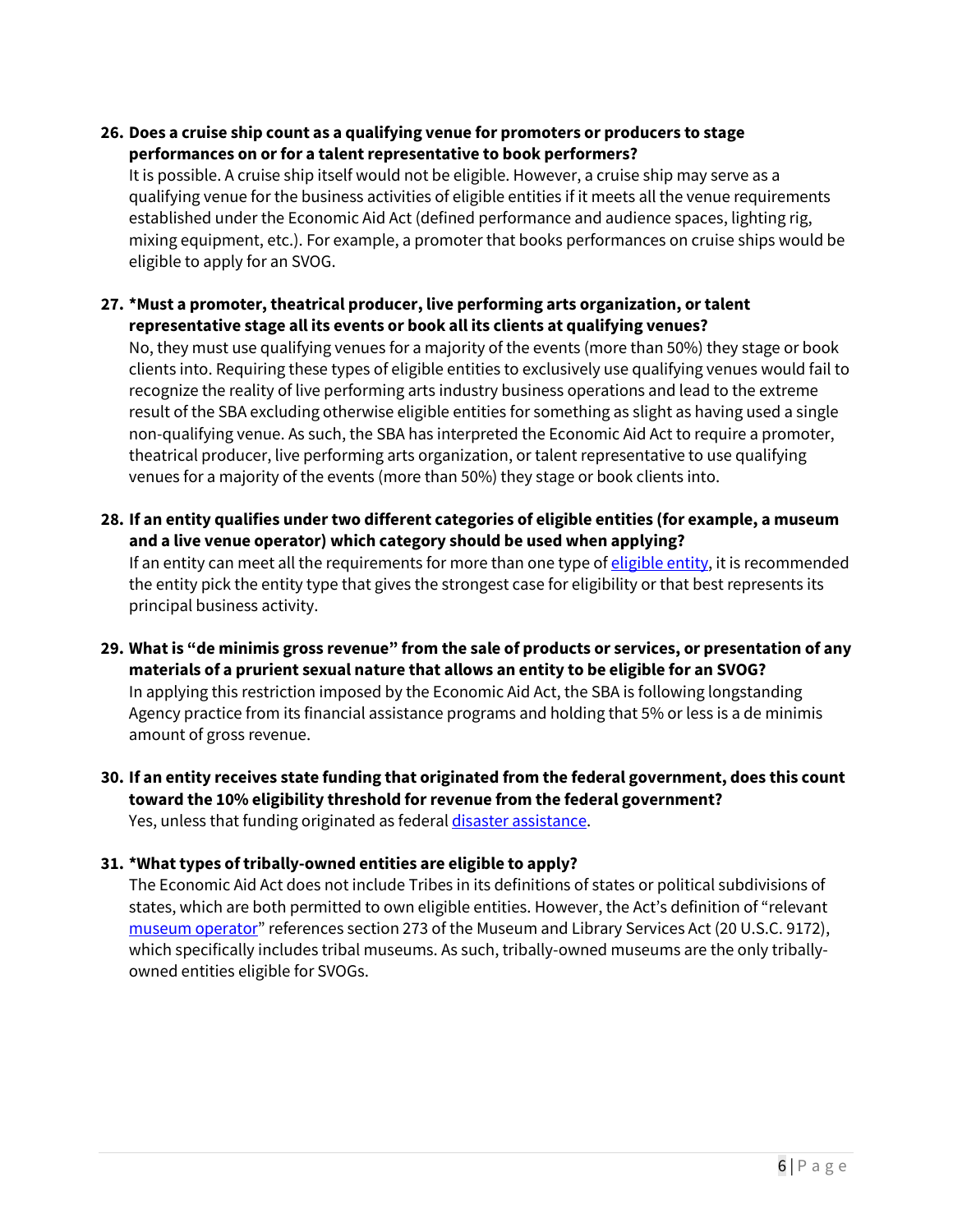26. **Does a cruise ship count as a qualifying venue for promoters or producers to stage performances on or for a talent representative to book performers?**
    It is possible. A cruise ship itself would not be eligible. However, a cruise ship may serve as a qualifying venue for the business activities of eligible entities if it meets all the venue requirements established under the Economic Aid Act (defined performance and audience spaces, lighting rig, mixing equipment, etc.). For example, a promoter that books performances on cruise ships would be eligible to apply for an SVOG.

27. ***Must a promoter, theatrical producer, live performing arts organization, or talent representative stage all its events or book all its clients at qualifying venues?**
    No, they must use qualifying venues for a majority of the events (more than 50%) they stage or book clients into. Requiring these types of eligible entities to exclusively use qualifying venues would fail to recognize the reality of live performing arts industry business operations and lead to the extreme result of the SBA excluding otherwise eligible entities for something as slight as having used a single non-qualifying venue. As such, the SBA has interpreted the Economic Aid Act to require a promoter, theatrical producer, live performing arts organization, or talent representative to use qualifying venues for a majority of the events (more than 50%) they stage or book clients into.

28. **If an entity qualifies under two different categories of eligible entities (for example, a museum and a live venue operator) which category should be used when applying?**
    If an entity can meet all the requirements for more than one type of [eligible entity](), it is recommended the entity pick the entity type that gives the strongest case for eligibility or that best represents its principal business activity.

29. **What is "de minimis gross revenue" from the sale of products or services, or presentation of any materials of a prurient sexual nature that allows an entity to be eligible for an SVOG?**
    In applying this restriction imposed by the Economic Aid Act, the SBA is following longstanding Agency practice from its financial assistance programs and holding that 5% or less is a de minimis amount of gross revenue.

30. **If an entity receives state funding that originated from the federal government, does this count toward the 10% eligibility threshold for revenue from the federal government?**
    Yes, unless that funding originated as federal [disaster assistance]().

31. ***What types of tribally-owned entities are eligible to apply?**
    The Economic Aid Act does not include Tribes in its definitions of states or political subdivisions of states, which are both permitted to own eligible entities. However, the Act's definition of "relevant [museum operator]()" references section 273 of the Museum and Library Services Act (20 U.S.C. 9172), which specifically includes tribal museums. As such, tribally-owned museums are the only tribally-owned entities eligible for SVOGs.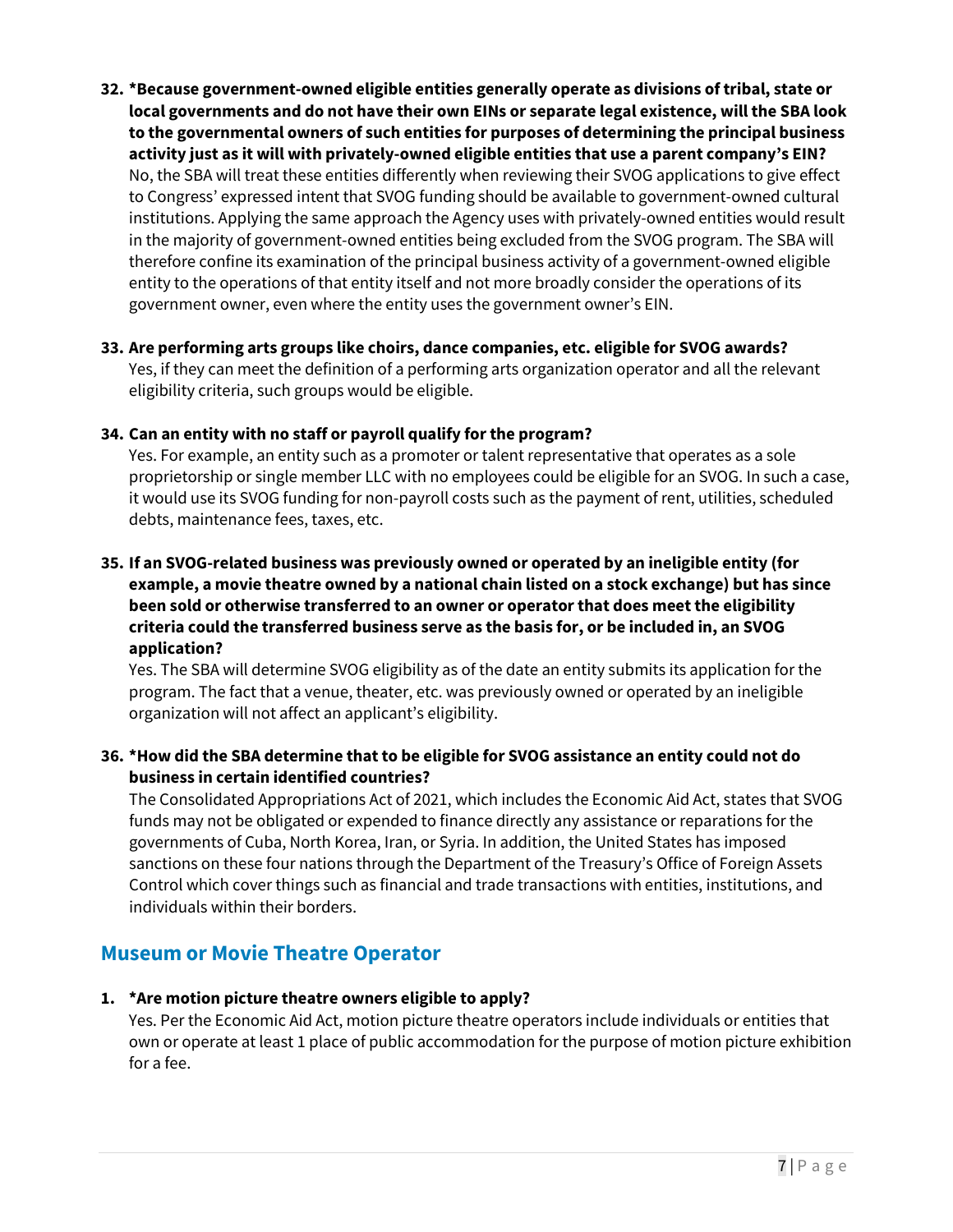32. **\*Because government-owned eligible entities generally operate as divisions of tribal, state or local governments and do not have their own EINs or separate legal existence, will the SBA look to the governmental owners of such entities for purposes of determining the principal business activity just as it will with privately-owned eligible entities that use a parent company's EIN?**
    No, the SBA will treat these entities differently when reviewing their SVOG applications to give effect to Congress' expressed intent that SVOG funding should be available to government-owned cultural institutions. Applying the same approach the Agency uses with privately-owned entities would result in the majority of government-owned entities being excluded from the SVOG program. The SBA will therefore confine its examination of the principal business activity of a government-owned eligible entity to the operations of that entity itself and not more broadly consider the operations of its government owner, even where the entity uses the government owner's EIN.

33. **Are performing arts groups like choirs, dance companies, etc. eligible for SVOG awards?**
    Yes, if they can meet the definition of a performing arts organization operator and all the relevant eligibility criteria, such groups would be eligible.

34. **Can an entity with no staff or payroll qualify for the program?**
    Yes. For example, an entity such as a promoter or talent representative that operates as a sole proprietorship or single member LLC with no employees could be eligible for an SVOG. In such a case, it would use its SVOG funding for non-payroll costs such as the payment of rent, utilities, scheduled debts, maintenance fees, taxes, etc.

35. **If an SVOG-related business was previously owned or operated by an ineligible entity (for example, a movie theatre owned by a national chain listed on a stock exchange) but has since been sold or otherwise transferred to an owner or operator that does meet the eligibility criteria could the transferred business serve as the basis for, or be included in, an SVOG application?**
    Yes. The SBA will determine SVOG eligibility as of the date an entity submits its application for the program. The fact that a venue, theater, etc. was previously owned or operated by an ineligible organization will not affect an applicant's eligibility.

36. **\*How did the SBA determine that to be eligible for SVOG assistance an entity could not do business in certain identified countries?**
    The Consolidated Appropriations Act of 2021, which includes the Economic Aid Act, states that SVOG funds may not be obligated or expended to finance directly any assistance or reparations for the governments of Cuba, North Korea, Iran, or Syria. In addition, the United States has imposed sanctions on these four nations through the Department of the Treasury's Office of Foreign Assets Control which cover things such as financial and trade transactions with entities, institutions, and individuals within their borders.

## Museum or Movie Theatre Operator

1. **\*Are motion picture theatre owners eligible to apply?**
   Yes. Per the Economic Aid Act, motion picture theatre operators include individuals or entities that own or operate at least 1 place of public accommodation for the purpose of motion picture exhibition for a fee.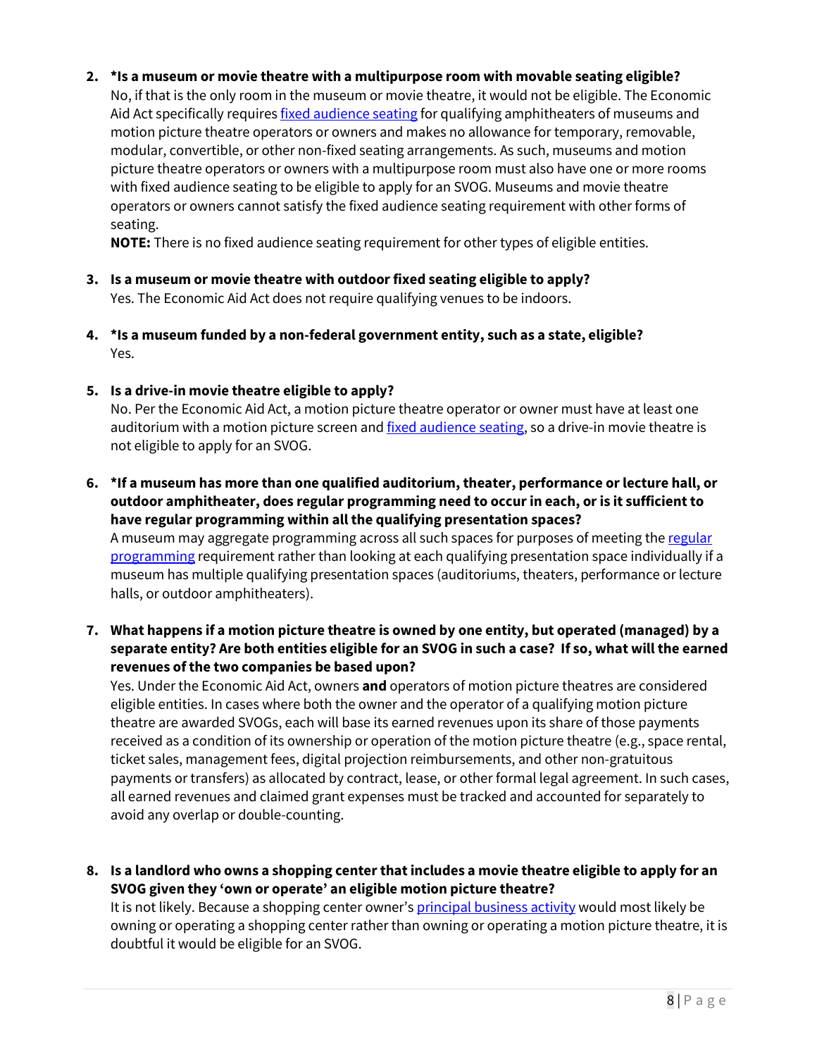2. **\*Is a museum or movie theatre with a multipurpose room with movable seating eligible?**
   No, if that is the only room in the museum or movie theatre, it would not be eligible. The Economic Aid Act specifically requires fixed audience seating for qualifying amphitheaters of museums and motion picture theatre operators or owners and makes no allowance for temporary, removable, modular, convertible, or other non-fixed seating arrangements. As such, museums and motion picture theatre operators or owners with a multipurpose room must also have one or more rooms with fixed audience seating to be eligible to apply for an SVOG. Museums and movie theatre operators or owners cannot satisfy the fixed audience seating requirement with other forms of seating.
   **NOTE:** There is no fixed audience seating requirement for other types of eligible entities.

3. **Is a museum or movie theatre with outdoor fixed seating eligible to apply?**
   Yes. The Economic Aid Act does not require qualifying venues to be indoors.

4. **\*Is a museum funded by a non-federal government entity, such as a state, eligible?**
   Yes.

5. **Is a drive-in movie theatre eligible to apply?**
   No. Per the Economic Aid Act, a motion picture theatre operator or owner must have at least one auditorium with a motion picture screen and fixed audience seating, so a drive-in movie theatre is not eligible to apply for an SVOG.

6. **\*If a museum has more than one qualified auditorium, theater, performance or lecture hall, or outdoor amphitheater, does regular programming need to occur in each, or is it sufficient to have regular programming within all the qualifying presentation spaces?**
   A museum may aggregate programming across all such spaces for purposes of meeting the regular programming requirement rather than looking at each qualifying presentation space individually if a museum has multiple qualifying presentation spaces (auditoriums, theaters, performance or lecture halls, or outdoor amphitheaters).

7. **What happens if a motion picture theatre is owned by one entity, but operated (managed) by a separate entity? Are both entities eligible for an SVOG in such a case? If so, what will the earned revenues of the two companies be based upon?**
   Yes. Under the Economic Aid Act, owners **and** operators of motion picture theatres are considered eligible entities. In cases where both the owner and the operator of a qualifying motion picture theatre are awarded SVOGs, each will base its earned revenues upon its share of those payments received as a condition of its ownership or operation of the motion picture theatre (e.g., space rental, ticket sales, management fees, digital projection reimbursements, and other non-gratuitous payments or transfers) as allocated by contract, lease, or other formal legal agreement. In such cases, all earned revenues and claimed grant expenses must be tracked and accounted for separately to avoid any overlap or double-counting.

8. **Is a landlord who owns a shopping center that includes a movie theatre eligible to apply for an SVOG given they 'own or operate' an eligible motion picture theatre?**
   It is not likely. Because a shopping center owner's principal business activity would most likely be owning or operating a shopping center rather than owning or operating a motion picture theatre, it is doubtful it would be eligible for an SVOG.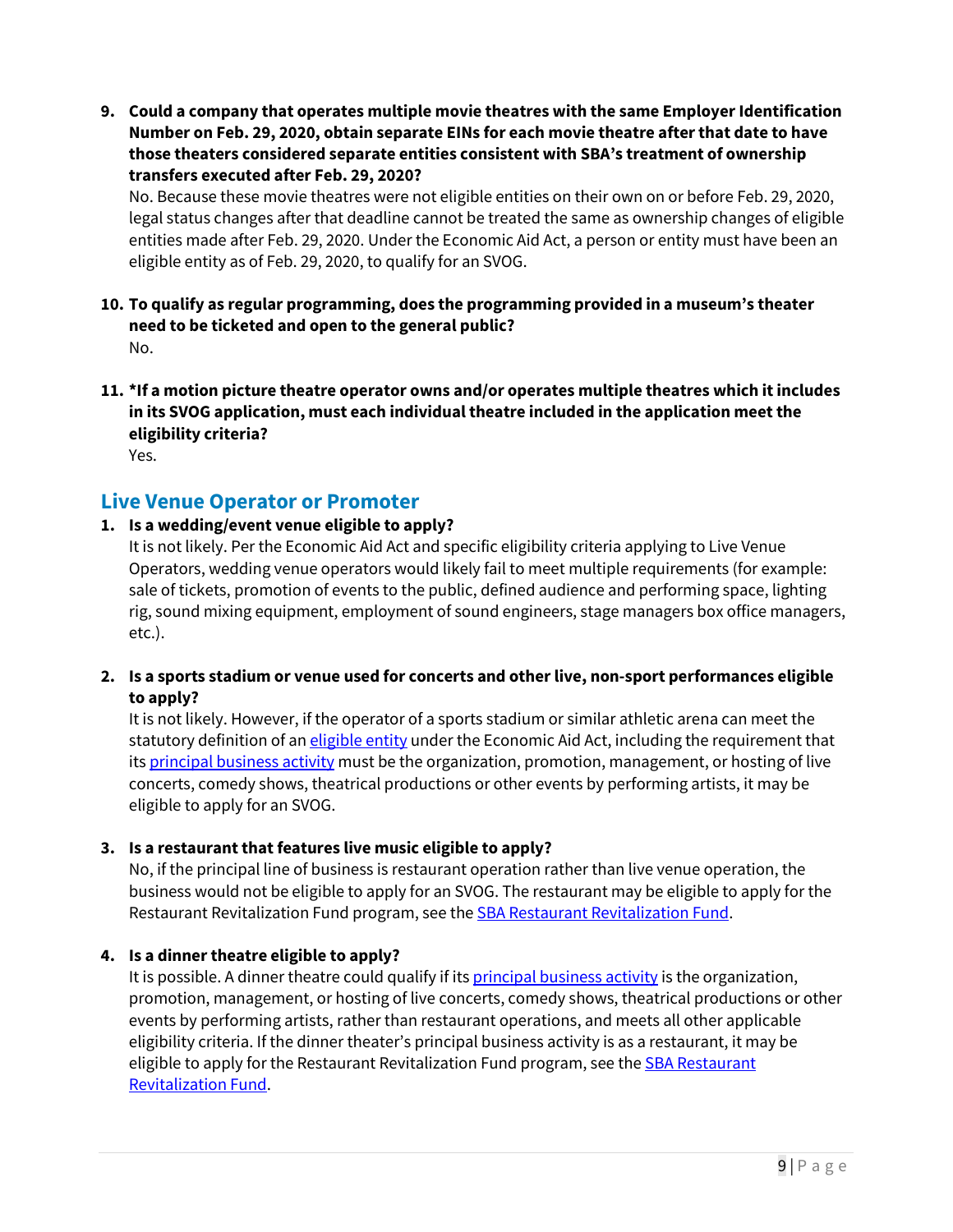9. **Could a company that operates multiple movie theatres with the same Employer Identification Number on Feb. 29, 2020, obtain separate EINs for each movie theatre after that date to have those theaters considered separate entities consistent with SBA's treatment of ownership transfers executed after Feb. 29, 2020?**
   No. Because these movie theatres were not eligible entities on their own on or before Feb. 29, 2020, legal status changes after that deadline cannot be treated the same as ownership changes of eligible entities made after Feb. 29, 2020. Under the Economic Aid Act, a person or entity must have been an eligible entity as of Feb. 29, 2020, to qualify for an SVOG.

10. **To qualify as regular programming, does the programming provided in a museum's theater need to be ticketed and open to the general public?**
    No.

11. ***If a motion picture theatre operator owns and/or operates multiple theatres which it includes in its SVOG application, must each individual theatre included in the application meet the eligibility criteria?**
    Yes.

## Live Venue Operator or Promoter

1. **Is a wedding/event venue eligible to apply?**
   It is not likely. Per the Economic Aid Act and specific eligibility criteria applying to Live Venue Operators, wedding venue operators would likely fail to meet multiple requirements (for example: sale of tickets, promotion of events to the public, defined audience and performing space, lighting rig, sound mixing equipment, employment of sound engineers, stage managers box office managers, etc.).

2. **Is a sports stadium or venue used for concerts and other live, non-sport performances eligible to apply?**
   It is not likely. However, if the operator of a sports stadium or similar athletic arena can meet the statutory definition of an eligible entity under the Economic Aid Act, including the requirement that its principal business activity must be the organization, promotion, management, or hosting of live concerts, comedy shows, theatrical productions or other events by performing artists, it may be eligible to apply for an SVOG.

3. **Is a restaurant that features live music eligible to apply?**
   No, if the principal line of business is restaurant operation rather than live venue operation, the business would not be eligible to apply for an SVOG. The restaurant may be eligible to apply for the Restaurant Revitalization Fund program, see the SBA Restaurant Revitalization Fund.

4. **Is a dinner theatre eligible to apply?**
   It is possible. A dinner theatre could qualify if its principal business activity is the organization, promotion, management, or hosting of live concerts, comedy shows, theatrical productions or other events by performing artists, rather than restaurant operations, and meets all other applicable eligibility criteria. If the dinner theater's principal business activity is as a restaurant, it may be eligible to apply for the Restaurant Revitalization Fund program, see the SBA Restaurant Revitalization Fund.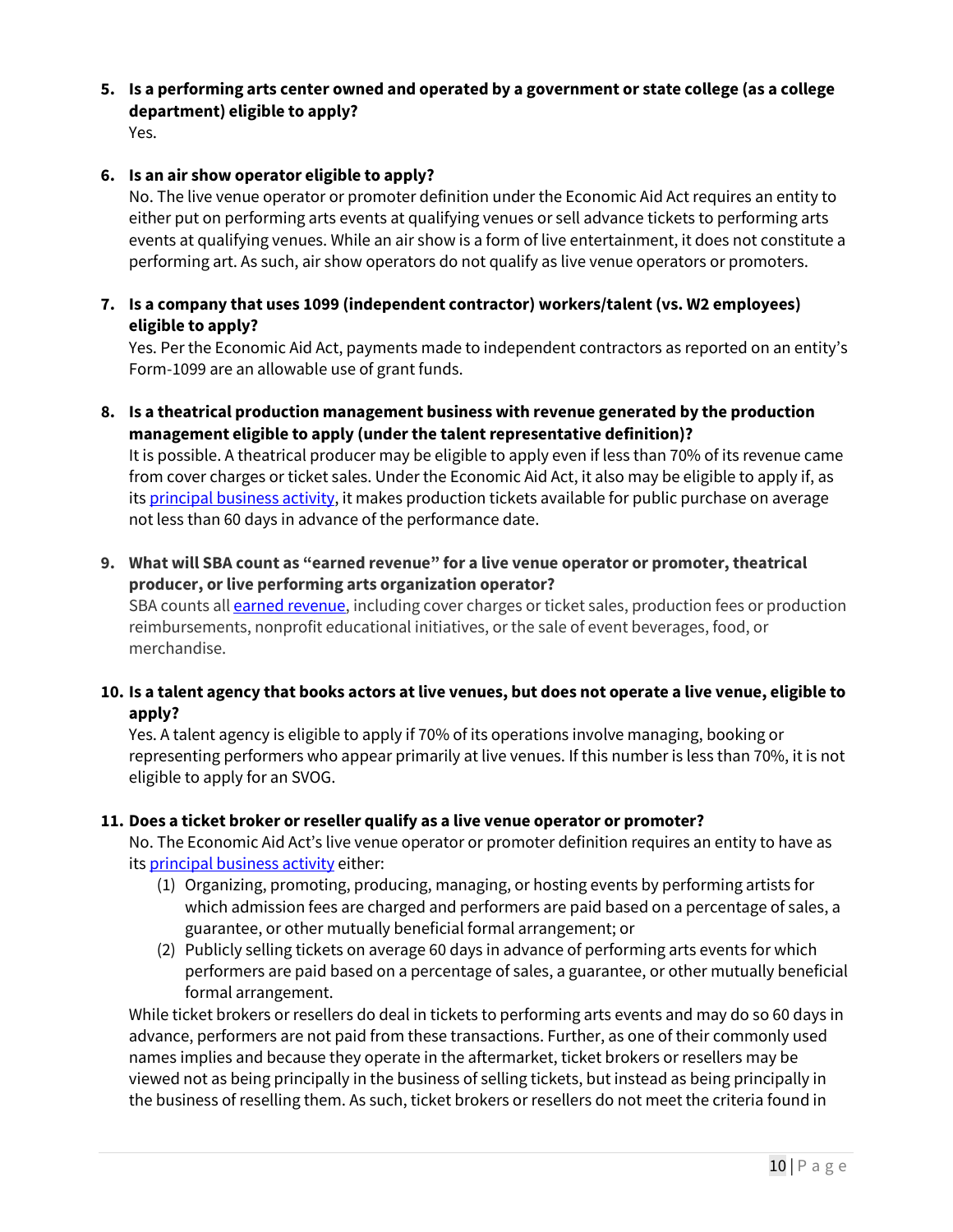5. **Is a performing arts center owned and operated by a government or state college (as a college department) eligible to apply?**
   Yes.

6. **Is an air show operator eligible to apply?**
   No. The live venue operator or promoter definition under the Economic Aid Act requires an entity to either put on performing arts events at qualifying venues or sell advance tickets to performing arts events at qualifying venues. While an air show is a form of live entertainment, it does not constitute a performing art. As such, air show operators do not qualify as live venue operators or promoters.

7. **Is a company that uses 1099 (independent contractor) workers/talent (vs. W2 employees) eligible to apply?**
   Yes. Per the Economic Aid Act, payments made to independent contractors as reported on an entity's Form-1099 are an allowable use of grant funds.

8. **Is a theatrical production management business with revenue generated by the production management eligible to apply (under the talent representative definition)?**
   It is possible. A theatrical producer may be eligible to apply even if less than 70% of its revenue came from cover charges or ticket sales. Under the Economic Aid Act, it also may be eligible to apply if, as its principal business activity, it makes production tickets available for public purchase on average not less than 60 days in advance of the performance date.

9. **What will SBA count as "earned revenue" for a live venue operator or promoter, theatrical producer, or live performing arts organization operator?**
   SBA counts all earned revenue, including cover charges or ticket sales, production fees or production reimbursements, nonprofit educational initiatives, or the sale of event beverages, food, or merchandise.

10. **Is a talent agency that books actors at live venues, but does not operate a live venue, eligible to apply?**
    Yes. A talent agency is eligible to apply if 70% of its operations involve managing, booking or representing performers who appear primarily at live venues. If this number is less than 70%, it is not eligible to apply for an SVOG.

11. **Does a ticket broker or reseller qualify as a live venue operator or promoter?**
    No. The Economic Aid Act's live venue operator or promoter definition requires an entity to have as its principal business activity either:
    (1) Organizing, promoting, producing, managing, or hosting events by performing artists for which admission fees are charged and performers are paid based on a percentage of sales, a guarantee, or other mutually beneficial formal arrangement; or
    (2) Publicly selling tickets on average 60 days in advance of performing arts events for which performers are paid based on a percentage of sales, a guarantee, or other mutually beneficial formal arrangement.

    While ticket brokers or resellers do deal in tickets to performing arts events and may do so 60 days in advance, performers are not paid from these transactions. Further, as one of their commonly used names implies and because they operate in the aftermarket, ticket brokers or resellers may be viewed not as being principally in the business of selling tickets, but instead as being principally in the business of reselling them. As such, ticket brokers or resellers do not meet the criteria found in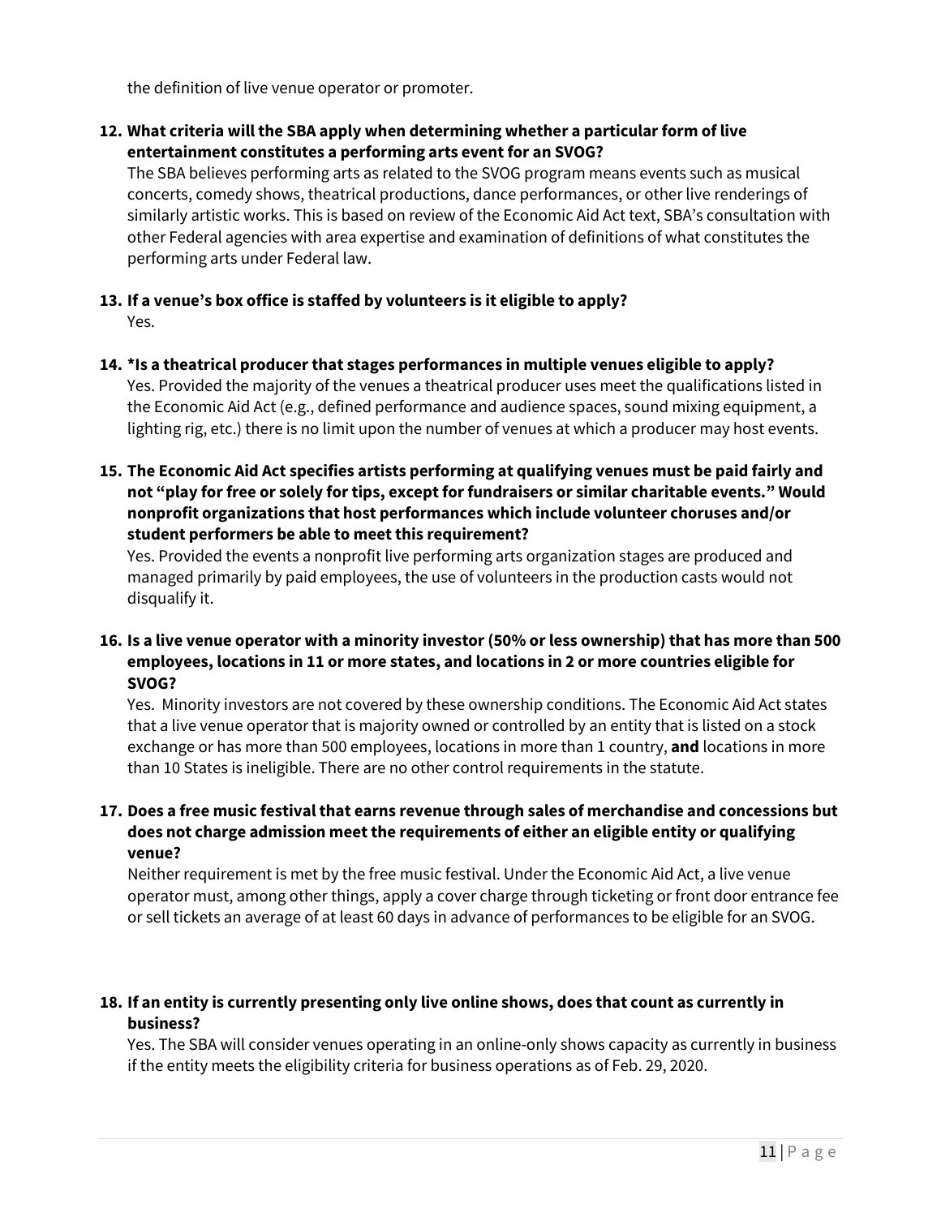the definition of live venue operator or promoter.

12. **What criteria will the SBA apply when determining whether a particular form of live entertainment constitutes a performing arts event for an SVOG?**
    The SBA believes performing arts as related to the SVOG program means events such as musical concerts, comedy shows, theatrical productions, dance performances, or other live renderings of similarly artistic works. This is based on review of the Economic Aid Act text, SBA's consultation with other Federal agencies with area expertise and examination of definitions of what constitutes the performing arts under Federal law.

13. **If a venue's box office is staffed by volunteers is it eligible to apply?**
    Yes.

14. **\*Is a theatrical producer that stages performances in multiple venues eligible to apply?**
    Yes. Provided the majority of the venues a theatrical producer uses meet the qualifications listed in the Economic Aid Act (e.g., defined performance and audience spaces, sound mixing equipment, a lighting rig, etc.) there is no limit upon the number of venues at which a producer may host events.

15. **The Economic Aid Act specifies artists performing at qualifying venues must be paid fairly and not "play for free or solely for tips, except for fundraisers or similar charitable events." Would nonprofit organizations that host performances which include volunteer choruses and/or student performers be able to meet this requirement?**
    Yes. Provided the events a nonprofit live performing arts organization stages are produced and managed primarily by paid employees, the use of volunteers in the production casts would not disqualify it.

16. **Is a live venue operator with a minority investor (50% or less ownership) that has more than 500 employees, locations in 11 or more states, and locations in 2 or more countries eligible for SVOG?**
    Yes. Minority investors are not covered by these ownership conditions. The Economic Aid Act states that a live venue operator that is majority owned or controlled by an entity that is listed on a stock exchange or has more than 500 employees, locations in more than 1 country, **and** locations in more than 10 States is ineligible. There are no other control requirements in the statute.

17. **Does a free music festival that earns revenue through sales of merchandise and concessions but does not charge admission meet the requirements of either an eligible entity or qualifying venue?**
    Neither requirement is met by the free music festival. Under the Economic Aid Act, a live venue operator must, among other things, apply a cover charge through ticketing or front door entrance fee or sell tickets an average of at least 60 days in advance of performances to be eligible for an SVOG.

18. **If an entity is currently presenting only live online shows, does that count as currently in business?**
    Yes. The SBA will consider venues operating in an online-only shows capacity as currently in business if the entity meets the eligibility criteria for business operations as of Feb. 29, 2020.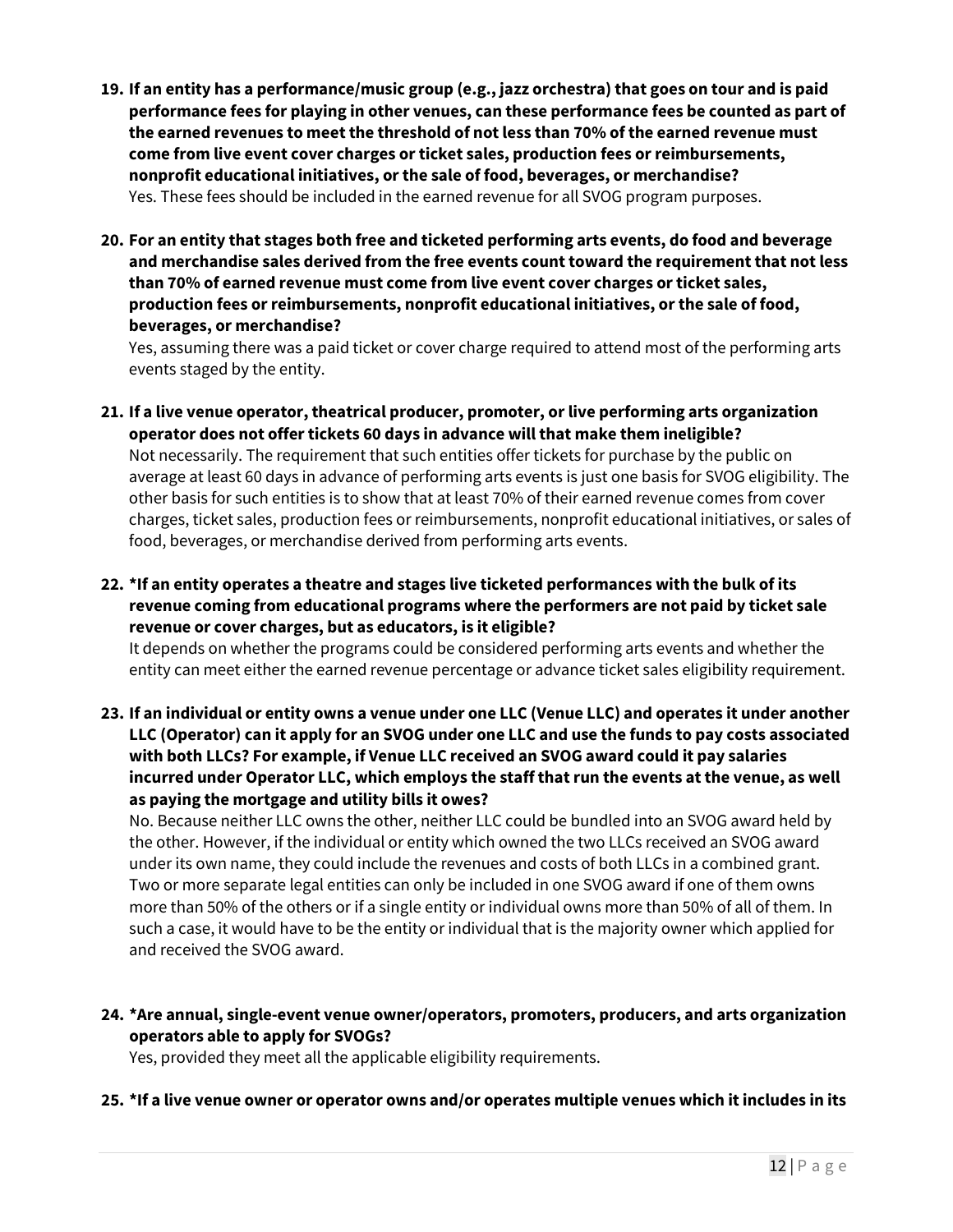19. **If an entity has a performance/music group (e.g., jazz orchestra) that goes on tour and is paid performance fees for playing in other venues, can these performance fees be counted as part of the earned revenues to meet the threshold of not less than 70% of the earned revenue must come from live event cover charges or ticket sales, production fees or reimbursements, nonprofit educational initiatives, or the sale of food, beverages, or merchandise?**
    Yes. These fees should be included in the earned revenue for all SVOG program purposes.

20. **For an entity that stages both free and ticketed performing arts events, do food and beverage and merchandise sales derived from the free events count toward the requirement that not less than 70% of earned revenue must come from live event cover charges or ticket sales, production fees or reimbursements, nonprofit educational initiatives, or the sale of food, beverages, or merchandise?**
    Yes, assuming there was a paid ticket or cover charge required to attend most of the performing arts events staged by the entity.

21. **If a live venue operator, theatrical producer, promoter, or live performing arts organization operator does not offer tickets 60 days in advance will that make them ineligible?**
    Not necessarily. The requirement that such entities offer tickets for purchase by the public on average at least 60 days in advance of performing arts events is just one basis for SVOG eligibility. The other basis for such entities is to show that at least 70% of their earned revenue comes from cover charges, ticket sales, production fees or reimbursements, nonprofit educational initiatives, or sales of food, beverages, or merchandise derived from performing arts events.

22. ***If an entity operates a theatre and stages live ticketed performances with the bulk of its revenue coming from educational programs where the performers are not paid by ticket sale revenue or cover charges, but as educators, is it eligible?**
    It depends on whether the programs could be considered performing arts events and whether the entity can meet either the earned revenue percentage or advance ticket sales eligibility requirement.

23. **If an individual or entity owns a venue under one LLC (Venue LLC) and operates it under another LLC (Operator) can it apply for an SVOG under one LLC and use the funds to pay costs associated with both LLCs? For example, if Venue LLC received an SVOG award could it pay salaries incurred under Operator LLC, which employs the staff that run the events at the venue, as well as paying the mortgage and utility bills it owes?**
    No. Because neither LLC owns the other, neither LLC could be bundled into an SVOG award held by the other. However, if the individual or entity which owned the two LLCs received an SVOG award under its own name, they could include the revenues and costs of both LLCs in a combined grant. Two or more separate legal entities can only be included in one SVOG award if one of them owns more than 50% of the others or if a single entity or individual owns more than 50% of all of them. In such a case, it would have to be the entity or individual that is the majority owner which applied for and received the SVOG award.

24. ***Are annual, single-event venue owner/operators, promoters, producers, and arts organization operators able to apply for SVOGs?**
    Yes, provided they meet all the applicable eligibility requirements.

25. ***If a live venue owner or operator owns and/or operates multiple venues which it includes in its**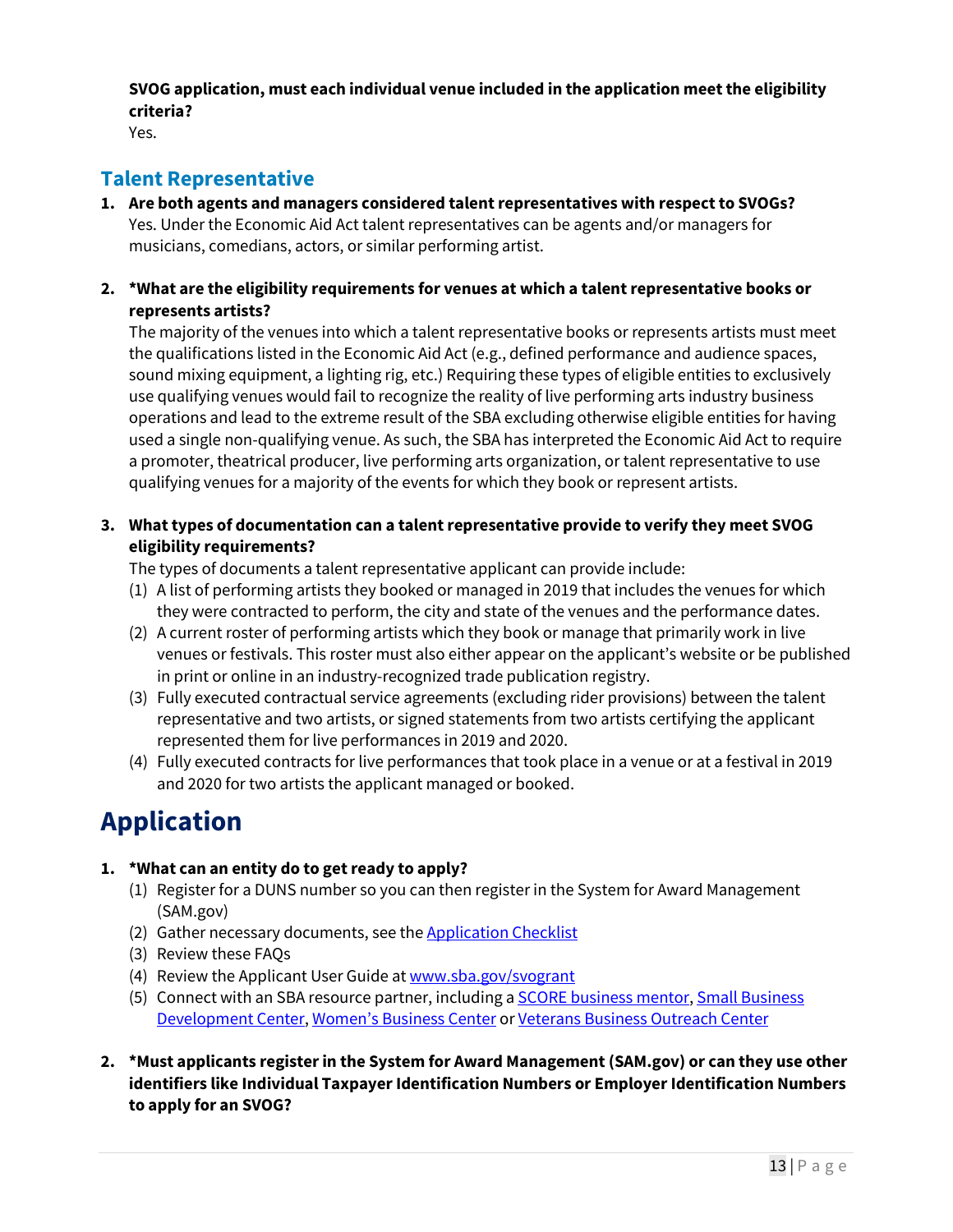**SVOG application, must each individual venue included in the application meet the eligibility criteria?**

Yes.

## Talent Representative

1. **Are both agents and managers considered talent representatives with respect to SVOGs?**
   Yes. Under the Economic Aid Act talent representatives can be agents and/or managers for musicians, comedians, actors, or similar performing artist.

2. ***What are the eligibility requirements for venues at which a talent representative books or represents artists?**
   The majority of the venues into which a talent representative books or represents artists must meet the qualifications listed in the Economic Aid Act (e.g., defined performance and audience spaces, sound mixing equipment, a lighting rig, etc.) Requiring these types of eligible entities to exclusively use qualifying venues would fail to recognize the reality of live performing arts industry business operations and lead to the extreme result of the SBA excluding otherwise eligible entities for having used a single non-qualifying venue. As such, the SBA has interpreted the Economic Aid Act to require a promoter, theatrical producer, live performing arts organization, or talent representative to use qualifying venues for a majority of the events for which they book or represent artists.

3. **What types of documentation can a talent representative provide to verify they meet SVOG eligibility requirements?**
   The types of documents a talent representative applicant can provide include:
   (1) A list of performing artists they booked or managed in 2019 that includes the venues for which they were contracted to perform, the city and state of the venues and the performance dates.
   (2) A current roster of performing artists which they book or manage that primarily work in live venues or festivals. This roster must also either appear on the applicant's website or be published in print or online in an industry-recognized trade publication registry.
   (3) Fully executed contractual service agreements (excluding rider provisions) between the talent representative and two artists, or signed statements from two artists certifying the applicant represented them for live performances in 2019 and 2020.
   (4) Fully executed contracts for live performances that took place in a venue or at a festival in 2019 and 2020 for two artists the applicant managed or booked.

# Application

1. ***What can an entity do to get ready to apply?**
   (1) Register for a DUNS number so you can then register in the System for Award Management (SAM.gov)
   (2) Gather necessary documents, see the Application Checklist
   (3) Review these FAQs
   (4) Review the Applicant User Guide at www.sba.gov/svogrant
   (5) Connect with an SBA resource partner, including a SCORE business mentor, Small Business Development Center, Women's Business Center or Veterans Business Outreach Center

2. ***Must applicants register in the System for Award Management (SAM.gov) or can they use other identifiers like Individual Taxpayer Identification Numbers or Employer Identification Numbers to apply for an SVOG?**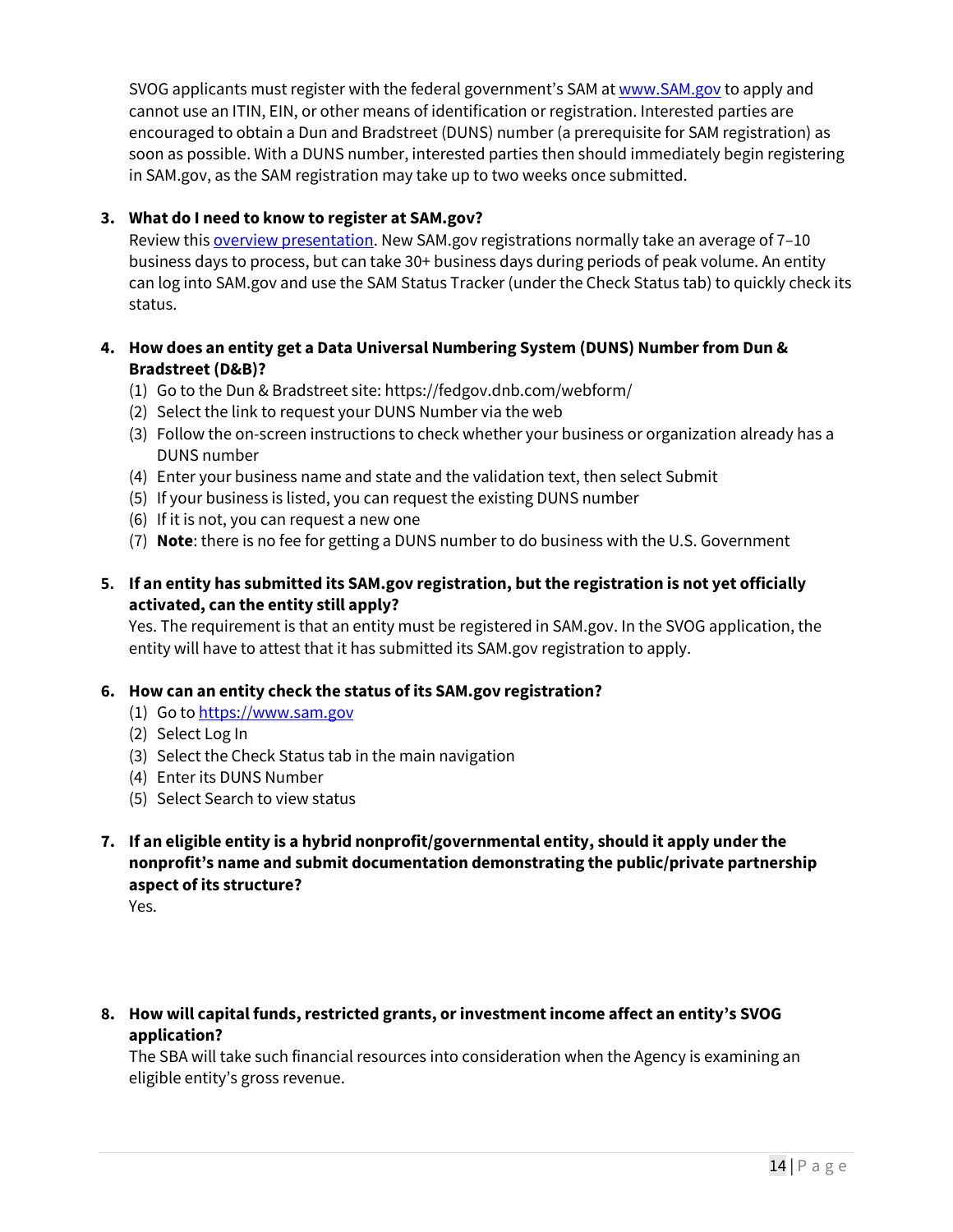SVOG applicants must register with the federal government's SAM at [www.SAM.gov](http://www.SAM.gov) to apply and cannot use an ITIN, EIN, or other means of identification or registration. Interested parties are encouraged to obtain a Dun and Bradstreet (DUNS) number (a prerequisite for SAM registration) as soon as possible. With a DUNS number, interested parties then should immediately begin registering in SAM.gov, as the SAM registration may take up to two weeks once submitted.

3. **What do I need to know to register at SAM.gov?**
   Review this overview presentation. New SAM.gov registrations normally take an average of 7–10 business days to process, but can take 30+ business days during periods of peak volume. An entity can log into SAM.gov and use the SAM Status Tracker (under the Check Status tab) to quickly check its status.

4. **How does an entity get a Data Universal Numbering System (DUNS) Number from Dun & Bradstreet (D&B)?**
   (1) Go to the Dun & Bradstreet site: https://fedgov.dnb.com/webform/
   (2) Select the link to request your DUNS Number via the web
   (3) Follow the on-screen instructions to check whether your business or organization already has a DUNS number
   (4) Enter your business name and state and the validation text, then select Submit
   (5) If your business is listed, you can request the existing DUNS number
   (6) If it is not, you can request a new one
   (7) **Note**: there is no fee for getting a DUNS number to do business with the U.S. Government

5. **If an entity has submitted its SAM.gov registration, but the registration is not yet officially activated, can the entity still apply?**
   Yes. The requirement is that an entity must be registered in SAM.gov. In the SVOG application, the entity will have to attest that it has submitted its SAM.gov registration to apply.

6. **How can an entity check the status of its SAM.gov registration?**
   (1) Go to https://www.sam.gov
   (2) Select Log In
   (3) Select the Check Status tab in the main navigation
   (4) Enter its DUNS Number
   (5) Select Search to view status

7. **If an eligible entity is a hybrid nonprofit/governmental entity, should it apply under the nonprofit's name and submit documentation demonstrating the public/private partnership aspect of its structure?**
   Yes.

8. **How will capital funds, restricted grants, or investment income affect an entity's SVOG application?**
   The SBA will take such financial resources into consideration when the Agency is examining an eligible entity's gross revenue.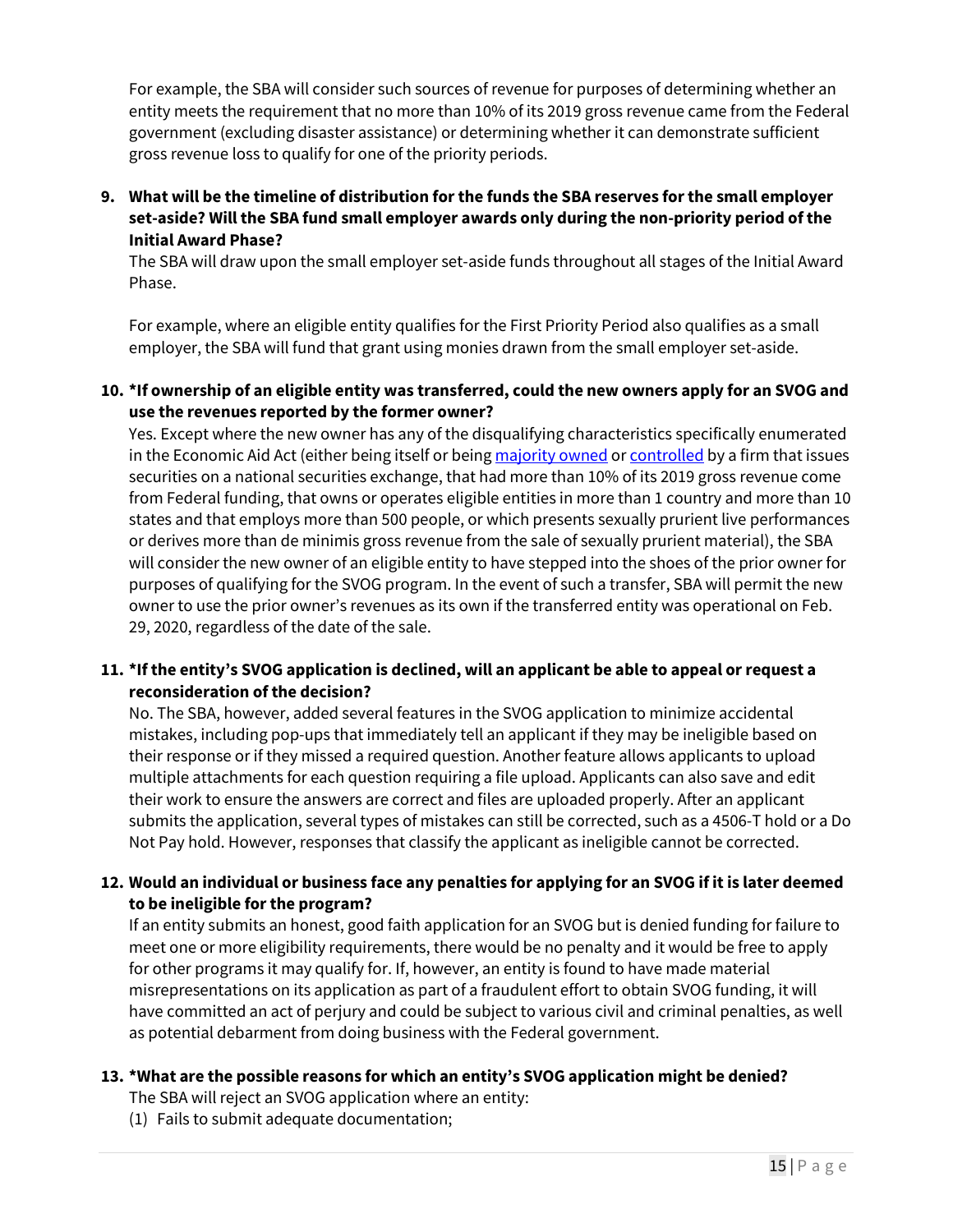For example, the SBA will consider such sources of revenue for purposes of determining whether an entity meets the requirement that no more than 10% of its 2019 gross revenue came from the Federal government (excluding disaster assistance) or determining whether it can demonstrate sufficient gross revenue loss to qualify for one of the priority periods.

9. **What will be the timeline of distribution for the funds the SBA reserves for the small employer set-aside? Will the SBA fund small employer awards only during the non-priority period of the Initial Award Phase?**

   The SBA will draw upon the small employer set-aside funds throughout all stages of the Initial Award Phase.

   For example, where an eligible entity qualifies for the First Priority Period also qualifies as a small employer, the SBA will fund that grant using monies drawn from the small employer set-aside.

10. **\*If ownership of an eligible entity was transferred, could the new owners apply for an SVOG and use the revenues reported by the former owner?**

    Yes. Except where the new owner has any of the disqualifying characteristics specifically enumerated in the Economic Aid Act (either being itself or being majority owned or controlled by a firm that issues securities on a national securities exchange, that had more than 10% of its 2019 gross revenue come from Federal funding, that owns or operates eligible entities in more than 1 country and more than 10 states and that employs more than 500 people, or which presents sexually prurient live performances or derives more than de minimis gross revenue from the sale of sexually prurient material), the SBA will consider the new owner of an eligible entity to have stepped into the shoes of the prior owner for purposes of qualifying for the SVOG program. In the event of such a transfer, SBA will permit the new owner to use the prior owner's revenues as its own if the transferred entity was operational on Feb. 29, 2020, regardless of the date of the sale.

11. **\*If the entity's SVOG application is declined, will an applicant be able to appeal or request a reconsideration of the decision?**

    No. The SBA, however, added several features in the SVOG application to minimize accidental mistakes, including pop-ups that immediately tell an applicant if they may be ineligible based on their response or if they missed a required question. Another feature allows applicants to upload multiple attachments for each question requiring a file upload. Applicants can also save and edit their work to ensure the answers are correct and files are uploaded properly. After an applicant submits the application, several types of mistakes can still be corrected, such as a 4506-T hold or a Do Not Pay hold. However, responses that classify the applicant as ineligible cannot be corrected.

12. **Would an individual or business face any penalties for applying for an SVOG if it is later deemed to be ineligible for the program?**

    If an entity submits an honest, good faith application for an SVOG but is denied funding for failure to meet one or more eligibility requirements, there would be no penalty and it would be free to apply for other programs it may qualify for. If, however, an entity is found to have made material misrepresentations on its application as part of a fraudulent effort to obtain SVOG funding, it will have committed an act of perjury and could be subject to various civil and criminal penalties, as well as potential debarment from doing business with the Federal government.

13. **\*What are the possible reasons for which an entity's SVOG application might be denied?**

    The SBA will reject an SVOG application where an entity:

    (1) Fails to submit adequate documentation;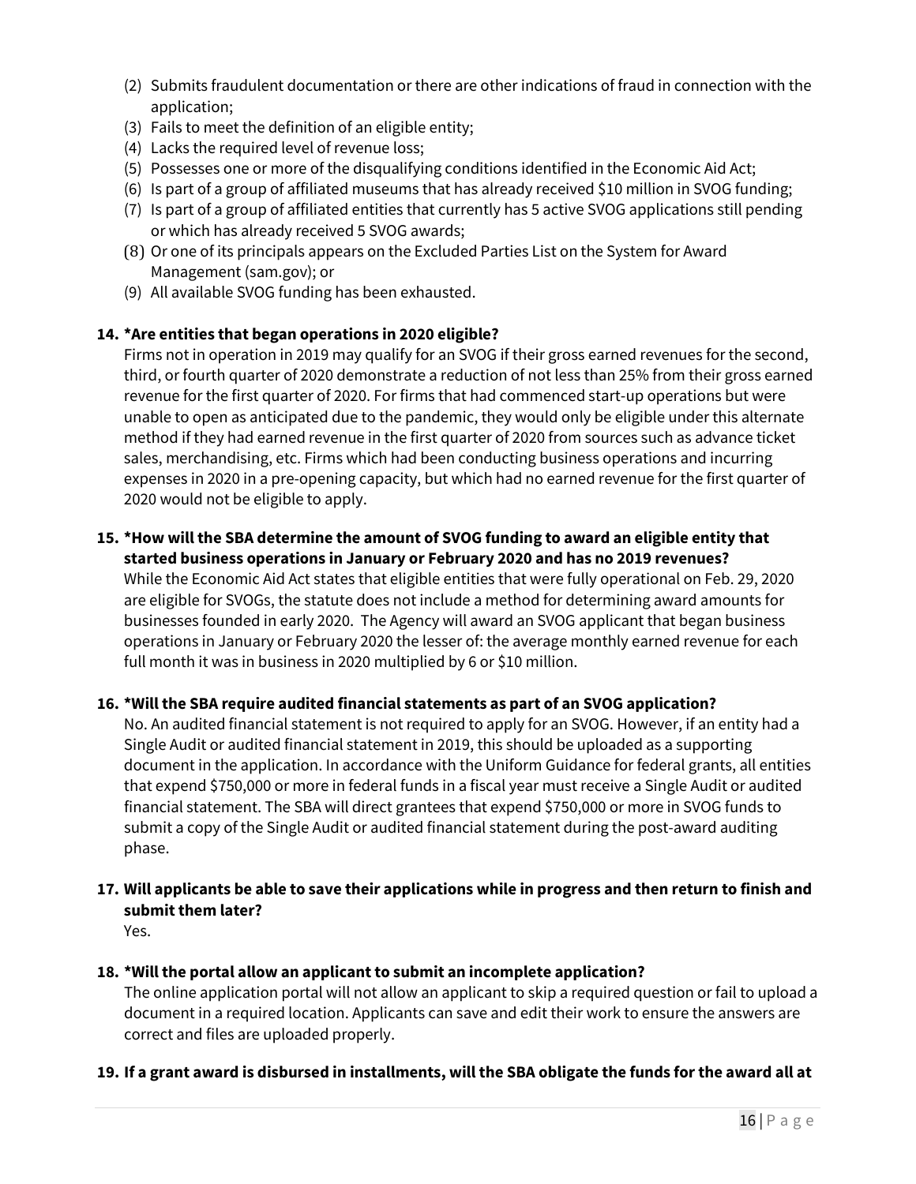(2) Submits fraudulent documentation or there are other indications of fraud in connection with the application;
(3) Fails to meet the definition of an eligible entity;
(4) Lacks the required level of revenue loss;
(5) Possesses one or more of the disqualifying conditions identified in the Economic Aid Act;
(6) Is part of a group of affiliated museums that has already received $10 million in SVOG funding;
(7) Is part of a group of affiliated entities that currently has 5 active SVOG applications still pending or which has already received 5 SVOG awards;
(8) Or one of its principals appears on the Excluded Parties List on the System for Award Management (sam.gov); or
(9) All available SVOG funding has been exhausted.

**14. *Are entities that began operations in 2020 eligible?**

Firms not in operation in 2019 may qualify for an SVOG if their gross earned revenues for the second, third, or fourth quarter of 2020 demonstrate a reduction of not less than 25% from their gross earned revenue for the first quarter of 2020. For firms that had commenced start-up operations but were unable to open as anticipated due to the pandemic, they would only be eligible under this alternate method if they had earned revenue in the first quarter of 2020 from sources such as advance ticket sales, merchandising, etc. Firms which had been conducting business operations and incurring expenses in 2020 in a pre-opening capacity, but which had no earned revenue for the first quarter of 2020 would not be eligible to apply.

**15. *How will the SBA determine the amount of SVOG funding to award an eligible entity that started business operations in January or February 2020 and has no 2019 revenues?**

While the Economic Aid Act states that eligible entities that were fully operational on Feb. 29, 2020 are eligible for SVOGs, the statute does not include a method for determining award amounts for businesses founded in early 2020. The Agency will award an SVOG applicant that began business operations in January or February 2020 the lesser of: the average monthly earned revenue for each full month it was in business in 2020 multiplied by 6 or $10 million.

**16. *Will the SBA require audited financial statements as part of an SVOG application?**

No. An audited financial statement is not required to apply for an SVOG. However, if an entity had a Single Audit or audited financial statement in 2019, this should be uploaded as a supporting document in the application. In accordance with the Uniform Guidance for federal grants, all entities that expend $750,000 or more in federal funds in a fiscal year must receive a Single Audit or audited financial statement. The SBA will direct grantees that expend $750,000 or more in SVOG funds to submit a copy of the Single Audit or audited financial statement during the post-award auditing phase.

**17. Will applicants be able to save their applications while in progress and then return to finish and submit them later?**

Yes.

**18. *Will the portal allow an applicant to submit an incomplete application?**

The online application portal will not allow an applicant to skip a required question or fail to upload a document in a required location. Applicants can save and edit their work to ensure the answers are correct and files are uploaded properly.

**19. If a grant award is disbursed in installments, will the SBA obligate the funds for the award all at**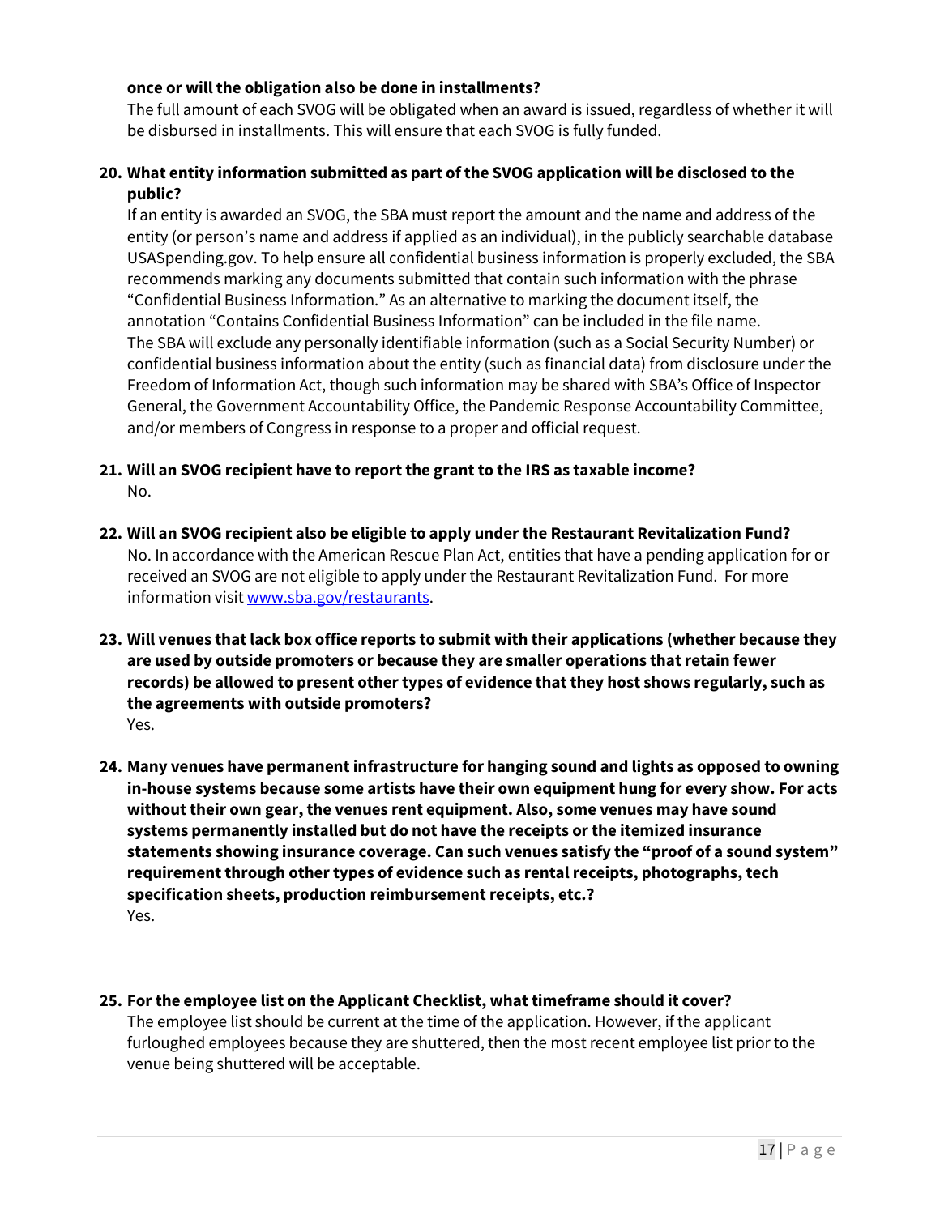**once or will the obligation also be done in installments?**

The full amount of each SVOG will be obligated when an award is issued, regardless of whether it will be disbursed in installments. This will ensure that each SVOG is fully funded.

20. **What entity information submitted as part of the SVOG application will be disclosed to the public?**

    If an entity is awarded an SVOG, the SBA must report the amount and the name and address of the entity (or person's name and address if applied as an individual), in the publicly searchable database USASpending.gov. To help ensure all confidential business information is properly excluded, the SBA recommends marking any documents submitted that contain such information with the phrase "Confidential Business Information." As an alternative to marking the document itself, the annotation "Contains Confidential Business Information" can be included in the file name. The SBA will exclude any personally identifiable information (such as a Social Security Number) or confidential business information about the entity (such as financial data) from disclosure under the Freedom of Information Act, though such information may be shared with SBA's Office of Inspector General, the Government Accountability Office, the Pandemic Response Accountability Committee, and/or members of Congress in response to a proper and official request.

21. **Will an SVOG recipient have to report the grant to the IRS as taxable income?**

    No.

22. **Will an SVOG recipient also be eligible to apply under the Restaurant Revitalization Fund?**

    No. In accordance with the American Rescue Plan Act, entities that have a pending application for or received an SVOG are not eligible to apply under the Restaurant Revitalization Fund. For more information visit [www.sba.gov/restaurants](www.sba.gov/restaurants).

23. **Will venues that lack box office reports to submit with their applications (whether because they are used by outside promoters or because they are smaller operations that retain fewer records) be allowed to present other types of evidence that they host shows regularly, such as the agreements with outside promoters?**

    Yes.

24. **Many venues have permanent infrastructure for hanging sound and lights as opposed to owning in-house systems because some artists have their own equipment hung for every show. For acts without their own gear, the venues rent equipment. Also, some venues may have sound systems permanently installed but do not have the receipts or the itemized insurance statements showing insurance coverage. Can such venues satisfy the "proof of a sound system" requirement through other types of evidence such as rental receipts, photographs, tech specification sheets, production reimbursement receipts, etc.?**

    Yes.

25. **For the employee list on the Applicant Checklist, what timeframe should it cover?**

    The employee list should be current at the time of the application. However, if the applicant furloughed employees because they are shuttered, then the most recent employee list prior to the venue being shuttered will be acceptable.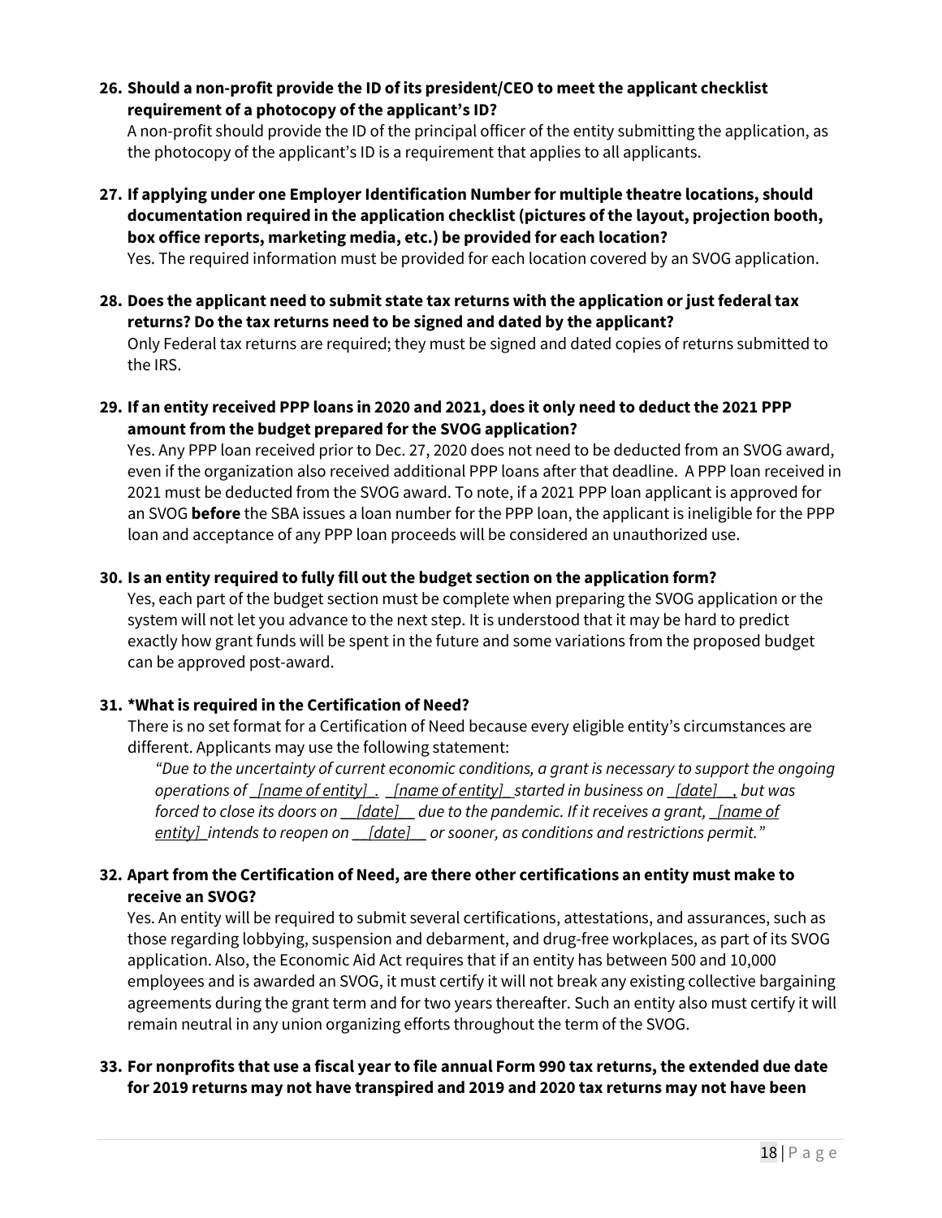**26. Should a non-profit provide the ID of its president/CEO to meet the applicant checklist requirement of a photocopy of the applicant's ID?**

A non-profit should provide the ID of the principal officer of the entity submitting the application, as the photocopy of the applicant's ID is a requirement that applies to all applicants.

**27. If applying under one Employer Identification Number for multiple theatre locations, should documentation required in the application checklist (pictures of the layout, projection booth, box office reports, marketing media, etc.) be provided for each location?**

Yes. The required information must be provided for each location covered by an SVOG application.

**28. Does the applicant need to submit state tax returns with the application or just federal tax returns? Do the tax returns need to be signed and dated by the applicant?**

Only Federal tax returns are required; they must be signed and dated copies of returns submitted to the IRS.

**29. If an entity received PPP loans in 2020 and 2021, does it only need to deduct the 2021 PPP amount from the budget prepared for the SVOG application?**

Yes. Any PPP loan received prior to Dec. 27, 2020 does not need to be deducted from an SVOG award, even if the organization also received additional PPP loans after that deadline. A PPP loan received in 2021 must be deducted from the SVOG award. To note, if a 2021 PPP loan applicant is approved for an SVOG **before** the SBA issues a loan number for the PPP loan, the applicant is ineligible for the PPP loan and acceptance of any PPP loan proceeds will be considered an unauthorized use.

**30. Is an entity required to fully fill out the budget section on the application form?**

Yes, each part of the budget section must be complete when preparing the SVOG application or the system will not let you advance to the next step. It is understood that it may be hard to predict exactly how grant funds will be spent in the future and some variations from the proposed budget can be approved post-award.

**31. *What is required in the Certification of Need?**

There is no set format for a Certification of Need because every eligible entity's circumstances are different. Applicants may use the following statement:

> *"Due to the uncertainty of current economic conditions, a grant is necessary to support the ongoing operations of _[name of entity]_. _[name of entity]_ started in business on _[date]__, but was forced to close its doors on __[date]__ due to the pandemic. If it receives a grant, _[name of entity]_ intends to reopen on __[date]__ or sooner, as conditions and restrictions permit."*

**32. Apart from the Certification of Need, are there other certifications an entity must make to receive an SVOG?**

Yes. An entity will be required to submit several certifications, attestations, and assurances, such as those regarding lobbying, suspension and debarment, and drug-free workplaces, as part of its SVOG application. Also, the Economic Aid Act requires that if an entity has between 500 and 10,000 employees and is awarded an SVOG, it must certify it will not break any existing collective bargaining agreements during the grant term and for two years thereafter. Such an entity also must certify it will remain neutral in any union organizing efforts throughout the term of the SVOG.

**33. For nonprofits that use a fiscal year to file annual Form 990 tax returns, the extended due date for 2019 returns may not have transpired and 2019 and 2020 tax returns may not have been**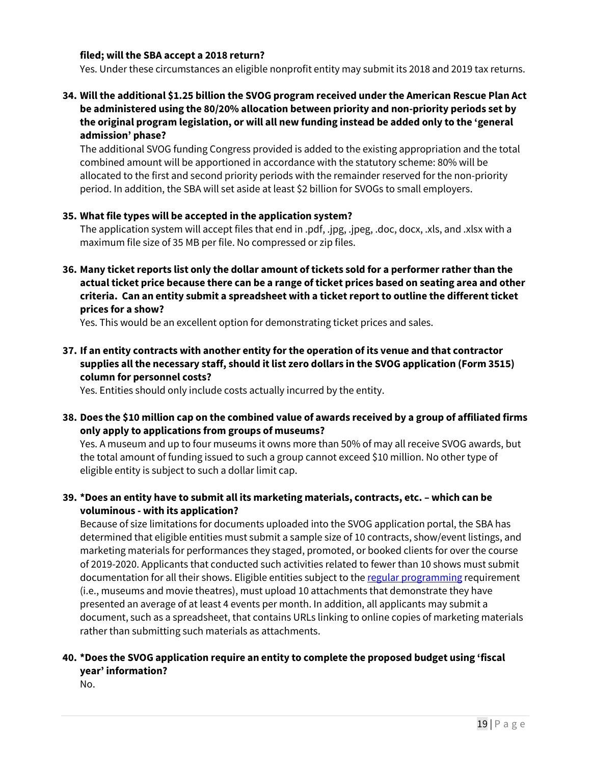**filed; will the SBA accept a 2018 return?**

Yes. Under these circumstances an eligible nonprofit entity may submit its 2018 and 2019 tax returns.

**34. Will the additional $1.25 billion the SVOG program received under the American Rescue Plan Act be administered using the 80/20% allocation between priority and non-priority periods set by the original program legislation, or will all new funding instead be added only to the 'general admission' phase?**

The additional SVOG funding Congress provided is added to the existing appropriation and the total combined amount will be apportioned in accordance with the statutory scheme: 80% will be allocated to the first and second priority periods with the remainder reserved for the non-priority period. In addition, the SBA will set aside at least $2 billion for SVOGs to small employers.

**35. What file types will be accepted in the application system?**

The application system will accept files that end in .pdf, .jpg, .jpeg, .doc, docx, .xls, and .xlsx with a maximum file size of 35 MB per file. No compressed or zip files.

**36. Many ticket reports list only the dollar amount of tickets sold for a performer rather than the actual ticket price because there can be a range of ticket prices based on seating area and other criteria. Can an entity submit a spreadsheet with a ticket report to outline the different ticket prices for a show?**

Yes. This would be an excellent option for demonstrating ticket prices and sales.

**37. If an entity contracts with another entity for the operation of its venue and that contractor supplies all the necessary staff, should it list zero dollars in the SVOG application (Form 3515) column for personnel costs?**

Yes. Entities should only include costs actually incurred by the entity.

**38. Does the $10 million cap on the combined value of awards received by a group of affiliated firms only apply to applications from groups of museums?**

Yes. A museum and up to four museums it owns more than 50% of may all receive SVOG awards, but the total amount of funding issued to such a group cannot exceed $10 million. No other type of eligible entity is subject to such a dollar limit cap.

**39. *Does an entity have to submit all its marketing materials, contracts, etc. – which can be voluminous - with its application?**

Because of size limitations for documents uploaded into the SVOG application portal, the SBA has determined that eligible entities must submit a sample size of 10 contracts, show/event listings, and marketing materials for performances they staged, promoted, or booked clients for over the course of 2019-2020. Applicants that conducted such activities related to fewer than 10 shows must submit documentation for all their shows. Eligible entities subject to the regular programming requirement (i.e., museums and movie theatres), must upload 10 attachments that demonstrate they have presented an average of at least 4 events per month. In addition, all applicants may submit a document, such as a spreadsheet, that contains URLs linking to online copies of marketing materials rather than submitting such materials as attachments.

**40. *Does the SVOG application require an entity to complete the proposed budget using 'fiscal year' information?**

No.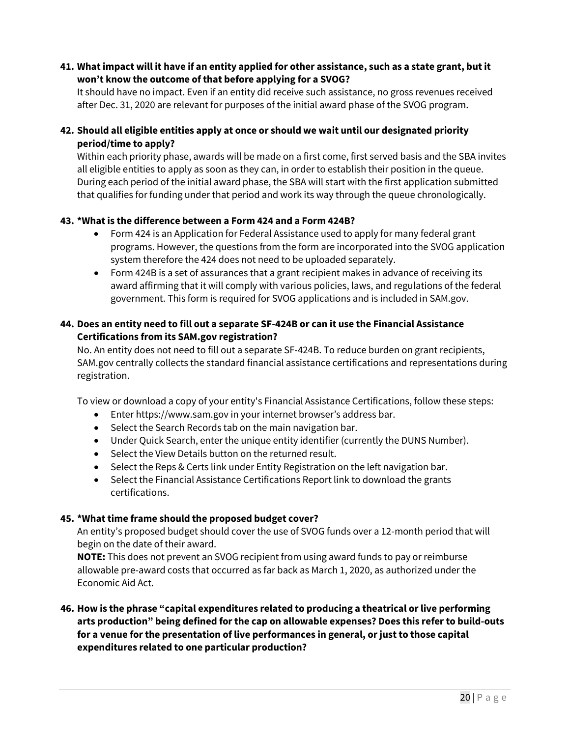**41. What impact will it have if an entity applied for other assistance, such as a state grant, but it won't know the outcome of that before applying for a SVOG?**

It should have no impact. Even if an entity did receive such assistance, no gross revenues received after Dec. 31, 2020 are relevant for purposes of the initial award phase of the SVOG program.

**42. Should all eligible entities apply at once or should we wait until our designated priority period/time to apply?**

Within each priority phase, awards will be made on a first come, first served basis and the SBA invites all eligible entities to apply as soon as they can, in order to establish their position in the queue. During each period of the initial award phase, the SBA will start with the first application submitted that qualifies for funding under that period and work its way through the queue chronologically.

**43. *What is the difference between a Form 424 and a Form 424B?**

- Form 424 is an Application for Federal Assistance used to apply for many federal grant programs. However, the questions from the form are incorporated into the SVOG application system therefore the 424 does not need to be uploaded separately.
- Form 424B is a set of assurances that a grant recipient makes in advance of receiving its award affirming that it will comply with various policies, laws, and regulations of the federal government. This form is required for SVOG applications and is included in SAM.gov.

**44. Does an entity need to fill out a separate SF-424B or can it use the Financial Assistance Certifications from its SAM.gov registration?**

No. An entity does not need to fill out a separate SF-424B. To reduce burden on grant recipients, SAM.gov centrally collects the standard financial assistance certifications and representations during registration.

To view or download a copy of your entity's Financial Assistance Certifications, follow these steps:

- Enter https://www.sam.gov in your internet browser's address bar.
- Select the Search Records tab on the main navigation bar.
- Under Quick Search, enter the unique entity identifier (currently the DUNS Number).
- Select the View Details button on the returned result.
- Select the Reps & Certs link under Entity Registration on the left navigation bar.
- Select the Financial Assistance Certifications Report link to download the grants certifications.

**45. *What time frame should the proposed budget cover?**

An entity's proposed budget should cover the use of SVOG funds over a 12-month period that will begin on the date of their award.

**NOTE:** This does not prevent an SVOG recipient from using award funds to pay or reimburse allowable pre-award costs that occurred as far back as March 1, 2020, as authorized under the Economic Aid Act.

**46. How is the phrase "capital expenditures related to producing a theatrical or live performing arts production" being defined for the cap on allowable expenses? Does this refer to build-outs for a venue for the presentation of live performances in general, or just to those capital expenditures related to one particular production?**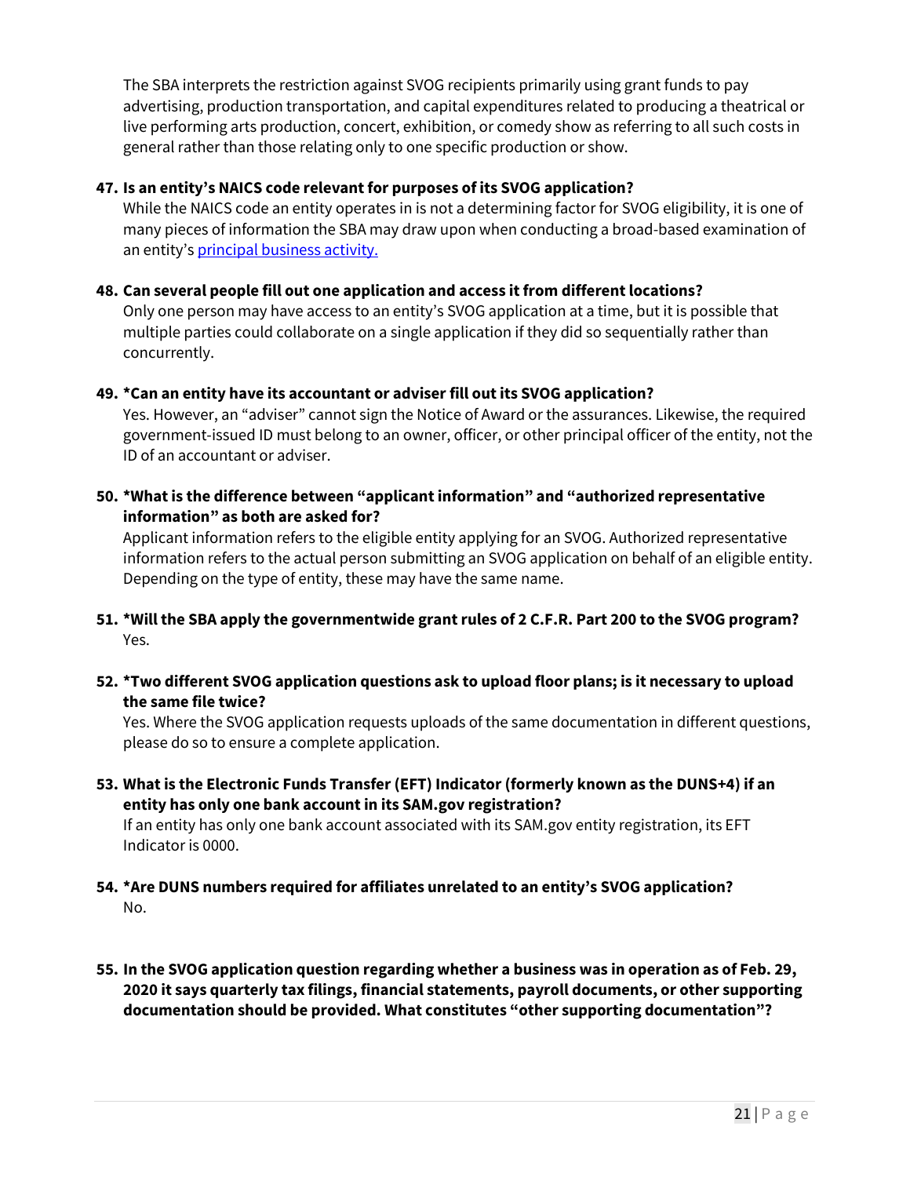The SBA interprets the restriction against SVOG recipients primarily using grant funds to pay advertising, production transportation, and capital expenditures related to producing a theatrical or live performing arts production, concert, exhibition, or comedy show as referring to all such costs in general rather than those relating only to one specific production or show.

**47. Is an entity's NAICS code relevant for purposes of its SVOG application?**

While the NAICS code an entity operates in is not a determining factor for SVOG eligibility, it is one of many pieces of information the SBA may draw upon when conducting a broad-based examination of an entity's principal business activity.

**48. Can several people fill out one application and access it from different locations?**

Only one person may have access to an entity's SVOG application at a time, but it is possible that multiple parties could collaborate on a single application if they did so sequentially rather than concurrently.

**49. *Can an entity have its accountant or adviser fill out its SVOG application?**

Yes. However, an "adviser" cannot sign the Notice of Award or the assurances. Likewise, the required government-issued ID must belong to an owner, officer, or other principal officer of the entity, not the ID of an accountant or adviser.

**50. *What is the difference between "applicant information" and "authorized representative information" as both are asked for?**

Applicant information refers to the eligible entity applying for an SVOG. Authorized representative information refers to the actual person submitting an SVOG application on behalf of an eligible entity. Depending on the type of entity, these may have the same name.

**51. *Will the SBA apply the governmentwide grant rules of 2 C.F.R. Part 200 to the SVOG program?**

Yes.

**52. *Two different SVOG application questions ask to upload floor plans; is it necessary to upload the same file twice?**

Yes. Where the SVOG application requests uploads of the same documentation in different questions, please do so to ensure a complete application.

**53. What is the Electronic Funds Transfer (EFT) Indicator (formerly known as the DUNS+4) if an entity has only one bank account in its SAM.gov registration?**

If an entity has only one bank account associated with its SAM.gov entity registration, its EFT Indicator is 0000.

**54. *Are DUNS numbers required for affiliates unrelated to an entity's SVOG application?**

No.

**55. In the SVOG application question regarding whether a business was in operation as of Feb. 29, 2020 it says quarterly tax filings, financial statements, payroll documents, or other supporting documentation should be provided. What constitutes "other supporting documentation"?**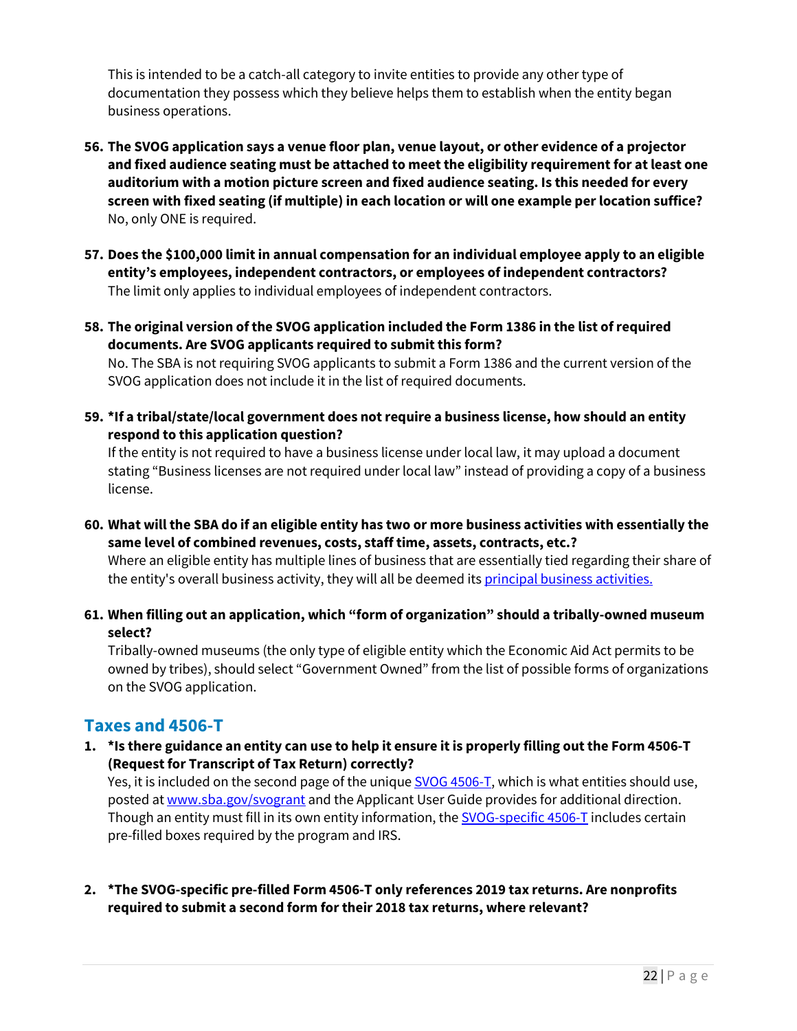This is intended to be a catch-all category to invite entities to provide any other type of documentation they possess which they believe helps them to establish when the entity began business operations.

56. **The SVOG application says a venue floor plan, venue layout, or other evidence of a projector and fixed audience seating must be attached to meet the eligibility requirement for at least one auditorium with a motion picture screen and fixed audience seating. Is this needed for every screen with fixed seating (if multiple) in each location or will one example per location suffice?**
    No, only ONE is required.

57. **Does the $100,000 limit in annual compensation for an individual employee apply to an eligible entity's employees, independent contractors, or employees of independent contractors?**
    The limit only applies to individual employees of independent contractors.

58. **The original version of the SVOG application included the Form 1386 in the list of required documents. Are SVOG applicants required to submit this form?**
    No. The SBA is not requiring SVOG applicants to submit a Form 1386 and the current version of the SVOG application does not include it in the list of required documents.

59. ***If a tribal/state/local government does not require a business license, how should an entity respond to this application question?**
    If the entity is not required to have a business license under local law, it may upload a document stating "Business licenses are not required under local law" instead of providing a copy of a business license.

60. **What will the SBA do if an eligible entity has two or more business activities with essentially the same level of combined revenues, costs, staff time, assets, contracts, etc.?**
    Where an eligible entity has multiple lines of business that are essentially tied regarding their share of the entity's overall business activity, they will all be deemed its principal business activities.

61. **When filling out an application, which "form of organization" should a tribally-owned museum select?**
    Tribally-owned museums (the only type of eligible entity which the Economic Aid Act permits to be owned by tribes), should select "Government Owned" from the list of possible forms of organizations on the SVOG application.

## Taxes and 4506-T

1. ***Is there guidance an entity can use to help it ensure it is properly filling out the Form 4506-T (Request for Transcript of Tax Return) correctly?**
   Yes, it is included on the second page of the unique SVOG 4506-T, which is what entities should use, posted at www.sba.gov/svogrant and the Applicant User Guide provides for additional direction. Though an entity must fill in its own entity information, the SVOG-specific 4506-T includes certain pre-filled boxes required by the program and IRS.

2. ***The SVOG-specific pre-filled Form 4506-T only references 2019 tax returns. Are nonprofits required to submit a second form for their 2018 tax returns, where relevant?**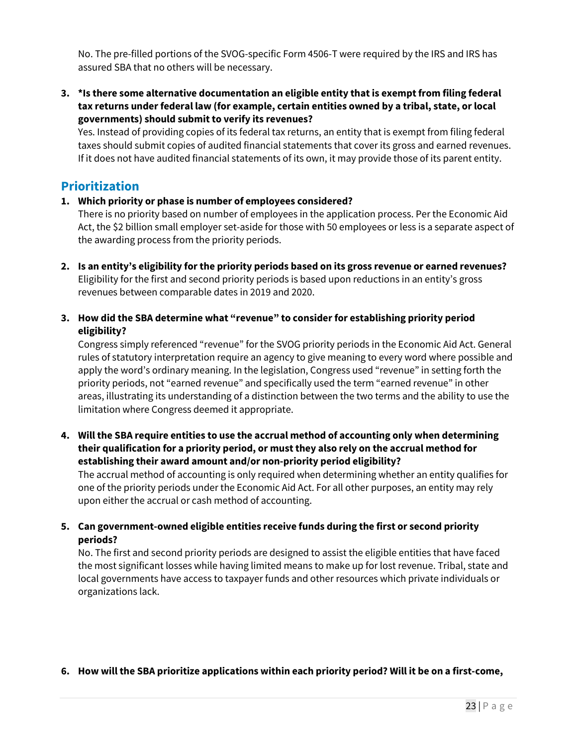No. The pre-filled portions of the SVOG-specific Form 4506-T were required by the IRS and IRS has assured SBA that no others will be necessary.

3. ***Is there some alternative documentation an eligible entity that is exempt from filing federal tax returns under federal law (for example, certain entities owned by a tribal, state, or local governments) should submit to verify its revenues?**
   Yes. Instead of providing copies of its federal tax returns, an entity that is exempt from filing federal taxes should submit copies of audited financial statements that cover its gross and earned revenues. If it does not have audited financial statements of its own, it may provide those of its parent entity.

## Prioritization

1. **Which priority or phase is number of employees considered?**
   There is no priority based on number of employees in the application process. Per the Economic Aid Act, the $2 billion small employer set-aside for those with 50 employees or less is a separate aspect of the awarding process from the priority periods.

2. **Is an entity's eligibility for the priority periods based on its gross revenue or earned revenues?**
   Eligibility for the first and second priority periods is based upon reductions in an entity's gross revenues between comparable dates in 2019 and 2020.

3. **How did the SBA determine what "revenue" to consider for establishing priority period eligibility?**
   Congress simply referenced "revenue" for the SVOG priority periods in the Economic Aid Act. General rules of statutory interpretation require an agency to give meaning to every word where possible and apply the word's ordinary meaning. In the legislation, Congress used "revenue" in setting forth the priority periods, not "earned revenue" and specifically used the term "earned revenue" in other areas, illustrating its understanding of a distinction between the two terms and the ability to use the limitation where Congress deemed it appropriate.

4. **Will the SBA require entities to use the accrual method of accounting only when determining their qualification for a priority period, or must they also rely on the accrual method for establishing their award amount and/or non-priority period eligibility?**
   The accrual method of accounting is only required when determining whether an entity qualifies for one of the priority periods under the Economic Aid Act. For all other purposes, an entity may rely upon either the accrual or cash method of accounting.

5. **Can government-owned eligible entities receive funds during the first or second priority periods?**
   No. The first and second priority periods are designed to assist the eligible entities that have faced the most significant losses while having limited means to make up for lost revenue. Tribal, state and local governments have access to taxpayer funds and other resources which private individuals or organizations lack.

6. **How will the SBA prioritize applications within each priority period? Will it be on a first-come,**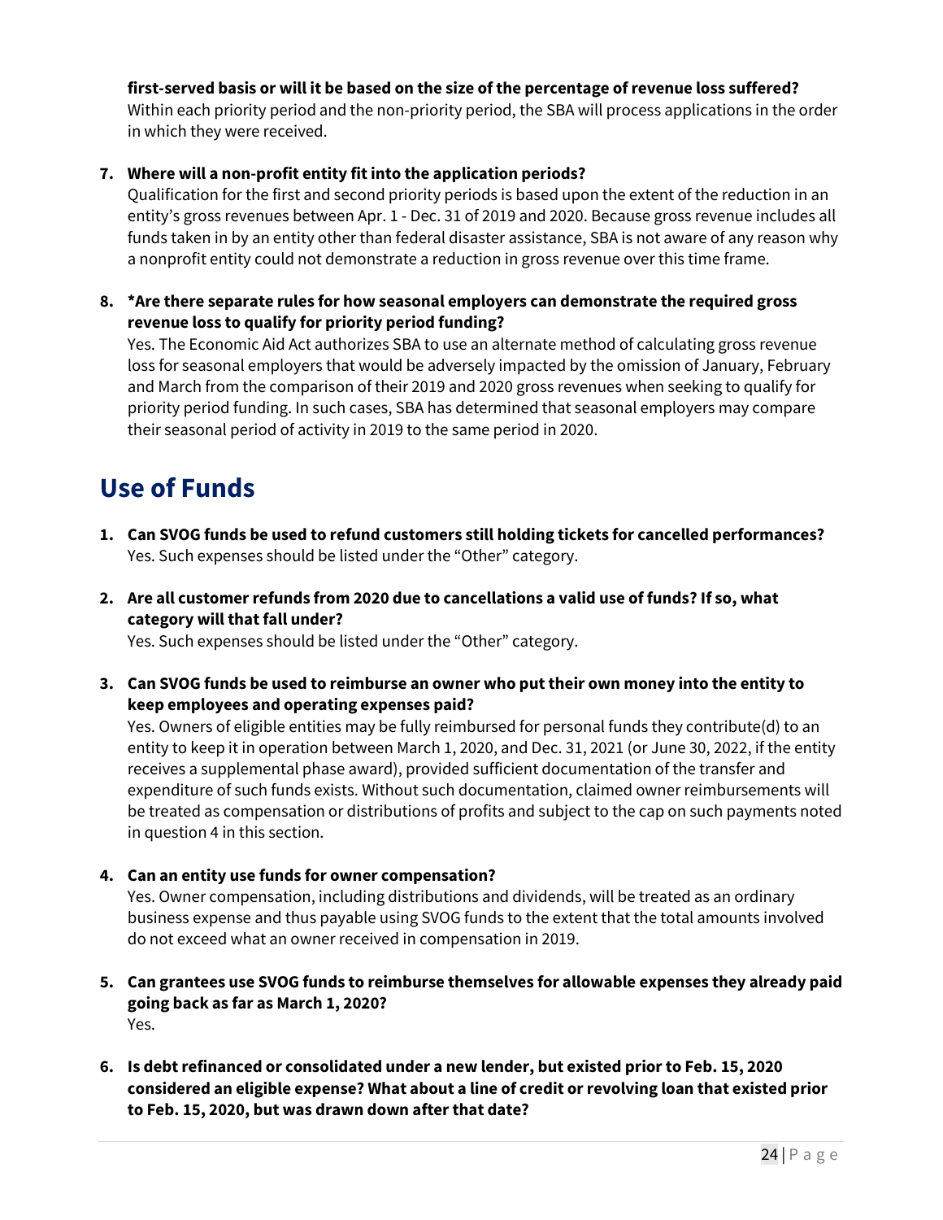**first-served basis or will it be based on the size of the percentage of revenue loss suffered?**
Within each priority period and the non-priority period, the SBA will process applications in the order in which they were received.

7. **Where will a non-profit entity fit into the application periods?**
Qualification for the first and second priority periods is based upon the extent of the reduction in an entity's gross revenues between Apr. 1 - Dec. 31 of 2019 and 2020. Because gross revenue includes all funds taken in by an entity other than federal disaster assistance, SBA is not aware of any reason why a nonprofit entity could not demonstrate a reduction in gross revenue over this time frame.

8. ***Are there separate rules for how seasonal employers can demonstrate the required gross revenue loss to qualify for priority period funding?**
Yes. The Economic Aid Act authorizes SBA to use an alternate method of calculating gross revenue loss for seasonal employers that would be adversely impacted by the omission of January, February and March from the comparison of their 2019 and 2020 gross revenues when seeking to qualify for priority period funding. In such cases, SBA has determined that seasonal employers may compare their seasonal period of activity in 2019 to the same period in 2020.

## Use of Funds

1. **Can SVOG funds be used to refund customers still holding tickets for cancelled performances?**
Yes. Such expenses should be listed under the "Other" category.

2. **Are all customer refunds from 2020 due to cancellations a valid use of funds? If so, what category will that fall under?**
Yes. Such expenses should be listed under the "Other" category.

3. **Can SVOG funds be used to reimburse an owner who put their own money into the entity to keep employees and operating expenses paid?**
Yes. Owners of eligible entities may be fully reimbursed for personal funds they contribute(d) to an entity to keep it in operation between March 1, 2020, and Dec. 31, 2021 (or June 30, 2022, if the entity receives a supplemental phase award), provided sufficient documentation of the transfer and expenditure of such funds exists. Without such documentation, claimed owner reimbursements will be treated as compensation or distributions of profits and subject to the cap on such payments noted in question 4 in this section.

4. **Can an entity use funds for owner compensation?**
Yes. Owner compensation, including distributions and dividends, will be treated as an ordinary business expense and thus payable using SVOG funds to the extent that the total amounts involved do not exceed what an owner received in compensation in 2019.

5. **Can grantees use SVOG funds to reimburse themselves for allowable expenses they already paid going back as far as March 1, 2020?**
Yes.

6. **Is debt refinanced or consolidated under a new lender, but existed prior to Feb. 15, 2020 considered an eligible expense? What about a line of credit or revolving loan that existed prior to Feb. 15, 2020, but was drawn down after that date?**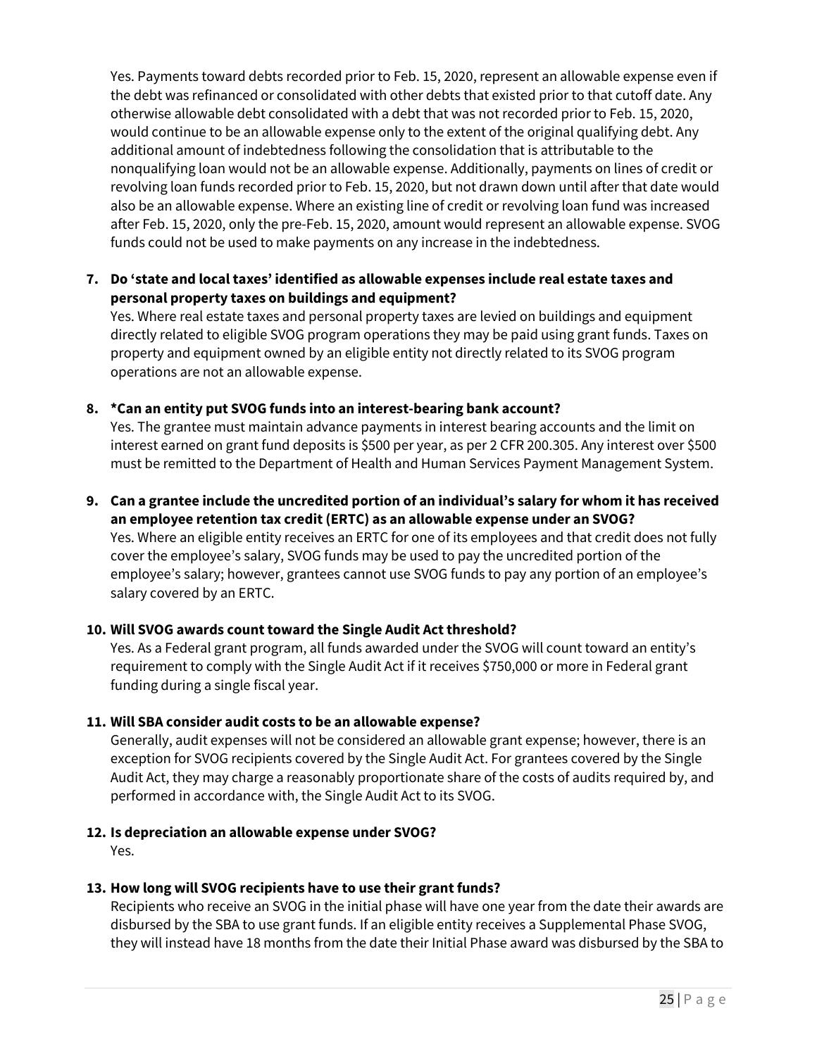Yes. Payments toward debts recorded prior to Feb. 15, 2020, represent an allowable expense even if the debt was refinanced or consolidated with other debts that existed prior to that cutoff date. Any otherwise allowable debt consolidated with a debt that was not recorded prior to Feb. 15, 2020, would continue to be an allowable expense only to the extent of the original qualifying debt. Any additional amount of indebtedness following the consolidation that is attributable to the nonqualifying loan would not be an allowable expense. Additionally, payments on lines of credit or revolving loan funds recorded prior to Feb. 15, 2020, but not drawn down until after that date would also be an allowable expense. Where an existing line of credit or revolving loan fund was increased after Feb. 15, 2020, only the pre-Feb. 15, 2020, amount would represent an allowable expense. SVOG funds could not be used to make payments on any increase in the indebtedness.

7. **Do 'state and local taxes' identified as allowable expenses include real estate taxes and personal property taxes on buildings and equipment?**
   Yes. Where real estate taxes and personal property taxes are levied on buildings and equipment directly related to eligible SVOG program operations they may be paid using grant funds. Taxes on property and equipment owned by an eligible entity not directly related to its SVOG program operations are not an allowable expense.

8. ***Can an entity put SVOG funds into an interest-bearing bank account?**
   Yes. The grantee must maintain advance payments in interest bearing accounts and the limit on interest earned on grant fund deposits is $500 per year, as per 2 CFR 200.305. Any interest over $500 must be remitted to the Department of Health and Human Services Payment Management System.

9. **Can a grantee include the uncredited portion of an individual's salary for whom it has received an employee retention tax credit (ERTC) as an allowable expense under an SVOG?**
   Yes. Where an eligible entity receives an ERTC for one of its employees and that credit does not fully cover the employee's salary, SVOG funds may be used to pay the uncredited portion of the employee's salary; however, grantees cannot use SVOG funds to pay any portion of an employee's salary covered by an ERTC.

10. **Will SVOG awards count toward the Single Audit Act threshold?**
    Yes. As a Federal grant program, all funds awarded under the SVOG will count toward an entity's requirement to comply with the Single Audit Act if it receives $750,000 or more in Federal grant funding during a single fiscal year.

11. **Will SBA consider audit costs to be an allowable expense?**
    Generally, audit expenses will not be considered an allowable grant expense; however, there is an exception for SVOG recipients covered by the Single Audit Act. For grantees covered by the Single Audit Act, they may charge a reasonably proportionate share of the costs of audits required by, and performed in accordance with, the Single Audit Act to its SVOG.

12. **Is depreciation an allowable expense under SVOG?**
    Yes.

13. **How long will SVOG recipients have to use their grant funds?**
    Recipients who receive an SVOG in the initial phase will have one year from the date their awards are disbursed by the SBA to use grant funds. If an eligible entity receives a Supplemental Phase SVOG, they will instead have 18 months from the date their Initial Phase award was disbursed by the SBA to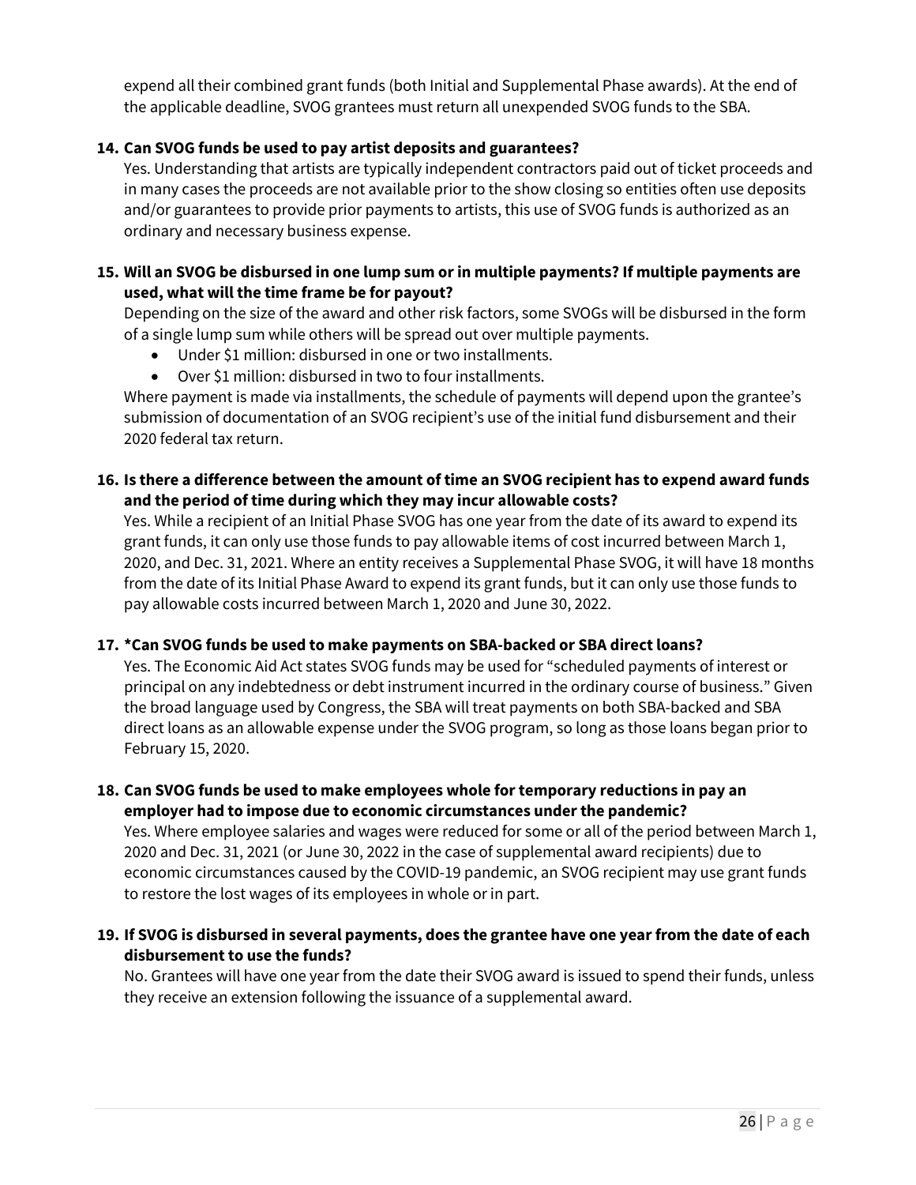expend all their combined grant funds (both Initial and Supplemental Phase awards). At the end of the applicable deadline, SVOG grantees must return all unexpended SVOG funds to the SBA.

**14. Can SVOG funds be used to pay artist deposits and guarantees?**

Yes. Understanding that artists are typically independent contractors paid out of ticket proceeds and in many cases the proceeds are not available prior to the show closing so entities often use deposits and/or guarantees to provide prior payments to artists, this use of SVOG funds is authorized as an ordinary and necessary business expense.

**15. Will an SVOG be disbursed in one lump sum or in multiple payments? If multiple payments are used, what will the time frame be for payout?**

Depending on the size of the award and other risk factors, some SVOGs will be disbursed in the form of a single lump sum while others will be spread out over multiple payments.

- Under $1 million: disbursed in one or two installments.
- Over $1 million: disbursed in two to four installments.

Where payment is made via installments, the schedule of payments will depend upon the grantee's submission of documentation of an SVOG recipient's use of the initial fund disbursement and their 2020 federal tax return.

**16. Is there a difference between the amount of time an SVOG recipient has to expend award funds and the period of time during which they may incur allowable costs?**

Yes. While a recipient of an Initial Phase SVOG has one year from the date of its award to expend its grant funds, it can only use those funds to pay allowable items of cost incurred between March 1, 2020, and Dec. 31, 2021. Where an entity receives a Supplemental Phase SVOG, it will have 18 months from the date of its Initial Phase Award to expend its grant funds, but it can only use those funds to pay allowable costs incurred between March 1, 2020 and June 30, 2022.

**17. *Can SVOG funds be used to make payments on SBA-backed or SBA direct loans?**

Yes. The Economic Aid Act states SVOG funds may be used for "scheduled payments of interest or principal on any indebtedness or debt instrument incurred in the ordinary course of business." Given the broad language used by Congress, the SBA will treat payments on both SBA-backed and SBA direct loans as an allowable expense under the SVOG program, so long as those loans began prior to February 15, 2020.

**18. Can SVOG funds be used to make employees whole for temporary reductions in pay an employer had to impose due to economic circumstances under the pandemic?**

Yes. Where employee salaries and wages were reduced for some or all of the period between March 1, 2020 and Dec. 31, 2021 (or June 30, 2022 in the case of supplemental award recipients) due to economic circumstances caused by the COVID-19 pandemic, an SVOG recipient may use grant funds to restore the lost wages of its employees in whole or in part.

**19. If SVOG is disbursed in several payments, does the grantee have one year from the date of each disbursement to use the funds?**

No. Grantees will have one year from the date their SVOG award is issued to spend their funds, unless they receive an extension following the issuance of a supplemental award.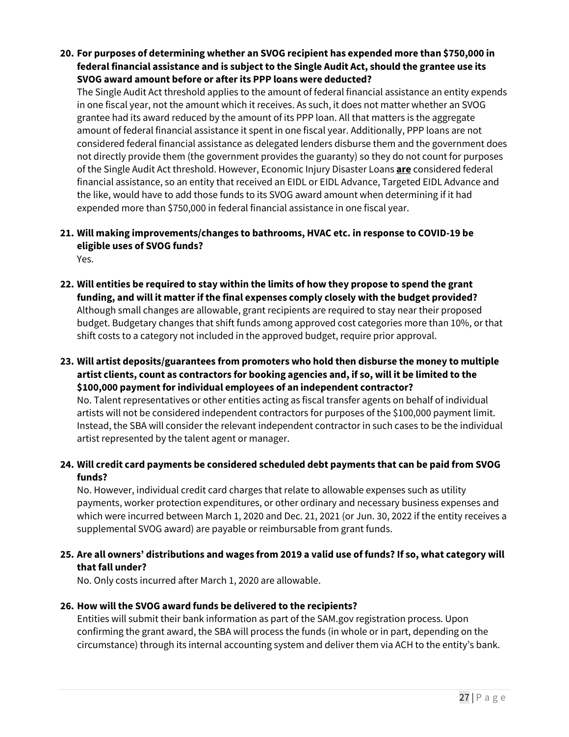**20. For purposes of determining whether an SVOG recipient has expended more than $750,000 in federal financial assistance and is subject to the Single Audit Act, should the grantee use its SVOG award amount before or after its PPP loans were deducted?**

The Single Audit Act threshold applies to the amount of federal financial assistance an entity expends in one fiscal year, not the amount which it receives. As such, it does not matter whether an SVOG grantee had its award reduced by the amount of its PPP loan. All that matters is the aggregate amount of federal financial assistance it spent in one fiscal year. Additionally, PPP loans are not considered federal financial assistance as delegated lenders disburse them and the government does not directly provide them (the government provides the guaranty) so they do not count for purposes of the Single Audit Act threshold. However, Economic Injury Disaster Loans **are** considered federal financial assistance, so an entity that received an EIDL or EIDL Advance, Targeted EIDL Advance and the like, would have to add those funds to its SVOG award amount when determining if it had expended more than $750,000 in federal financial assistance in one fiscal year.

**21. Will making improvements/changes to bathrooms, HVAC etc. in response to COVID-19 be eligible uses of SVOG funds?**

Yes.

**22. Will entities be required to stay within the limits of how they propose to spend the grant funding, and will it matter if the final expenses comply closely with the budget provided?**

Although small changes are allowable, grant recipients are required to stay near their proposed budget. Budgetary changes that shift funds among approved cost categories more than 10%, or that shift costs to a category not included in the approved budget, require prior approval.

**23. Will artist deposits/guarantees from promoters who hold then disburse the money to multiple artist clients, count as contractors for booking agencies and, if so, will it be limited to the $100,000 payment for individual employees of an independent contractor?**

No. Talent representatives or other entities acting as fiscal transfer agents on behalf of individual artists will not be considered independent contractors for purposes of the $100,000 payment limit. Instead, the SBA will consider the relevant independent contractor in such cases to be the individual artist represented by the talent agent or manager.

**24. Will credit card payments be considered scheduled debt payments that can be paid from SVOG funds?**

No. However, individual credit card charges that relate to allowable expenses such as utility payments, worker protection expenditures, or other ordinary and necessary business expenses and which were incurred between March 1, 2020 and Dec. 21, 2021 (or Jun. 30, 2022 if the entity receives a supplemental SVOG award) are payable or reimbursable from grant funds.

**25. Are all owners' distributions and wages from 2019 a valid use of funds? If so, what category will that fall under?**

No. Only costs incurred after March 1, 2020 are allowable.

**26. How will the SVOG award funds be delivered to the recipients?**

Entities will submit their bank information as part of the SAM.gov registration process. Upon confirming the grant award, the SBA will process the funds (in whole or in part, depending on the circumstance) through its internal accounting system and deliver them via ACH to the entity's bank.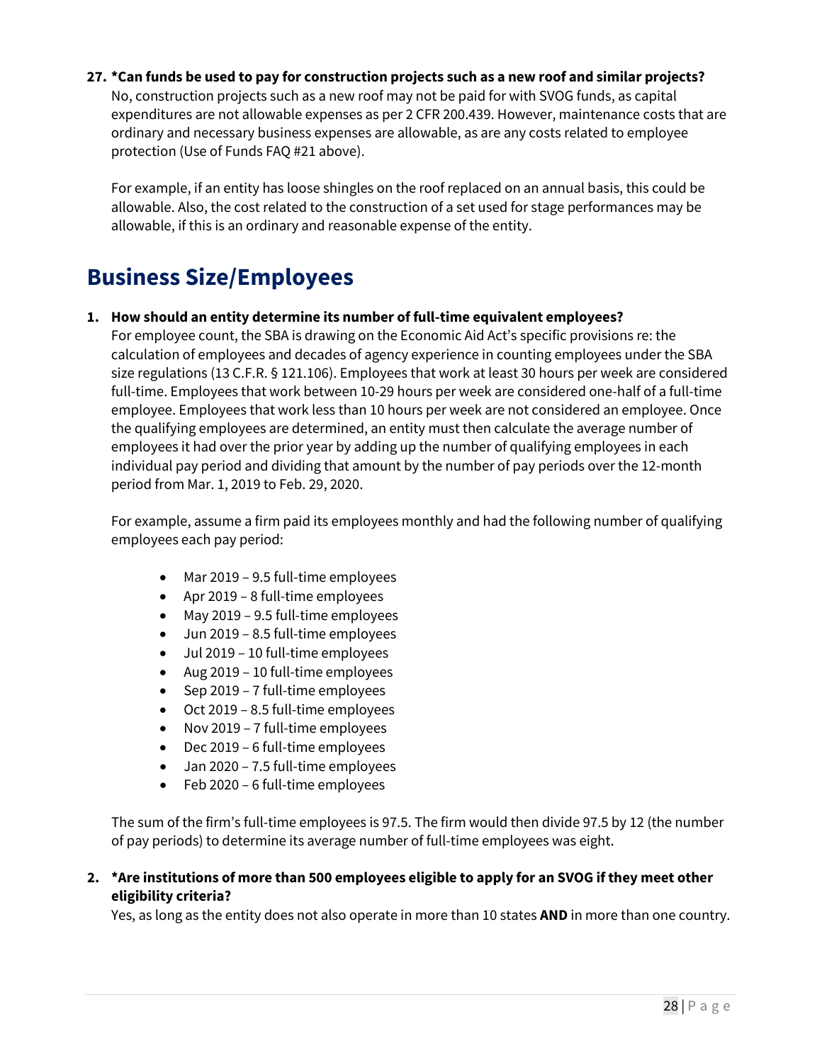27. **\*Can funds be used to pay for construction projects such as a new roof and similar projects?**
    No, construction projects such as a new roof may not be paid for with SVOG funds, as capital expenditures are not allowable expenses as per 2 CFR 200.439. However, maintenance costs that are ordinary and necessary business expenses are allowable, as are any costs related to employee protection (Use of Funds FAQ #21 above).

    For example, if an entity has loose shingles on the roof replaced on an annual basis, this could be allowable. Also, the cost related to the construction of a set used for stage performances may be allowable, if this is an ordinary and reasonable expense of the entity.

## Business Size/Employees

1. **How should an entity determine its number of full-time equivalent employees?**
   For employee count, the SBA is drawing on the Economic Aid Act's specific provisions re: the calculation of employees and decades of agency experience in counting employees under the SBA size regulations (13 C.F.R. § 121.106). Employees that work at least 30 hours per week are considered full-time. Employees that work between 10-29 hours per week are considered one-half of a full-time employee. Employees that work less than 10 hours per week are not considered an employee. Once the qualifying employees are determined, an entity must then calculate the average number of employees it had over the prior year by adding up the number of qualifying employees in each individual pay period and dividing that amount by the number of pay periods over the 12-month period from Mar. 1, 2019 to Feb. 29, 2020.

   For example, assume a firm paid its employees monthly and had the following number of qualifying employees each pay period:

   - Mar 2019 – 9.5 full-time employees
   - Apr 2019 – 8 full-time employees
   - May 2019 – 9.5 full-time employees
   - Jun 2019 – 8.5 full-time employees
   - Jul 2019 – 10 full-time employees
   - Aug 2019 – 10 full-time employees
   - Sep 2019 – 7 full-time employees
   - Oct 2019 – 8.5 full-time employees
   - Nov 2019 – 7 full-time employees
   - Dec 2019 – 6 full-time employees
   - Jan 2020 – 7.5 full-time employees
   - Feb 2020 – 6 full-time employees

   The sum of the firm's full-time employees is 97.5. The firm would then divide 97.5 by 12 (the number of pay periods) to determine its average number of full-time employees was eight.

2. **\*Are institutions of more than 500 employees eligible to apply for an SVOG if they meet other eligibility criteria?**
   Yes, as long as the entity does not also operate in more than 10 states **AND** in more than one country.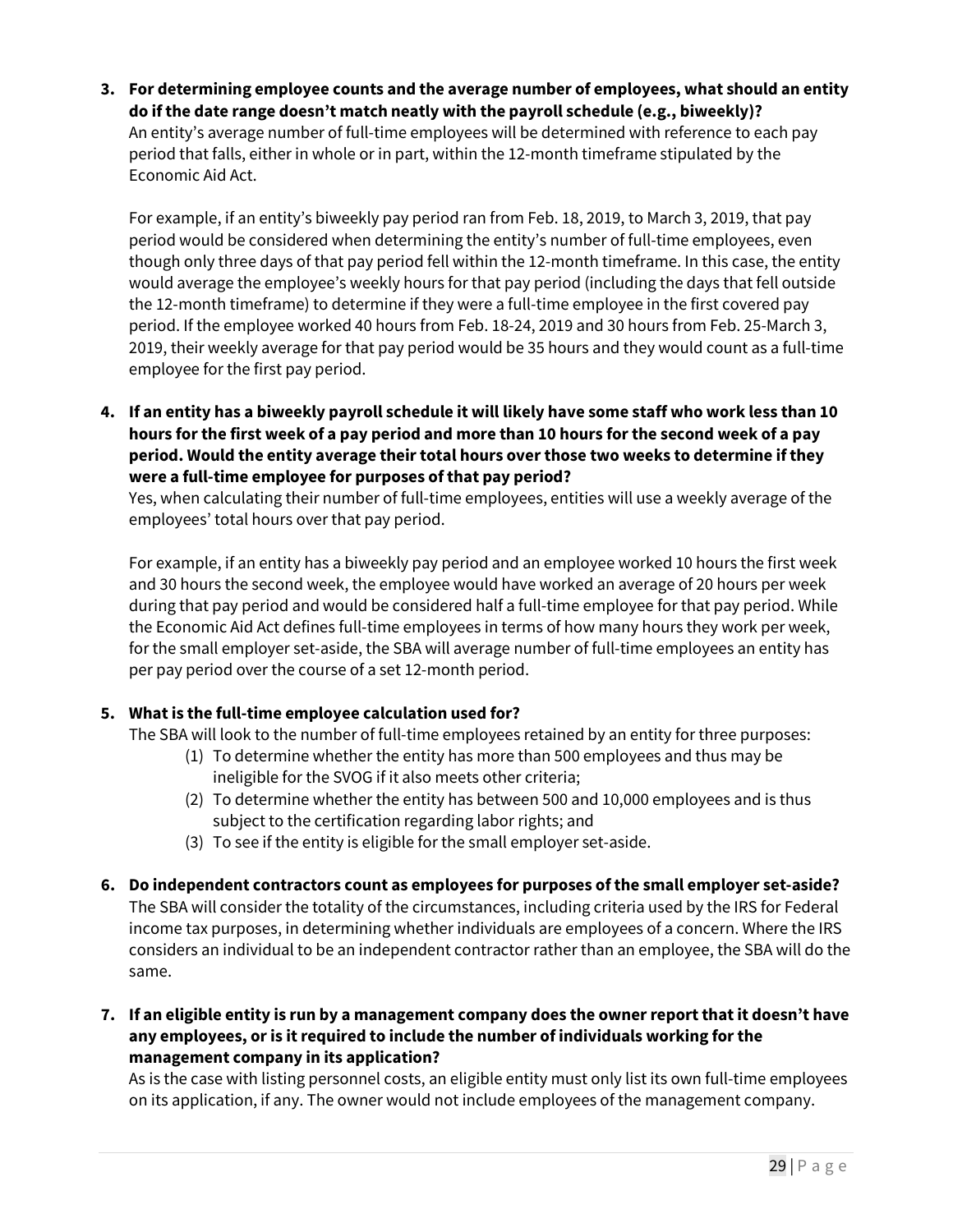3. **For determining employee counts and the average number of employees, what should an entity do if the date range doesn't match neatly with the payroll schedule (e.g., biweekly)?**
   An entity's average number of full-time employees will be determined with reference to each pay period that falls, either in whole or in part, within the 12-month timeframe stipulated by the Economic Aid Act.

   For example, if an entity's biweekly pay period ran from Feb. 18, 2019, to March 3, 2019, that pay period would be considered when determining the entity's number of full-time employees, even though only three days of that pay period fell within the 12-month timeframe. In this case, the entity would average the employee's weekly hours for that pay period (including the days that fell outside the 12-month timeframe) to determine if they were a full-time employee in the first covered pay period. If the employee worked 40 hours from Feb. 18-24, 2019 and 30 hours from Feb. 25-March 3, 2019, their weekly average for that pay period would be 35 hours and they would count as a full-time employee for the first pay period.

4. **If an entity has a biweekly payroll schedule it will likely have some staff who work less than 10 hours for the first week of a pay period and more than 10 hours for the second week of a pay period. Would the entity average their total hours over those two weeks to determine if they were a full-time employee for purposes of that pay period?**
   Yes, when calculating their number of full-time employees, entities will use a weekly average of the employees' total hours over that pay period.

   For example, if an entity has a biweekly pay period and an employee worked 10 hours the first week and 30 hours the second week, the employee would have worked an average of 20 hours per week during that pay period and would be considered half a full-time employee for that pay period. While the Economic Aid Act defines full-time employees in terms of how many hours they work per week, for the small employer set-aside, the SBA will average number of full-time employees an entity has per pay period over the course of a set 12-month period.

5. **What is the full-time employee calculation used for?**
   The SBA will look to the number of full-time employees retained by an entity for three purposes:
   1. To determine whether the entity has more than 500 employees and thus may be ineligible for the SVOG if it also meets other criteria;
   2. To determine whether the entity has between 500 and 10,000 employees and is thus subject to the certification regarding labor rights; and
   3. To see if the entity is eligible for the small employer set-aside.

6. **Do independent contractors count as employees for purposes of the small employer set-aside?**
   The SBA will consider the totality of the circumstances, including criteria used by the IRS for Federal income tax purposes, in determining whether individuals are employees of a concern. Where the IRS considers an individual to be an independent contractor rather than an employee, the SBA will do the same.

7. **If an eligible entity is run by a management company does the owner report that it doesn't have any employees, or is it required to include the number of individuals working for the management company in its application?**
   As is the case with listing personnel costs, an eligible entity must only list its own full-time employees on its application, if any. The owner would not include employees of the management company.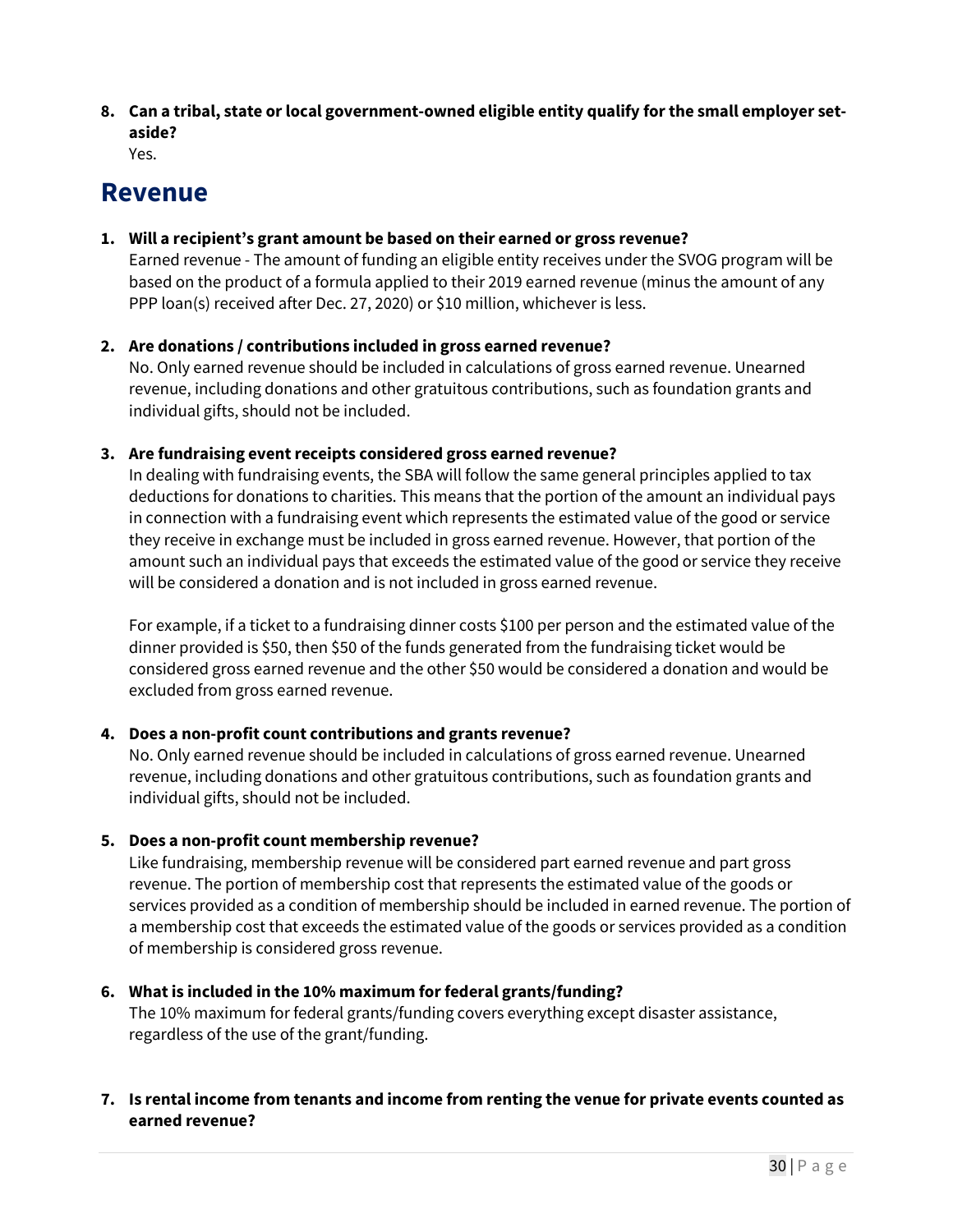8. **Can a tribal, state or local government-owned eligible entity qualify for the small employer set-aside?**
   Yes.

## Revenue

1. **Will a recipient's grant amount be based on their earned or gross revenue?**
   Earned revenue - The amount of funding an eligible entity receives under the SVOG program will be based on the product of a formula applied to their 2019 earned revenue (minus the amount of any PPP loan(s) received after Dec. 27, 2020) or $10 million, whichever is less.

2. **Are donations / contributions included in gross earned revenue?**
   No. Only earned revenue should be included in calculations of gross earned revenue. Unearned revenue, including donations and other gratuitous contributions, such as foundation grants and individual gifts, should not be included.

3. **Are fundraising event receipts considered gross earned revenue?**
   In dealing with fundraising events, the SBA will follow the same general principles applied to tax deductions for donations to charities. This means that the portion of the amount an individual pays in connection with a fundraising event which represents the estimated value of the good or service they receive in exchange must be included in gross earned revenue. However, that portion of the amount such an individual pays that exceeds the estimated value of the good or service they receive will be considered a donation and is not included in gross earned revenue.

   For example, if a ticket to a fundraising dinner costs $100 per person and the estimated value of the dinner provided is $50, then $50 of the funds generated from the fundraising ticket would be considered gross earned revenue and the other $50 would be considered a donation and would be excluded from gross earned revenue.

4. **Does a non-profit count contributions and grants revenue?**
   No. Only earned revenue should be included in calculations of gross earned revenue. Unearned revenue, including donations and other gratuitous contributions, such as foundation grants and individual gifts, should not be included.

5. **Does a non-profit count membership revenue?**
   Like fundraising, membership revenue will be considered part earned revenue and part gross revenue. The portion of membership cost that represents the estimated value of the goods or services provided as a condition of membership should be included in earned revenue. The portion of a membership cost that exceeds the estimated value of the goods or services provided as a condition of membership is considered gross revenue.

6. **What is included in the 10% maximum for federal grants/funding?**
   The 10% maximum for federal grants/funding covers everything except disaster assistance, regardless of the use of the grant/funding.

7. **Is rental income from tenants and income from renting the venue for private events counted as earned revenue?**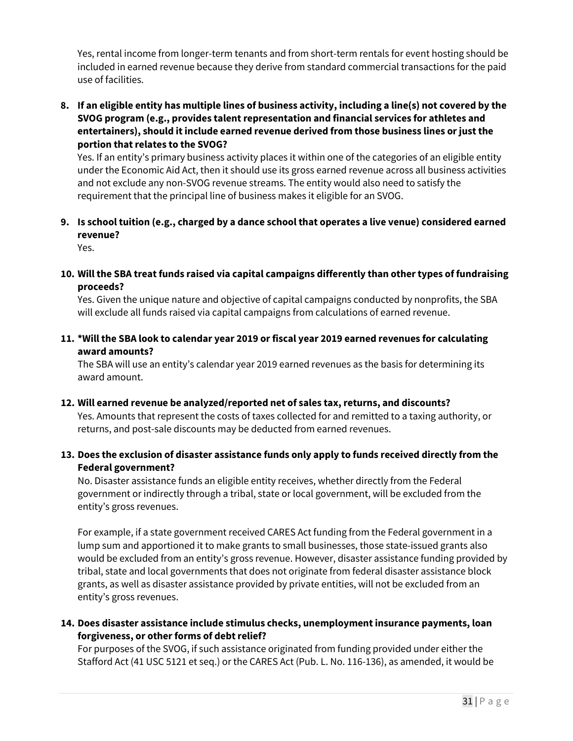Yes, rental income from longer-term tenants and from short-term rentals for event hosting should be included in earned revenue because they derive from standard commercial transactions for the paid use of facilities.

8. **If an eligible entity has multiple lines of business activity, including a line(s) not covered by the SVOG program (e.g., provides talent representation and financial services for athletes and entertainers), should it include earned revenue derived from those business lines or just the portion that relates to the SVOG?**

   Yes. If an entity's primary business activity places it within one of the categories of an eligible entity under the Economic Aid Act, then it should use its gross earned revenue across all business activities and not exclude any non-SVOG revenue streams. The entity would also need to satisfy the requirement that the principal line of business makes it eligible for an SVOG.

9. **Is school tuition (e.g., charged by a dance school that operates a live venue) considered earned revenue?**

   Yes.

10. **Will the SBA treat funds raised via capital campaigns differently than other types of fundraising proceeds?**

    Yes. Given the unique nature and objective of capital campaigns conducted by nonprofits, the SBA will exclude all funds raised via capital campaigns from calculations of earned revenue.

11. ***Will the SBA look to calendar year 2019 or fiscal year 2019 earned revenues for calculating award amounts?**

    The SBA will use an entity's calendar year 2019 earned revenues as the basis for determining its award amount.

12. **Will earned revenue be analyzed/reported net of sales tax, returns, and discounts?**

    Yes. Amounts that represent the costs of taxes collected for and remitted to a taxing authority, or returns, and post-sale discounts may be deducted from earned revenues.

13. **Does the exclusion of disaster assistance funds only apply to funds received directly from the Federal government?**

    No. Disaster assistance funds an eligible entity receives, whether directly from the Federal government or indirectly through a tribal, state or local government, will be excluded from the entity's gross revenues.

    For example, if a state government received CARES Act funding from the Federal government in a lump sum and apportioned it to make grants to small businesses, those state-issued grants also would be excluded from an entity's gross revenue. However, disaster assistance funding provided by tribal, state and local governments that does not originate from federal disaster assistance block grants, as well as disaster assistance provided by private entities, will not be excluded from an entity's gross revenues.

14. **Does disaster assistance include stimulus checks, unemployment insurance payments, loan forgiveness, or other forms of debt relief?**

    For purposes of the SVOG, if such assistance originated from funding provided under either the Stafford Act (41 USC 5121 et seq.) or the CARES Act (Pub. L. No. 116-136), as amended, it would be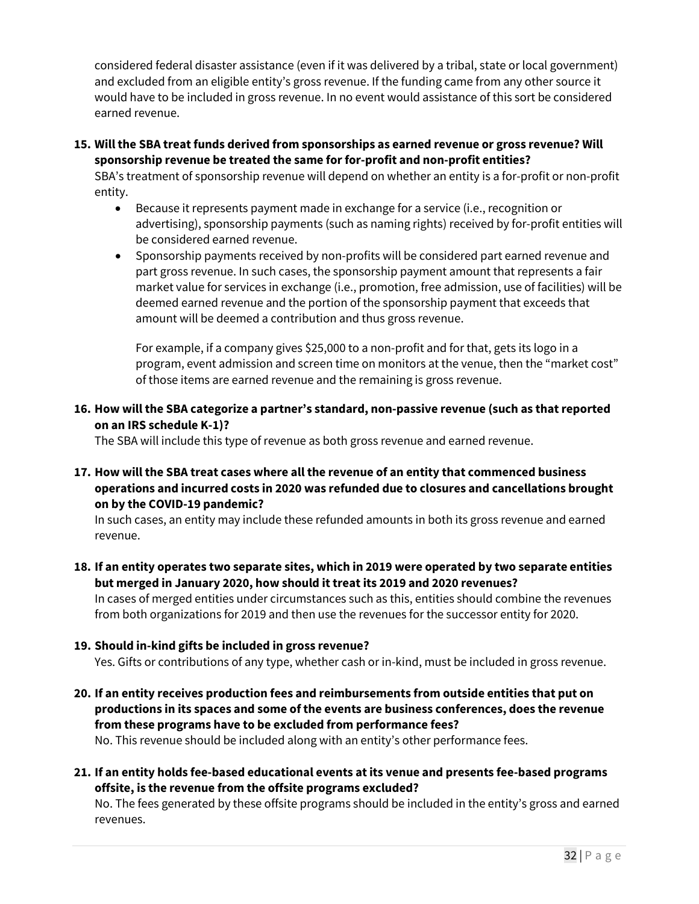considered federal disaster assistance (even if it was delivered by a tribal, state or local government) and excluded from an eligible entity's gross revenue. If the funding came from any other source it would have to be included in gross revenue. In no event would assistance of this sort be considered earned revenue.

15. **Will the SBA treat funds derived from sponsorships as earned revenue or gross revenue? Will sponsorship revenue be treated the same for for-profit and non-profit entities?**
   SBA's treatment of sponsorship revenue will depend on whether an entity is a for-profit or non-profit entity.
   - Because it represents payment made in exchange for a service (i.e., recognition or advertising), sponsorship payments (such as naming rights) received by for-profit entities will be considered earned revenue.
   - Sponsorship payments received by non-profits will be considered part earned revenue and part gross revenue. In such cases, the sponsorship payment amount that represents a fair market value for services in exchange (i.e., promotion, free admission, use of facilities) will be deemed earned revenue and the portion of the sponsorship payment that exceeds that amount will be deemed a contribution and thus gross revenue.

     For example, if a company gives $25,000 to a non-profit and for that, gets its logo in a program, event admission and screen time on monitors at the venue, then the "market cost" of those items are earned revenue and the remaining is gross revenue.

16. **How will the SBA categorize a partner's standard, non-passive revenue (such as that reported on an IRS schedule K-1)?**
   The SBA will include this type of revenue as both gross revenue and earned revenue.

17. **How will the SBA treat cases where all the revenue of an entity that commenced business operations and incurred costs in 2020 was refunded due to closures and cancellations brought on by the COVID-19 pandemic?**
   In such cases, an entity may include these refunded amounts in both its gross revenue and earned revenue.

18. **If an entity operates two separate sites, which in 2019 were operated by two separate entities but merged in January 2020, how should it treat its 2019 and 2020 revenues?**
   In cases of merged entities under circumstances such as this, entities should combine the revenues from both organizations for 2019 and then use the revenues for the successor entity for 2020.

19. **Should in-kind gifts be included in gross revenue?**
   Yes. Gifts or contributions of any type, whether cash or in-kind, must be included in gross revenue.

20. **If an entity receives production fees and reimbursements from outside entities that put on productions in its spaces and some of the events are business conferences, does the revenue from these programs have to be excluded from performance fees?**
   No. This revenue should be included along with an entity's other performance fees.

21. **If an entity holds fee-based educational events at its venue and presents fee-based programs offsite, is the revenue from the offsite programs excluded?**
   No. The fees generated by these offsite programs should be included in the entity's gross and earned revenues.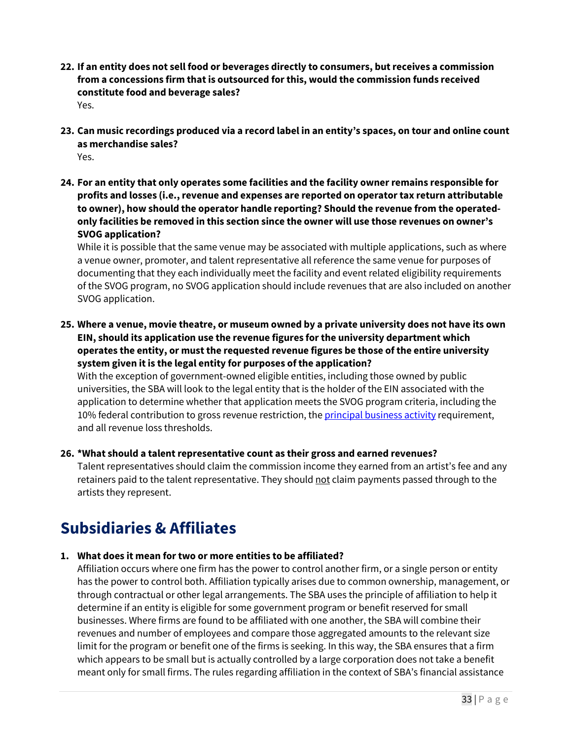22. **If an entity does not sell food or beverages directly to consumers, but receives a commission from a concessions firm that is outsourced for this, would the commission funds received constitute food and beverage sales?**
    Yes.

23. **Can music recordings produced via a record label in an entity's spaces, on tour and online count as merchandise sales?**
    Yes.

24. **For an entity that only operates some facilities and the facility owner remains responsible for profits and losses (i.e., revenue and expenses are reported on operator tax return attributable to owner), how should the operator handle reporting? Should the revenue from the operated-only facilities be removed in this section since the owner will use those revenues on owner's SVOG application?**
    While it is possible that the same venue may be associated with multiple applications, such as where a venue owner, promoter, and talent representative all reference the same venue for purposes of documenting that they each individually meet the facility and event related eligibility requirements of the SVOG program, no SVOG application should include revenues that are also included on another SVOG application.

25. **Where a venue, movie theatre, or museum owned by a private university does not have its own EIN, should its application use the revenue figures for the university department which operates the entity, or must the requested revenue figures be those of the entire university system given it is the legal entity for purposes of the application?**
    With the exception of government-owned eligible entities, including those owned by public universities, the SBA will look to the legal entity that is the holder of the EIN associated with the application to determine whether that application meets the SVOG program criteria, including the 10% federal contribution to gross revenue restriction, the principal business activity requirement, and all revenue loss thresholds.

26. ***What should a talent representative count as their gross and earned revenues?**
    Talent representatives should claim the commission income they earned from an artist's fee and any retainers paid to the talent representative. They should not claim payments passed through to the artists they represent.

## Subsidiaries & Affiliates

1. **What does it mean for two or more entities to be affiliated?**
   Affiliation occurs where one firm has the power to control another firm, or a single person or entity has the power to control both. Affiliation typically arises due to common ownership, management, or through contractual or other legal arrangements. The SBA uses the principle of affiliation to help it determine if an entity is eligible for some government program or benefit reserved for small businesses. Where firms are found to be affiliated with one another, the SBA will combine their revenues and number of employees and compare those aggregated amounts to the relevant size limit for the program or benefit one of the firms is seeking. In this way, the SBA ensures that a firm which appears to be small but is actually controlled by a large corporation does not take a benefit meant only for small firms. The rules regarding affiliation in the context of SBA's financial assistance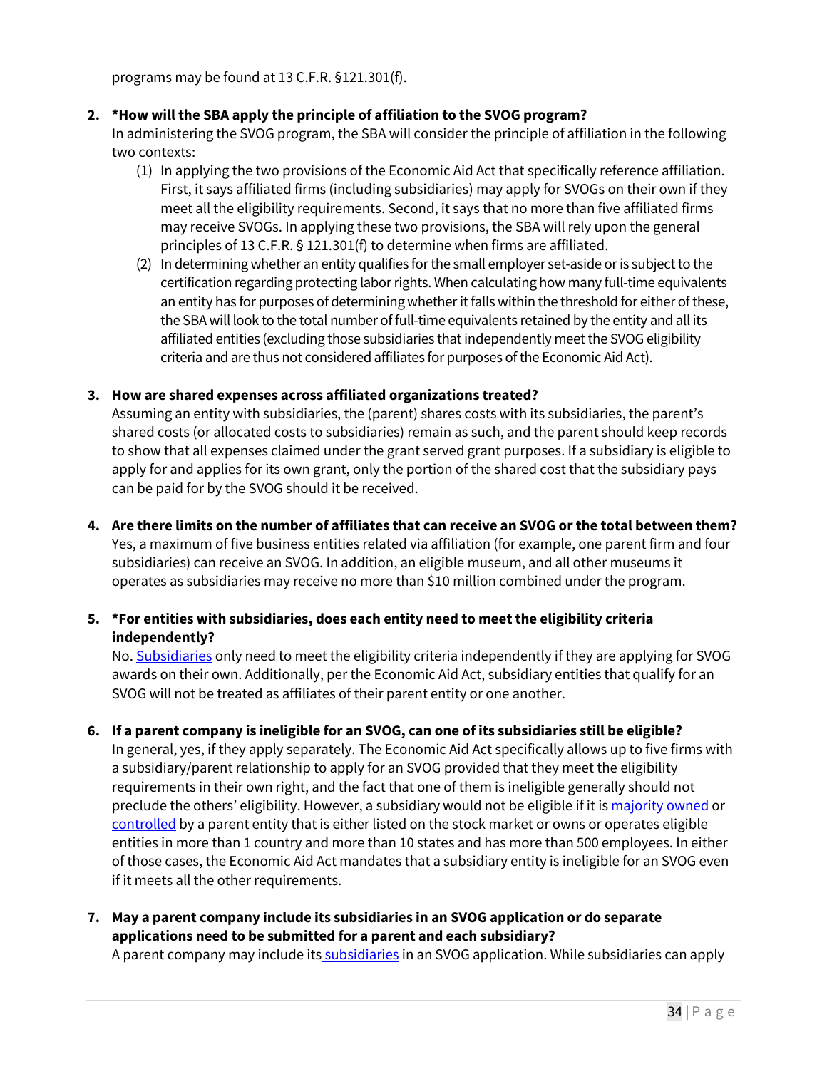programs may be found at 13 C.F.R. §121.301(f).

2. **\*How will the SBA apply the principle of affiliation to the SVOG program?**
   In administering the SVOG program, the SBA will consider the principle of affiliation in the following two contexts:
   (1) In applying the two provisions of the Economic Aid Act that specifically reference affiliation. First, it says affiliated firms (including subsidiaries) may apply for SVOGs on their own if they meet all the eligibility requirements. Second, it says that no more than five affiliated firms may receive SVOGs. In applying these two provisions, the SBA will rely upon the general principles of 13 C.F.R. § 121.301(f) to determine when firms are affiliated.
   (2) In determining whether an entity qualifies for the small employer set-aside or is subject to the certification regarding protecting labor rights. When calculating how many full-time equivalents an entity has for purposes of determining whether it falls within the threshold for either of these, the SBA will look to the total number of full-time equivalents retained by the entity and all its affiliated entities (excluding those subsidiaries that independently meet the SVOG eligibility criteria and are thus not considered affiliates for purposes of the Economic Aid Act).

3. **How are shared expenses across affiliated organizations treated?**
   Assuming an entity with subsidiaries, the (parent) shares costs with its subsidiaries, the parent's shared costs (or allocated costs to subsidiaries) remain as such, and the parent should keep records to show that all expenses claimed under the grant served grant purposes. If a subsidiary is eligible to apply for and applies for its own grant, only the portion of the shared cost that the subsidiary pays can be paid for by the SVOG should it be received.

4. **Are there limits on the number of affiliates that can receive an SVOG or the total between them?**
   Yes, a maximum of five business entities related via affiliation (for example, one parent firm and four subsidiaries) can receive an SVOG. In addition, an eligible museum, and all other museums it operates as subsidiaries may receive no more than $10 million combined under the program.

5. **\*For entities with subsidiaries, does each entity need to meet the eligibility criteria independently?**
   No. Subsidiaries only need to meet the eligibility criteria independently if they are applying for SVOG awards on their own. Additionally, per the Economic Aid Act, subsidiary entities that qualify for an SVOG will not be treated as affiliates of their parent entity or one another.

6. **If a parent company is ineligible for an SVOG, can one of its subsidiaries still be eligible?**
   In general, yes, if they apply separately. The Economic Aid Act specifically allows up to five firms with a subsidiary/parent relationship to apply for an SVOG provided that they meet the eligibility requirements in their own right, and the fact that one of them is ineligible generally should not preclude the others' eligibility. However, a subsidiary would not be eligible if it is majority owned or controlled by a parent entity that is either listed on the stock market or owns or operates eligible entities in more than 1 country and more than 10 states and has more than 500 employees. In either of those cases, the Economic Aid Act mandates that a subsidiary entity is ineligible for an SVOG even if it meets all the other requirements.

7. **May a parent company include its subsidiaries in an SVOG application or do separate applications need to be submitted for a parent and each subsidiary?**
   A parent company may include its subsidiaries in an SVOG application. While subsidiaries can apply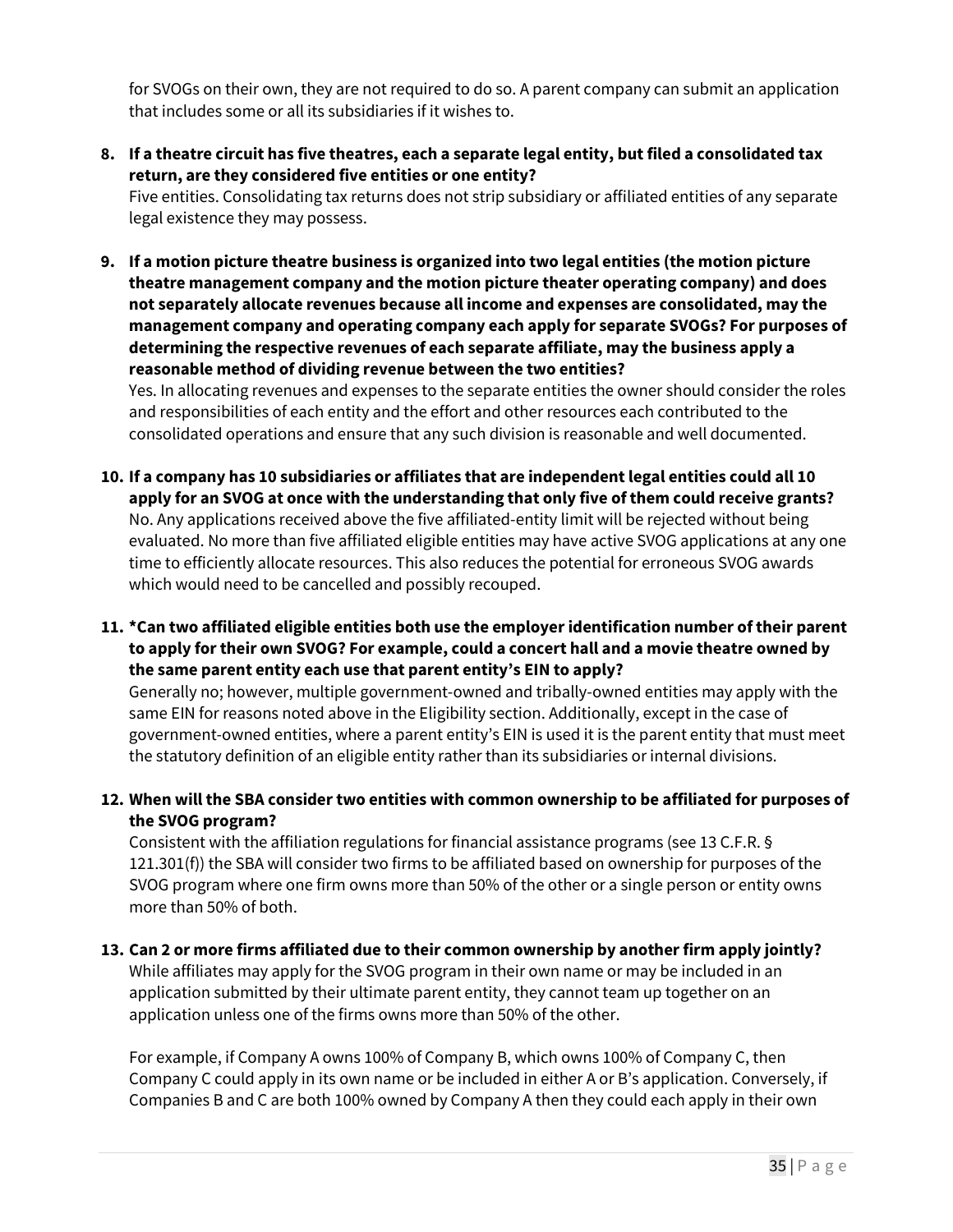for SVOGs on their own, they are not required to do so. A parent company can submit an application that includes some or all its subsidiaries if it wishes to.

8. **If a theatre circuit has five theatres, each a separate legal entity, but filed a consolidated tax return, are they considered five entities or one entity?**
   Five entities. Consolidating tax returns does not strip subsidiary or affiliated entities of any separate legal existence they may possess.

9. **If a motion picture theatre business is organized into two legal entities (the motion picture theatre management company and the motion picture theater operating company) and does not separately allocate revenues because all income and expenses are consolidated, may the management company and operating company each apply for separate SVOGs? For purposes of determining the respective revenues of each separate affiliate, may the business apply a reasonable method of dividing revenue between the two entities?**
   Yes. In allocating revenues and expenses to the separate entities the owner should consider the roles and responsibilities of each entity and the effort and other resources each contributed to the consolidated operations and ensure that any such division is reasonable and well documented.

10. **If a company has 10 subsidiaries or affiliates that are independent legal entities could all 10 apply for an SVOG at once with the understanding that only five of them could receive grants?**
    No. Any applications received above the five affiliated-entity limit will be rejected without being evaluated. No more than five affiliated eligible entities may have active SVOG applications at any one time to efficiently allocate resources. This also reduces the potential for erroneous SVOG awards which would need to be cancelled and possibly recouped.

11. ***Can two affiliated eligible entities both use the employer identification number of their parent to apply for their own SVOG? For example, could a concert hall and a movie theatre owned by the same parent entity each use that parent entity's EIN to apply?**
    Generally no; however, multiple government-owned and tribally-owned entities may apply with the same EIN for reasons noted above in the Eligibility section. Additionally, except in the case of government-owned entities, where a parent entity's EIN is used it is the parent entity that must meet the statutory definition of an eligible entity rather than its subsidiaries or internal divisions.

12. **When will the SBA consider two entities with common ownership to be affiliated for purposes of the SVOG program?**
    Consistent with the affiliation regulations for financial assistance programs (see 13 C.F.R. § 121.301(f)) the SBA will consider two firms to be affiliated based on ownership for purposes of the SVOG program where one firm owns more than 50% of the other or a single person or entity owns more than 50% of both.

13. **Can 2 or more firms affiliated due to their common ownership by another firm apply jointly?**
    While affiliates may apply for the SVOG program in their own name or may be included in an application submitted by their ultimate parent entity, they cannot team up together on an application unless one of the firms owns more than 50% of the other.

    For example, if Company A owns 100% of Company B, which owns 100% of Company C, then Company C could apply in its own name or be included in either A or B's application. Conversely, if Companies B and C are both 100% owned by Company A then they could each apply in their own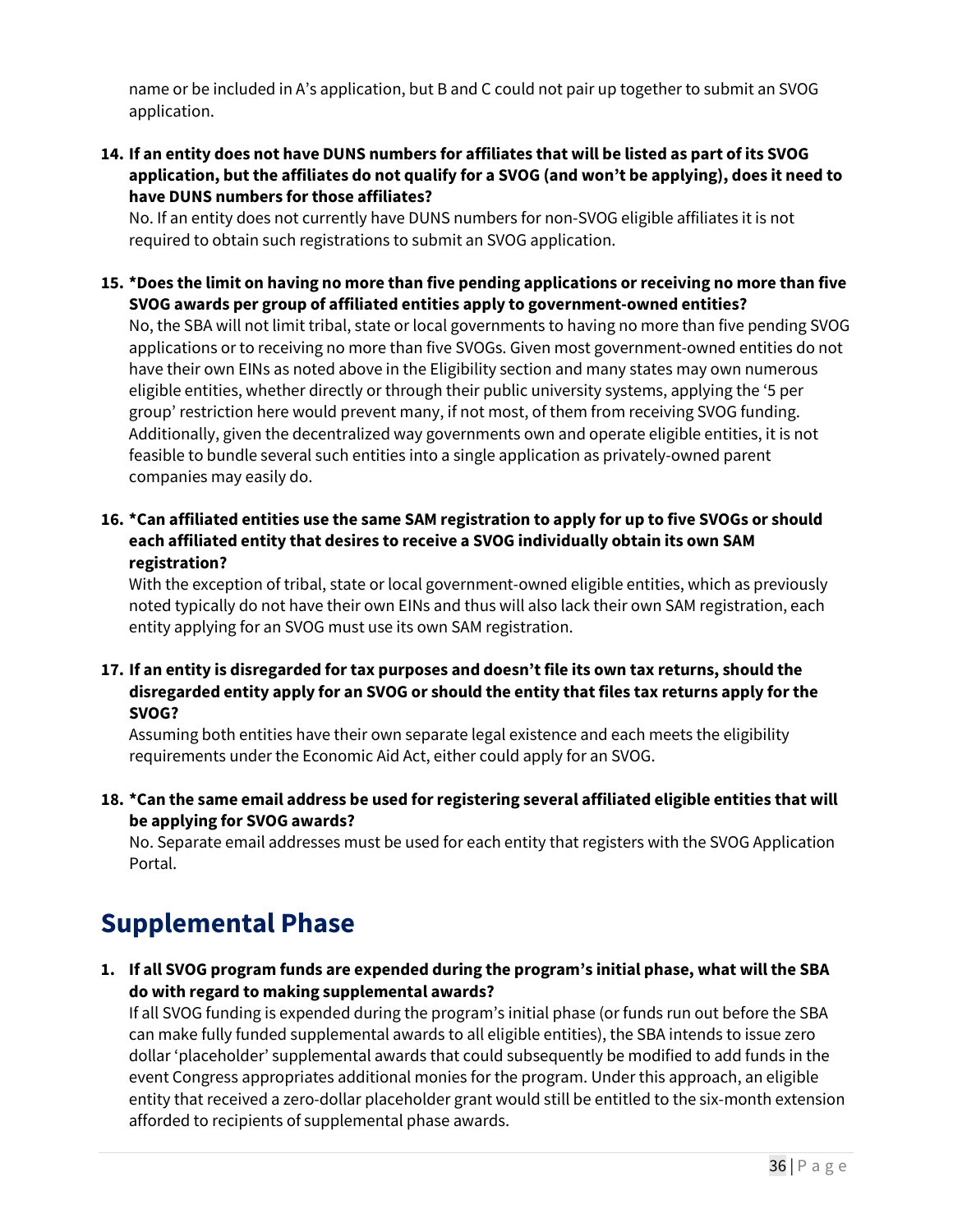name or be included in A's application, but B and C could not pair up together to submit an SVOG application.

14. **If an entity does not have DUNS numbers for affiliates that will be listed as part of its SVOG application, but the affiliates do not qualify for a SVOG (and won't be applying), does it need to have DUNS numbers for those affiliates?**
    No. If an entity does not currently have DUNS numbers for non-SVOG eligible affiliates it is not required to obtain such registrations to submit an SVOG application.

15. **\*Does the limit on having no more than five pending applications or receiving no more than five SVOG awards per group of affiliated entities apply to government-owned entities?**
    No, the SBA will not limit tribal, state or local governments to having no more than five pending SVOG applications or to receiving no more than five SVOGs. Given most government-owned entities do not have their own EINs as noted above in the Eligibility section and many states may own numerous eligible entities, whether directly or through their public university systems, applying the '5 per group' restriction here would prevent many, if not most, of them from receiving SVOG funding. Additionally, given the decentralized way governments own and operate eligible entities, it is not feasible to bundle several such entities into a single application as privately-owned parent companies may easily do.

16. **\*Can affiliated entities use the same SAM registration to apply for up to five SVOGs or should each affiliated entity that desires to receive a SVOG individually obtain its own SAM registration?**
    With the exception of tribal, state or local government-owned eligible entities, which as previously noted typically do not have their own EINs and thus will also lack their own SAM registration, each entity applying for an SVOG must use its own SAM registration.

17. **If an entity is disregarded for tax purposes and doesn't file its own tax returns, should the disregarded entity apply for an SVOG or should the entity that files tax returns apply for the SVOG?**
    Assuming both entities have their own separate legal existence and each meets the eligibility requirements under the Economic Aid Act, either could apply for an SVOG.

18. **\*Can the same email address be used for registering several affiliated eligible entities that will be applying for SVOG awards?**
    No. Separate email addresses must be used for each entity that registers with the SVOG Application Portal.

## Supplemental Phase

1. **If all SVOG program funds are expended during the program's initial phase, what will the SBA do with regard to making supplemental awards?**
   If all SVOG funding is expended during the program's initial phase (or funds run out before the SBA can make fully funded supplemental awards to all eligible entities), the SBA intends to issue zero dollar 'placeholder' supplemental awards that could subsequently be modified to add funds in the event Congress appropriates additional monies for the program. Under this approach, an eligible entity that received a zero-dollar placeholder grant would still be entitled to the six-month extension afforded to recipients of supplemental phase awards.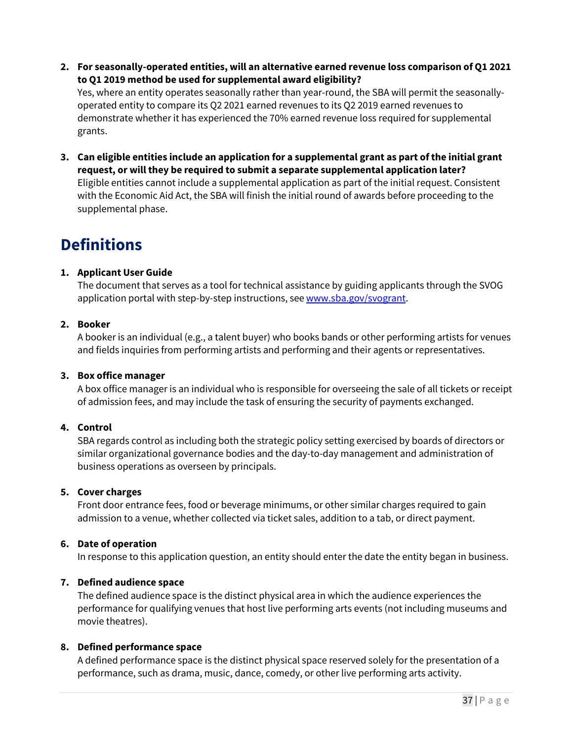2. **For seasonally-operated entities, will an alternative earned revenue loss comparison of Q1 2021 to Q1 2019 method be used for supplemental award eligibility?**
   Yes, where an entity operates seasonally rather than year-round, the SBA will permit the seasonally-operated entity to compare its Q2 2021 earned revenues to its Q2 2019 earned revenues to demonstrate whether it has experienced the 70% earned revenue loss required for supplemental grants.

3. **Can eligible entities include an application for a supplemental grant as part of the initial grant request, or will they be required to submit a separate supplemental application later?**
   Eligible entities cannot include a supplemental application as part of the initial request. Consistent with the Economic Aid Act, the SBA will finish the initial round of awards before proceeding to the supplemental phase.

## Definitions

1. **Applicant User Guide**
   The document that serves as a tool for technical assistance by guiding applicants through the SVOG application portal with step-by-step instructions, see [www.sba.gov/svogrant](http://www.sba.gov/svogrant).

2. **Booker**
   A booker is an individual (e.g., a talent buyer) who books bands or other performing artists for venues and fields inquiries from performing artists and performing and their agents or representatives.

3. **Box office manager**
   A box office manager is an individual who is responsible for overseeing the sale of all tickets or receipt of admission fees, and may include the task of ensuring the security of payments exchanged.

4. **Control**
   SBA regards control as including both the strategic policy setting exercised by boards of directors or similar organizational governance bodies and the day-to-day management and administration of business operations as overseen by principals.

5. **Cover charges**
   Front door entrance fees, food or beverage minimums, or other similar charges required to gain admission to a venue, whether collected via ticket sales, addition to a tab, or direct payment.

6. **Date of operation**
   In response to this application question, an entity should enter the date the entity began in business.

7. **Defined audience space**
   The defined audience space is the distinct physical area in which the audience experiences the performance for qualifying venues that host live performing arts events (not including museums and movie theatres).

8. **Defined performance space**
   A defined performance space is the distinct physical space reserved solely for the presentation of a performance, such as drama, music, dance, comedy, or other live performing arts activity.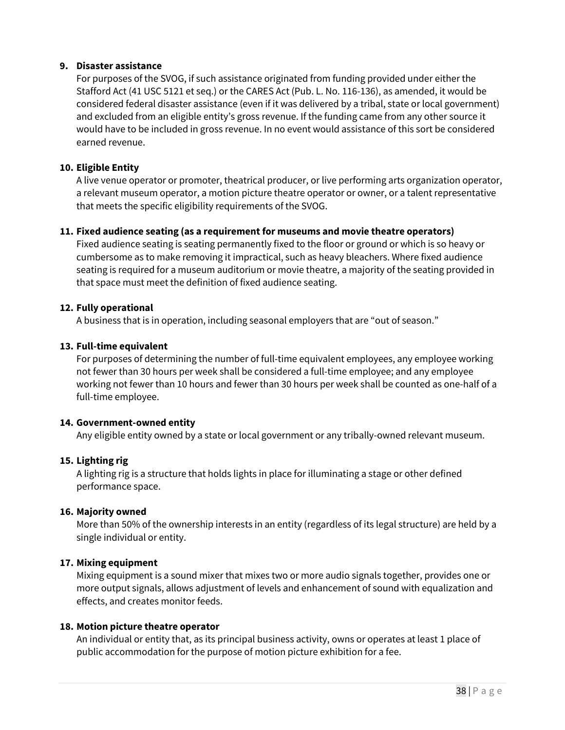9. **Disaster assistance**
   For purposes of the SVOG, if such assistance originated from funding provided under either the Stafford Act (41 USC 5121 et seq.) or the CARES Act (Pub. L. No. 116-136), as amended, it would be considered federal disaster assistance (even if it was delivered by a tribal, state or local government) and excluded from an eligible entity's gross revenue. If the funding came from any other source it would have to be included in gross revenue. In no event would assistance of this sort be considered earned revenue.

10. **Eligible Entity**
    A live venue operator or promoter, theatrical producer, or live performing arts organization operator, a relevant museum operator, a motion picture theatre operator or owner, or a talent representative that meets the specific eligibility requirements of the SVOG.

11. **Fixed audience seating (as a requirement for museums and movie theatre operators)**
    Fixed audience seating is seating permanently fixed to the floor or ground or which is so heavy or cumbersome as to make removing it impractical, such as heavy bleachers. Where fixed audience seating is required for a museum auditorium or movie theatre, a majority of the seating provided in that space must meet the definition of fixed audience seating.

12. **Fully operational**
    A business that is in operation, including seasonal employers that are "out of season."

13. **Full-time equivalent**
    For purposes of determining the number of full-time equivalent employees, any employee working not fewer than 30 hours per week shall be considered a full-time employee; and any employee working not fewer than 10 hours and fewer than 30 hours per week shall be counted as one-half of a full-time employee.

14. **Government-owned entity**
    Any eligible entity owned by a state or local government or any tribally-owned relevant museum.

15. **Lighting rig**
    A lighting rig is a structure that holds lights in place for illuminating a stage or other defined performance space.

16. **Majority owned**
    More than 50% of the ownership interests in an entity (regardless of its legal structure) are held by a single individual or entity.

17. **Mixing equipment**
    Mixing equipment is a sound mixer that mixes two or more audio signals together, provides one or more output signals, allows adjustment of levels and enhancement of sound with equalization and effects, and creates monitor feeds.

18. **Motion picture theatre operator**
    An individual or entity that, as its principal business activity, owns or operates at least 1 place of public accommodation for the purpose of motion picture exhibition for a fee.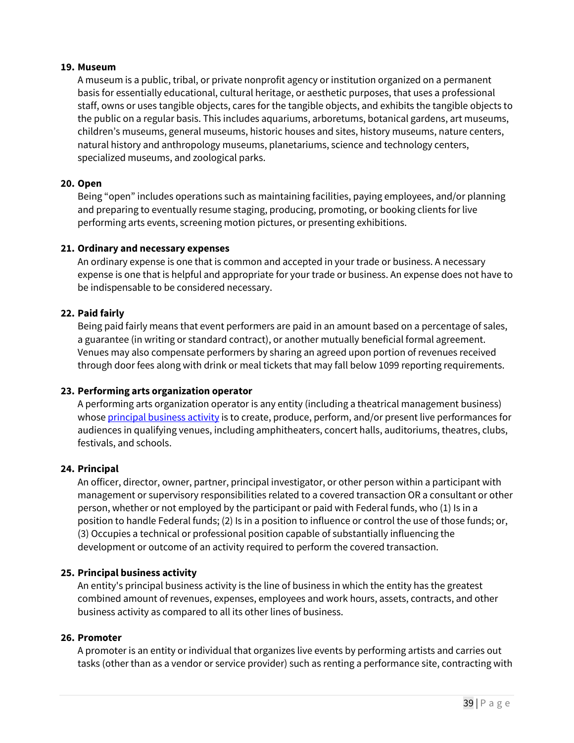19. **Museum**

    A museum is a public, tribal, or private nonprofit agency or institution organized on a permanent basis for essentially educational, cultural heritage, or aesthetic purposes, that uses a professional staff, owns or uses tangible objects, cares for the tangible objects, and exhibits the tangible objects to the public on a regular basis. This includes aquariums, arboretums, botanical gardens, art museums, children's museums, general museums, historic houses and sites, history museums, nature centers, natural history and anthropology museums, planetariums, science and technology centers, specialized museums, and zoological parks.

20. **Open**

    Being "open" includes operations such as maintaining facilities, paying employees, and/or planning and preparing to eventually resume staging, producing, promoting, or booking clients for live performing arts events, screening motion pictures, or presenting exhibitions.

21. **Ordinary and necessary expenses**

    An ordinary expense is one that is common and accepted in your trade or business. A necessary expense is one that is helpful and appropriate for your trade or business. An expense does not have to be indispensable to be considered necessary.

22. **Paid fairly**

    Being paid fairly means that event performers are paid in an amount based on a percentage of sales, a guarantee (in writing or standard contract), or another mutually beneficial formal agreement. Venues may also compensate performers by sharing an agreed upon portion of revenues received through door fees along with drink or meal tickets that may fall below 1099 reporting requirements.

23. **Performing arts organization operator**

    A performing arts organization operator is any entity (including a theatrical management business) whose principal business activity is to create, produce, perform, and/or present live performances for audiences in qualifying venues, including amphitheaters, concert halls, auditoriums, theatres, clubs, festivals, and schools.

24. **Principal**

    An officer, director, owner, partner, principal investigator, or other person within a participant with management or supervisory responsibilities related to a covered transaction OR a consultant or other person, whether or not employed by the participant or paid with Federal funds, who (1) Is in a position to handle Federal funds; (2) Is in a position to influence or control the use of those funds; or, (3) Occupies a technical or professional position capable of substantially influencing the development or outcome of an activity required to perform the covered transaction.

25. **Principal business activity**

    An entity's principal business activity is the line of business in which the entity has the greatest combined amount of revenues, expenses, employees and work hours, assets, contracts, and other business activity as compared to all its other lines of business.

26. **Promoter**

    A promoter is an entity or individual that organizes live events by performing artists and carries out tasks (other than as a vendor or service provider) such as renting a performance site, contracting with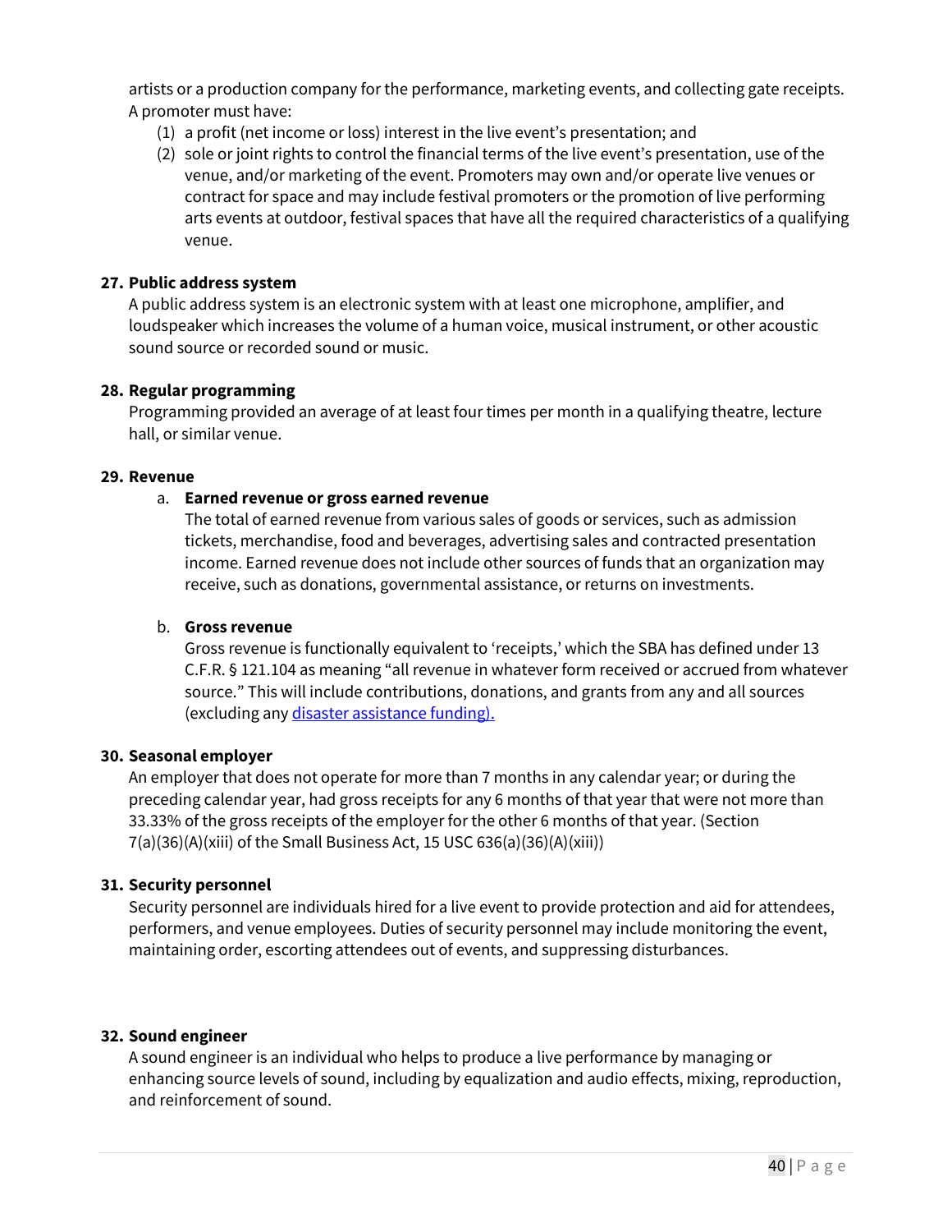artists or a production company for the performance, marketing events, and collecting gate receipts. A promoter must have:

(1) a profit (net income or loss) interest in the live event's presentation; and
(2) sole or joint rights to control the financial terms of the live event's presentation, use of the venue, and/or marketing of the event. Promoters may own and/or operate live venues or contract for space and may include festival promoters or the promotion of live performing arts events at outdoor, festival spaces that have all the required characteristics of a qualifying venue.

**27. Public address system**

A public address system is an electronic system with at least one microphone, amplifier, and loudspeaker which increases the volume of a human voice, musical instrument, or other acoustic sound source or recorded sound or music.

**28. Regular programming**

Programming provided an average of at least four times per month in a qualifying theatre, lecture hall, or similar venue.

**29. Revenue**

a. **Earned revenue or gross earned revenue**

The total of earned revenue from various sales of goods or services, such as admission tickets, merchandise, food and beverages, advertising sales and contracted presentation income. Earned revenue does not include other sources of funds that an organization may receive, such as donations, governmental assistance, or returns on investments.

b. **Gross revenue**

Gross revenue is functionally equivalent to 'receipts,' which the SBA has defined under 13 C.F.R. § 121.104 as meaning "all revenue in whatever form received or accrued from whatever source." This will include contributions, donations, and grants from any and all sources (excluding any disaster assistance funding).

**30. Seasonal employer**

An employer that does not operate for more than 7 months in any calendar year; or during the preceding calendar year, had gross receipts for any 6 months of that year that were not more than 33.33% of the gross receipts of the employer for the other 6 months of that year. (Section 7(a)(36)(A)(xiii) of the Small Business Act, 15 USC 636(a)(36)(A)(xiii))

**31. Security personnel**

Security personnel are individuals hired for a live event to provide protection and aid for attendees, performers, and venue employees. Duties of security personnel may include monitoring the event, maintaining order, escorting attendees out of events, and suppressing disturbances.

**32. Sound engineer**

A sound engineer is an individual who helps to produce a live performance by managing or enhancing source levels of sound, including by equalization and audio effects, mixing, reproduction, and reinforcement of sound.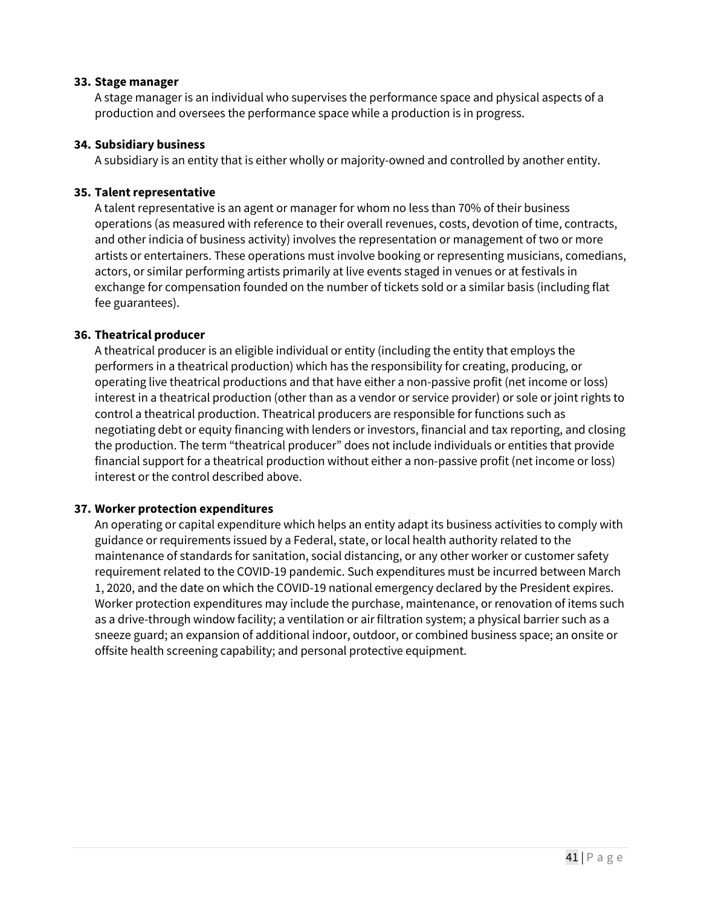**33. Stage manager**

A stage manager is an individual who supervises the performance space and physical aspects of a production and oversees the performance space while a production is in progress.

**34. Subsidiary business**

A subsidiary is an entity that is either wholly or majority-owned and controlled by another entity.

**35. Talent representative**

A talent representative is an agent or manager for whom no less than 70% of their business operations (as measured with reference to their overall revenues, costs, devotion of time, contracts, and other indicia of business activity) involves the representation or management of two or more artists or entertainers. These operations must involve booking or representing musicians, comedians, actors, or similar performing artists primarily at live events staged in venues or at festivals in exchange for compensation founded on the number of tickets sold or a similar basis (including flat fee guarantees).

**36. Theatrical producer**

A theatrical producer is an eligible individual or entity (including the entity that employs the performers in a theatrical production) which has the responsibility for creating, producing, or operating live theatrical productions and that have either a non-passive profit (net income or loss) interest in a theatrical production (other than as a vendor or service provider) or sole or joint rights to control a theatrical production. Theatrical producers are responsible for functions such as negotiating debt or equity financing with lenders or investors, financial and tax reporting, and closing the production. The term "theatrical producer" does not include individuals or entities that provide financial support for a theatrical production without either a non-passive profit (net income or loss) interest or the control described above.

**37. Worker protection expenditures**

An operating or capital expenditure which helps an entity adapt its business activities to comply with guidance or requirements issued by a Federal, state, or local health authority related to the maintenance of standards for sanitation, social distancing, or any other worker or customer safety requirement related to the COVID-19 pandemic. Such expenditures must be incurred between March 1, 2020, and the date on which the COVID-19 national emergency declared by the President expires. Worker protection expenditures may include the purchase, maintenance, or renovation of items such as a drive-through window facility; a ventilation or air filtration system; a physical barrier such as a sneeze guard; an expansion of additional indoor, outdoor, or combined business space; an onsite or offsite health screening capability; and personal protective equipment.